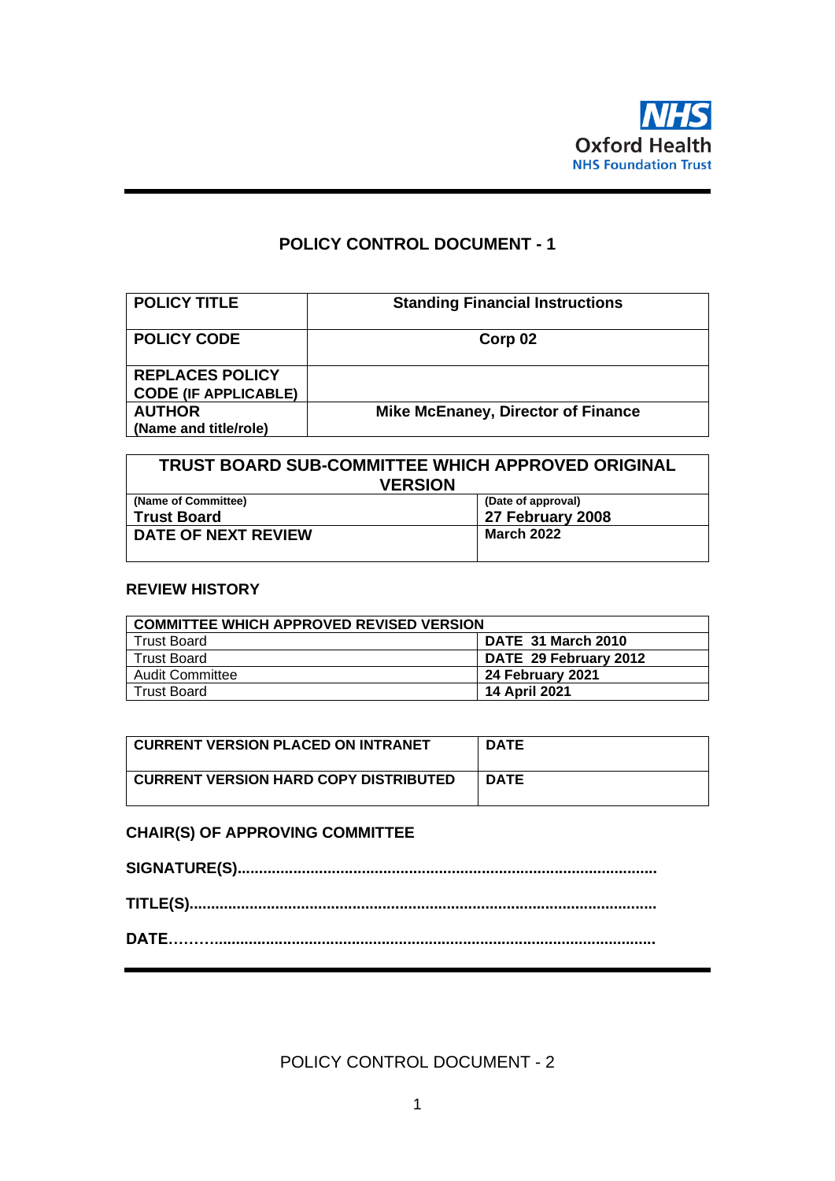NHS
Oxford Health
NHS Foundation Trust

## POLICY CONTROL DOCUMENT - 1

| **POLICY TITLE** | **Standing Financial Instructions** |
|---|---|
| **POLICY CODE** | **Corp 02** |
| **REPLACES POLICY CODE (IF APPLICABLE)** | |
| **AUTHOR (Name and title/role)** | **Mike McEnaney, Director of Finance** |

| **TRUST BOARD SUB-COMMITTEE WHICH APPROVED ORIGINAL VERSION** | |
|---|---|
| (Name of Committee) **Trust Board** | (Date of approval) **27 February 2008** |
| **DATE OF NEXT REVIEW** | **March 2022** |

### REVIEW HISTORY

| **COMMITTEE WHICH APPROVED REVISED VERSION** | |
|---|---|
| Trust Board | **DATE 31 March 2010** |
| Trust Board | **DATE 29 February 2012** |
| Audit Committee | **24 February 2021** |
| Trust Board | **14 April 2021** |

| **CURRENT VERSION PLACED ON INTRANET** | **DATE** |
|---|---|
| **CURRENT VERSION HARD COPY DISTRIBUTED** | **DATE** |

### CHAIR(S) OF APPROVING COMMITTEE

**SIGNATURE(S)...............................................................................................**

**TITLE(S)..........................................................................................................**

**DATE………......................................................................................................**

POLICY CONTROL DOCUMENT - 2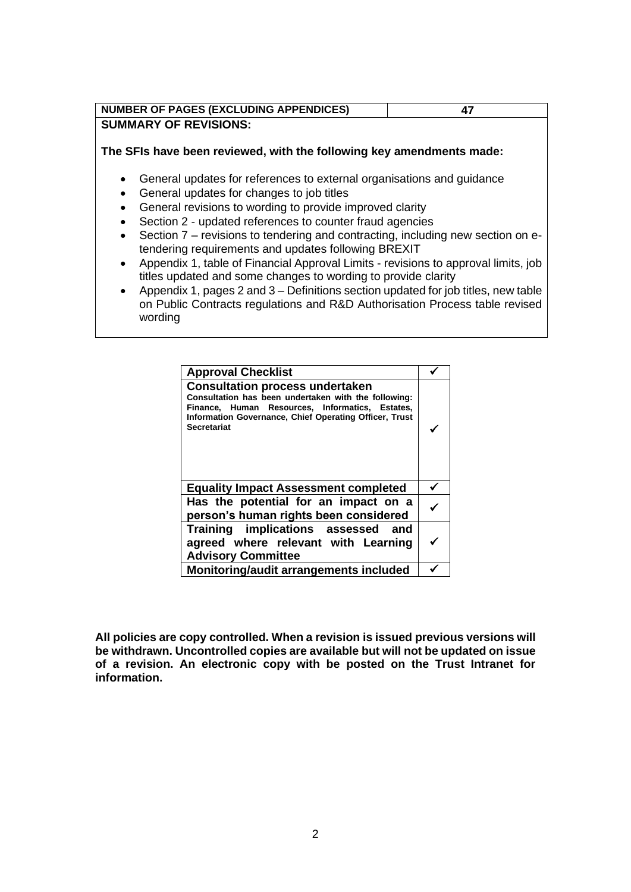| NUMBER OF PAGES (EXCLUDING APPENDICES) | 47 |
|---|---|

**SUMMARY OF REVISIONS:**

**The SFIs have been reviewed, with the following key amendments made:**

- General updates for references to external organisations and guidance
- General updates for changes to job titles
- General revisions to wording to provide improved clarity
- Section 2 - updated references to counter fraud agencies
- Section 7 – revisions to tendering and contracting, including new section on e-tendering requirements and updates following BREXIT
- Appendix 1, table of Financial Approval Limits - revisions to approval limits, job titles updated and some changes to wording to provide clarity
- Appendix 1, pages 2 and 3 – Definitions section updated for job titles, new table on Public Contracts regulations and R&D Authorisation Process table revised wording

| Approval Checklist | ✓ |
|---|---|
| **Consultation process undertaken** Consultation has been undertaken with the following: Finance, Human Resources, Informatics, Estates, Information Governance, Chief Operating Officer, Trust Secretariat | ✓ |
| **Equality Impact Assessment completed** | ✓ |
| **Has the potential for an impact on a person's human rights been considered** | ✓ |
| **Training implications assessed and agreed where relevant with Learning Advisory Committee** | ✓ |
| **Monitoring/audit arrangements included** | ✓ |

**All policies are copy controlled. When a revision is issued previous versions will be withdrawn. Uncontrolled copies are available but will not be updated on issue of a revision. An electronic copy with be posted on the Trust Intranet for information.**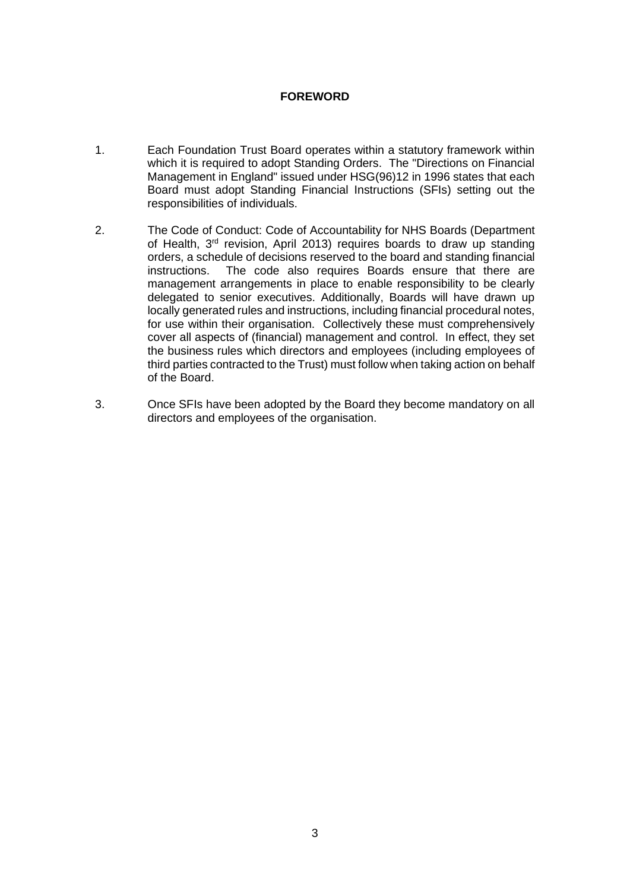# FOREWORD

1. Each Foundation Trust Board operates within a statutory framework within which it is required to adopt Standing Orders. The "Directions on Financial Management in England" issued under HSG(96)12 in 1996 states that each Board must adopt Standing Financial Instructions (SFIs) setting out the responsibilities of individuals.

2. The Code of Conduct: Code of Accountability for NHS Boards (Department of Health, 3rd revision, April 2013) requires boards to draw up standing orders, a schedule of decisions reserved to the board and standing financial instructions. The code also requires Boards ensure that there are management arrangements in place to enable responsibility to be clearly delegated to senior executives. Additionally, Boards will have drawn up locally generated rules and instructions, including financial procedural notes, for use within their organisation. Collectively these must comprehensively cover all aspects of (financial) management and control. In effect, they set the business rules which directors and employees (including employees of third parties contracted to the Trust) must follow when taking action on behalf of the Board.

3. Once SFIs have been adopted by the Board they become mandatory on all directors and employees of the organisation.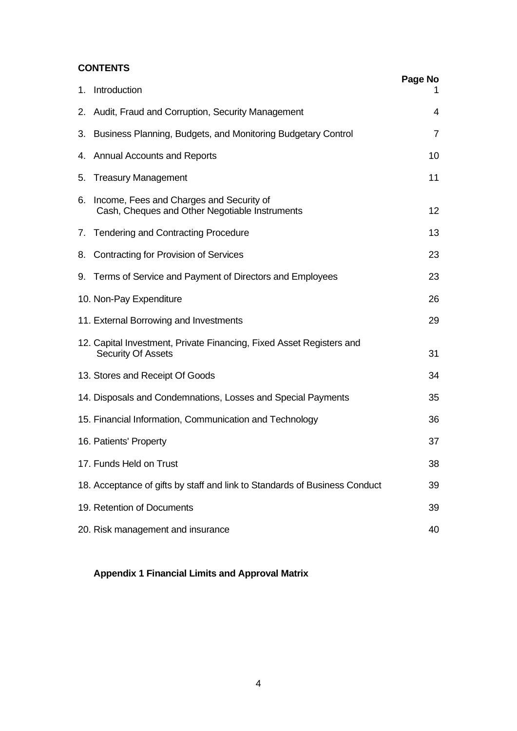**CONTENTS**

| | Page No |
|---|---|
| 1. Introduction | 1 |
| 2. Audit, Fraud and Corruption, Security Management | 4 |
| 3. Business Planning, Budgets, and Monitoring Budgetary Control | 7 |
| 4. Annual Accounts and Reports | 10 |
| 5. Treasury Management | 11 |
| 6. Income, Fees and Charges and Security of Cash, Cheques and Other Negotiable Instruments | 12 |
| 7. Tendering and Contracting Procedure | 13 |
| 8. Contracting for Provision of Services | 23 |
| 9. Terms of Service and Payment of Directors and Employees | 23 |
| 10. Non-Pay Expenditure | 26 |
| 11. External Borrowing and Investments | 29 |
| 12. Capital Investment, Private Financing, Fixed Asset Registers and Security Of Assets | 31 |
| 13. Stores and Receipt Of Goods | 34 |
| 14. Disposals and Condemnations, Losses and Special Payments | 35 |
| 15. Financial Information, Communication and Technology | 36 |
| 16. Patients' Property | 37 |
| 17. Funds Held on Trust | 38 |
| 18. Acceptance of gifts by staff and link to Standards of Business Conduct | 39 |
| 19. Retention of Documents | 39 |
| 20. Risk management and insurance | 40 |

**Appendix 1 Financial Limits and Approval Matrix**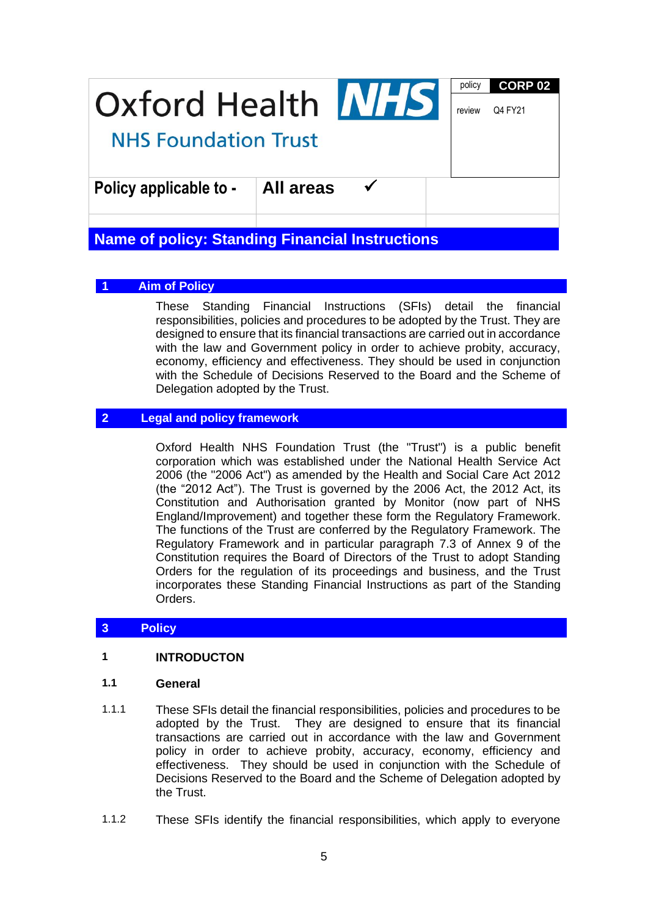| Oxford Health NHS<br>NHS Foundation Trust | | policy **CORP 02**<br>review Q4 FY21 |
|---|---|---|
| **Policy applicable to -** | **All areas** ✓ | |

# Name of policy: Standing Financial Instructions

## 1 Aim of Policy

These Standing Financial Instructions (SFIs) detail the financial responsibilities, policies and procedures to be adopted by the Trust. They are designed to ensure that its financial transactions are carried out in accordance with the law and Government policy in order to achieve probity, accuracy, economy, efficiency and effectiveness. They should be used in conjunction with the Schedule of Decisions Reserved to the Board and the Scheme of Delegation adopted by the Trust.

## 2 Legal and policy framework

Oxford Health NHS Foundation Trust (the "Trust") is a public benefit corporation which was established under the National Health Service Act 2006 (the "2006 Act") as amended by the Health and Social Care Act 2012 (the "2012 Act"). The Trust is governed by the 2006 Act, the 2012 Act, its Constitution and Authorisation granted by Monitor (now part of NHS England/Improvement) and together these form the Regulatory Framework. The functions of the Trust are conferred by the Regulatory Framework. The Regulatory Framework and in particular paragraph 7.3 of Annex 9 of the Constitution requires the Board of Directors of the Trust to adopt Standing Orders for the regulation of its proceedings and business, and the Trust incorporates these Standing Financial Instructions as part of the Standing Orders.

## 3 Policy

### 1 INTRODUCTON

#### 1.1 General

1.1.1 These SFIs detail the financial responsibilities, policies and procedures to be adopted by the Trust. They are designed to ensure that its financial transactions are carried out in accordance with the law and Government policy in order to achieve probity, accuracy, economy, efficiency and effectiveness. They should be used in conjunction with the Schedule of Decisions Reserved to the Board and the Scheme of Delegation adopted by the Trust.

1.1.2 These SFIs identify the financial responsibilities, which apply to everyone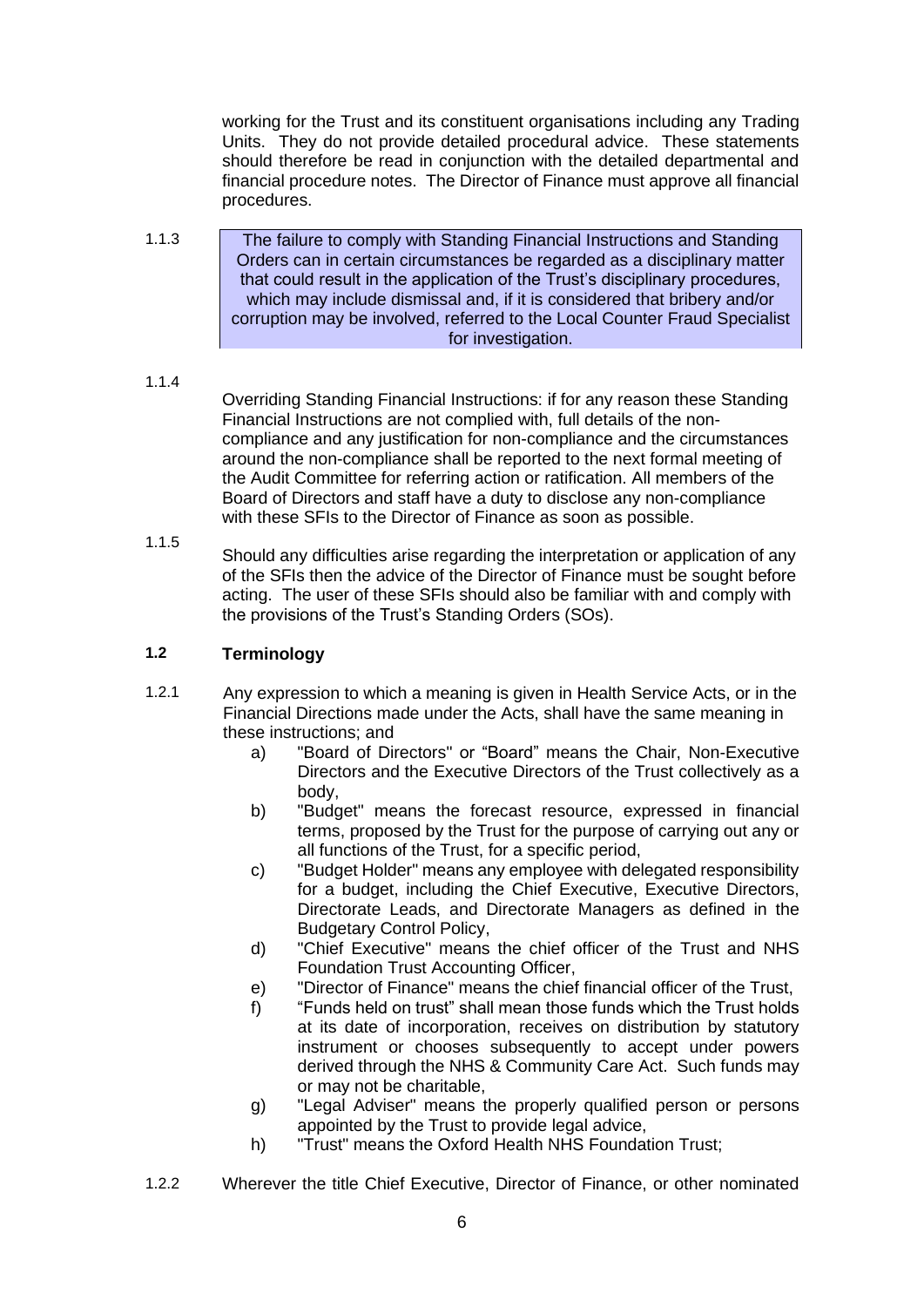working for the Trust and its constituent organisations including any Trading Units. They do not provide detailed procedural advice. These statements should therefore be read in conjunction with the detailed departmental and financial procedure notes. The Director of Finance must approve all financial procedures.

1.1.3 The failure to comply with Standing Financial Instructions and Standing Orders can in certain circumstances be regarded as a disciplinary matter that could result in the application of the Trust's disciplinary procedures, which may include dismissal and, if it is considered that bribery and/or corruption may be involved, referred to the Local Counter Fraud Specialist for investigation.

1.1.4 Overriding Standing Financial Instructions: if for any reason these Standing Financial Instructions are not complied with, full details of the non-compliance and any justification for non-compliance and the circumstances around the non-compliance shall be reported to the next formal meeting of the Audit Committee for referring action or ratification. All members of the Board of Directors and staff have a duty to disclose any non-compliance with these SFIs to the Director of Finance as soon as possible.

1.1.5 Should any difficulties arise regarding the interpretation or application of any of the SFIs then the advice of the Director of Finance must be sought before acting. The user of these SFIs should also be familiar with and comply with the provisions of the Trust's Standing Orders (SOs).

### 1.2 Terminology

1.2.1 Any expression to which a meaning is given in Health Service Acts, or in the Financial Directions made under the Acts, shall have the same meaning in these instructions; and

a) "Board of Directors" or "Board" means the Chair, Non-Executive Directors and the Executive Directors of the Trust collectively as a body,

b) "Budget" means the forecast resource, expressed in financial terms, proposed by the Trust for the purpose of carrying out any or all functions of the Trust, for a specific period,

c) "Budget Holder" means any employee with delegated responsibility for a budget, including the Chief Executive, Executive Directors, Directorate Leads, and Directorate Managers as defined in the Budgetary Control Policy,

d) "Chief Executive" means the chief officer of the Trust and NHS Foundation Trust Accounting Officer,

e) "Director of Finance" means the chief financial officer of the Trust,

f) "Funds held on trust" shall mean those funds which the Trust holds at its date of incorporation, receives on distribution by statutory instrument or chooses subsequently to accept under powers derived through the NHS & Community Care Act. Such funds may or may not be charitable,

g) "Legal Adviser" means the properly qualified person or persons appointed by the Trust to provide legal advice,

h) "Trust" means the Oxford Health NHS Foundation Trust;

1.2.2 Wherever the title Chief Executive, Director of Finance, or other nominated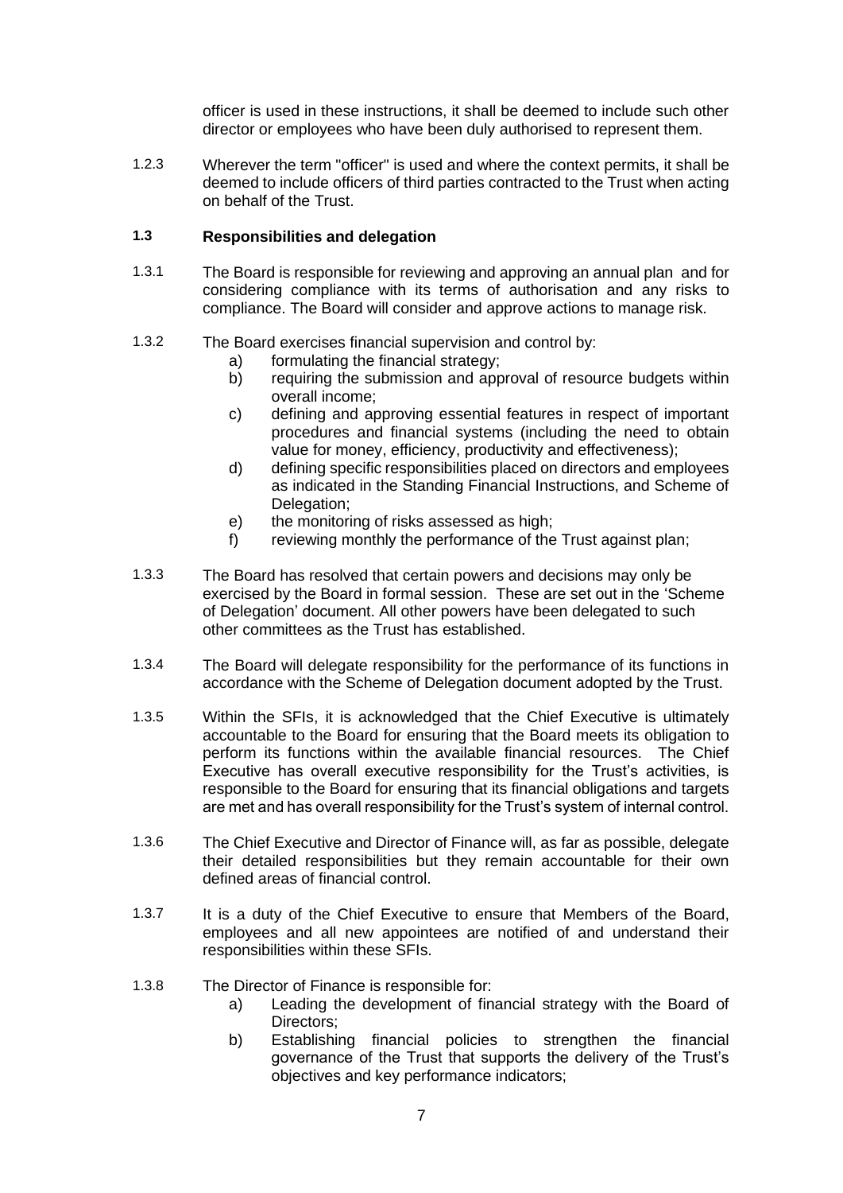officer is used in these instructions, it shall be deemed to include such other director or employees who have been duly authorised to represent them.

1.2.3 Wherever the term "officer" is used and where the context permits, it shall be deemed to include officers of third parties contracted to the Trust when acting on behalf of the Trust.

### 1.3 Responsibilities and delegation

1.3.1 The Board is responsible for reviewing and approving an annual plan and for considering compliance with its terms of authorisation and any risks to compliance. The Board will consider and approve actions to manage risk.

1.3.2 The Board exercises financial supervision and control by:

- a) formulating the financial strategy;
- b) requiring the submission and approval of resource budgets within overall income;
- c) defining and approving essential features in respect of important procedures and financial systems (including the need to obtain value for money, efficiency, productivity and effectiveness);
- d) defining specific responsibilities placed on directors and employees as indicated in the Standing Financial Instructions, and Scheme of Delegation;
- e) the monitoring of risks assessed as high;
- f) reviewing monthly the performance of the Trust against plan;

1.3.3 The Board has resolved that certain powers and decisions may only be exercised by the Board in formal session. These are set out in the 'Scheme of Delegation' document. All other powers have been delegated to such other committees as the Trust has established.

1.3.4 The Board will delegate responsibility for the performance of its functions in accordance with the Scheme of Delegation document adopted by the Trust.

1.3.5 Within the SFIs, it is acknowledged that the Chief Executive is ultimately accountable to the Board for ensuring that the Board meets its obligation to perform its functions within the available financial resources. The Chief Executive has overall executive responsibility for the Trust's activities, is responsible to the Board for ensuring that its financial obligations and targets are met and has overall responsibility for the Trust's system of internal control.

1.3.6 The Chief Executive and Director of Finance will, as far as possible, delegate their detailed responsibilities but they remain accountable for their own defined areas of financial control.

1.3.7 It is a duty of the Chief Executive to ensure that Members of the Board, employees and all new appointees are notified of and understand their responsibilities within these SFIs.

1.3.8 The Director of Finance is responsible for:

- a) Leading the development of financial strategy with the Board of Directors;
- b) Establishing financial policies to strengthen the financial governance of the Trust that supports the delivery of the Trust's objectives and key performance indicators;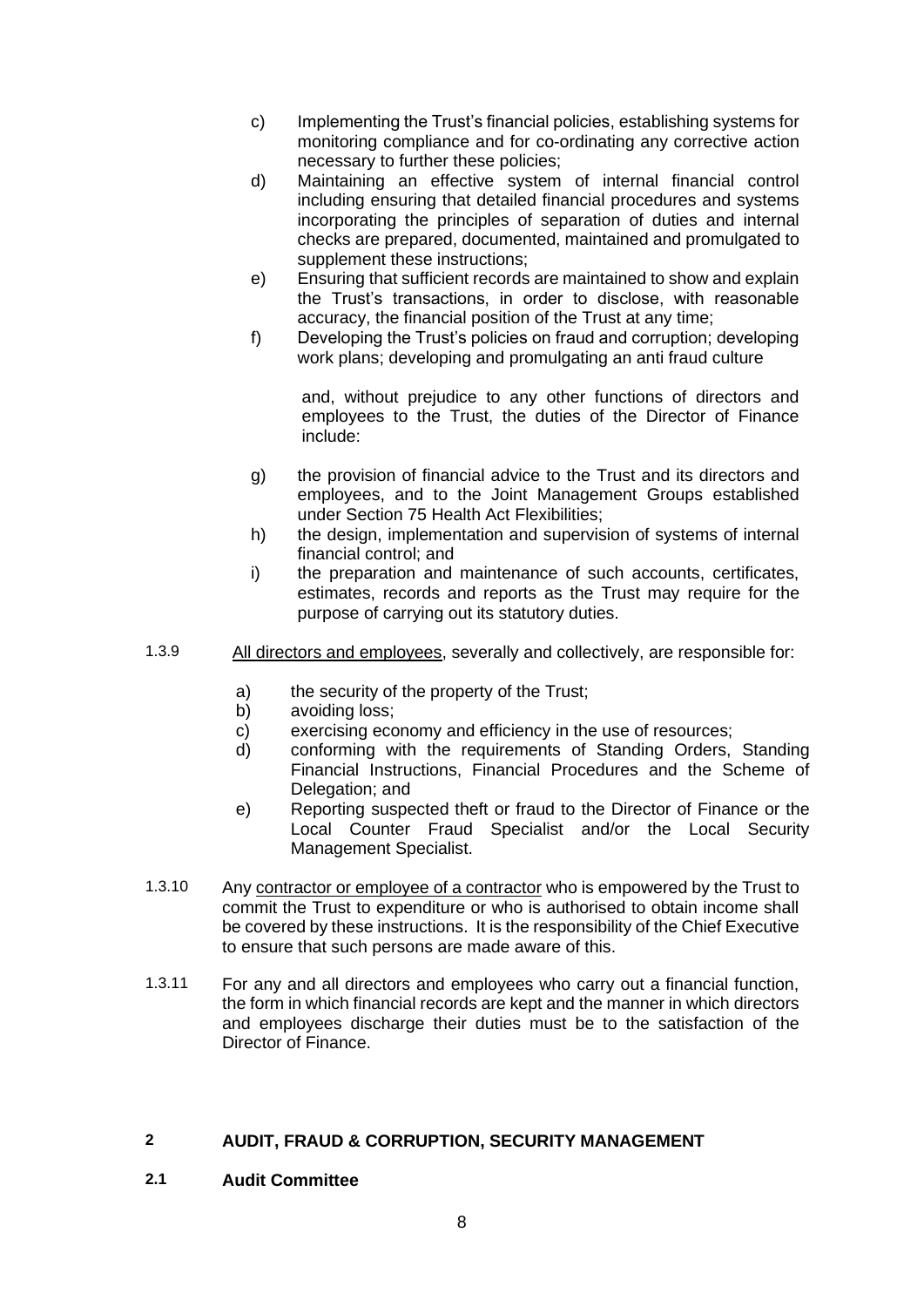c) Implementing the Trust's financial policies, establishing systems for monitoring compliance and for co-ordinating any corrective action necessary to further these policies;

d) Maintaining an effective system of internal financial control including ensuring that detailed financial procedures and systems incorporating the principles of separation of duties and internal checks are prepared, documented, maintained and promulgated to supplement these instructions;

e) Ensuring that sufficient records are maintained to show and explain the Trust's transactions, in order to disclose, with reasonable accuracy, the financial position of the Trust at any time;

f) Developing the Trust's policies on fraud and corruption; developing work plans; developing and promulgating an anti fraud culture

and, without prejudice to any other functions of directors and employees to the Trust, the duties of the Director of Finance include:

g) the provision of financial advice to the Trust and its directors and employees, and to the Joint Management Groups established under Section 75 Health Act Flexibilities;

h) the design, implementation and supervision of systems of internal financial control; and

i) the preparation and maintenance of such accounts, certificates, estimates, records and reports as the Trust may require for the purpose of carrying out its statutory duties.

1.3.9 All directors and employees, severally and collectively, are responsible for:

a) the security of the property of the Trust;

b) avoiding loss;

c) exercising economy and efficiency in the use of resources;

d) conforming with the requirements of Standing Orders, Standing Financial Instructions, Financial Procedures and the Scheme of Delegation; and

e) Reporting suspected theft or fraud to the Director of Finance or the Local Counter Fraud Specialist and/or the Local Security Management Specialist.

1.3.10 Any contractor or employee of a contractor who is empowered by the Trust to commit the Trust to expenditure or who is authorised to obtain income shall be covered by these instructions. It is the responsibility of the Chief Executive to ensure that such persons are made aware of this.

1.3.11 For any and all directors and employees who carry out a financial function, the form in which financial records are kept and the manner in which directors and employees discharge their duties must be to the satisfaction of the Director of Finance.

## 2 AUDIT, FRAUD & CORRUPTION, SECURITY MANAGEMENT

### 2.1 Audit Committee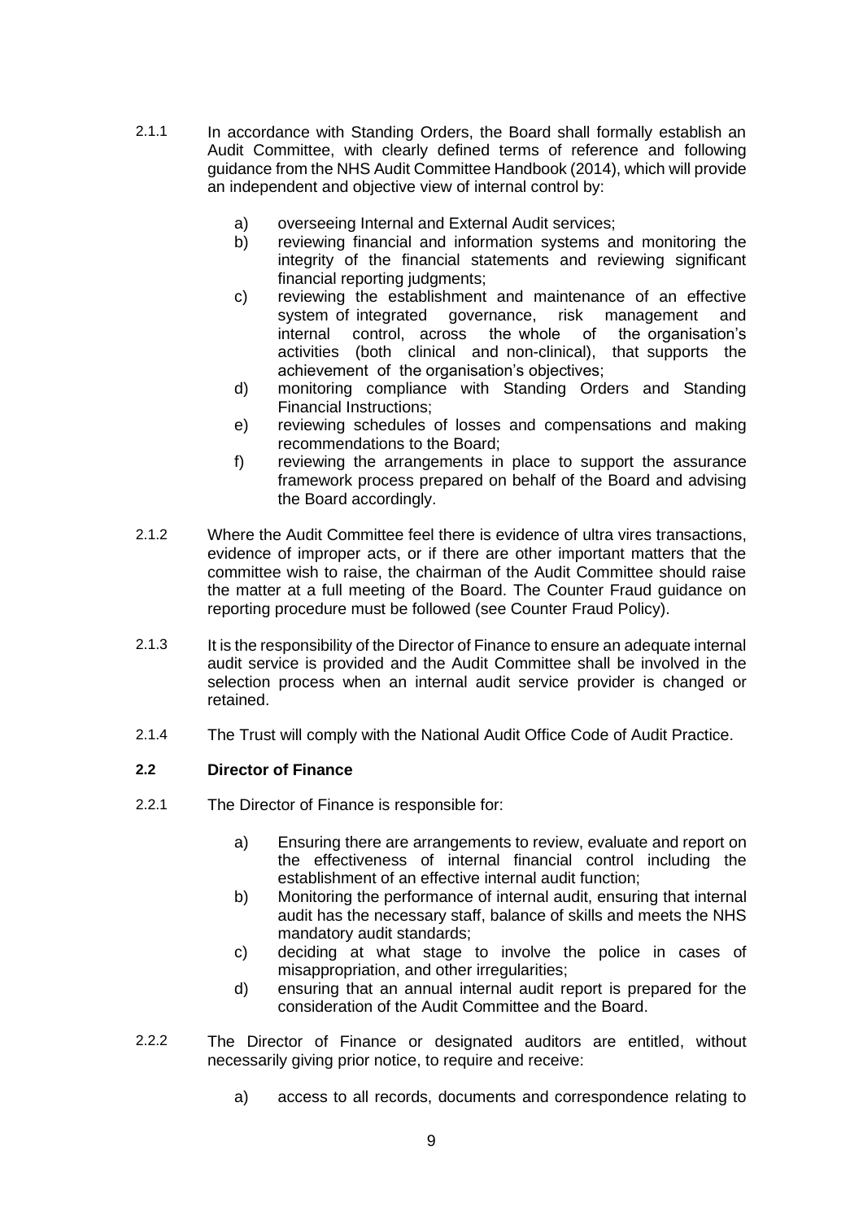2.1.1 In accordance with Standing Orders, the Board shall formally establish an Audit Committee, with clearly defined terms of reference and following guidance from the NHS Audit Committee Handbook (2014), which will provide an independent and objective view of internal control by:

a) overseeing Internal and External Audit services;

b) reviewing financial and information systems and monitoring the integrity of the financial statements and reviewing significant financial reporting judgments;

c) reviewing the establishment and maintenance of an effective system of integrated governance, risk management and internal control, across the whole of the organisation's activities (both clinical and non-clinical), that supports the achievement of the organisation's objectives;

d) monitoring compliance with Standing Orders and Standing Financial Instructions;

e) reviewing schedules of losses and compensations and making recommendations to the Board;

f) reviewing the arrangements in place to support the assurance framework process prepared on behalf of the Board and advising the Board accordingly.

2.1.2 Where the Audit Committee feel there is evidence of ultra vires transactions, evidence of improper acts, or if there are other important matters that the committee wish to raise, the chairman of the Audit Committee should raise the matter at a full meeting of the Board. The Counter Fraud guidance on reporting procedure must be followed (see Counter Fraud Policy).

2.1.3 It is the responsibility of the Director of Finance to ensure an adequate internal audit service is provided and the Audit Committee shall be involved in the selection process when an internal audit service provider is changed or retained.

2.1.4 The Trust will comply with the National Audit Office Code of Audit Practice.

### 2.2 Director of Finance

2.2.1 The Director of Finance is responsible for:

a) Ensuring there are arrangements to review, evaluate and report on the effectiveness of internal financial control including the establishment of an effective internal audit function;

b) Monitoring the performance of internal audit, ensuring that internal audit has the necessary staff, balance of skills and meets the NHS mandatory audit standards;

c) deciding at what stage to involve the police in cases of misappropriation, and other irregularities;

d) ensuring that an annual internal audit report is prepared for the consideration of the Audit Committee and the Board.

2.2.2 The Director of Finance or designated auditors are entitled, without necessarily giving prior notice, to require and receive:

a) access to all records, documents and correspondence relating to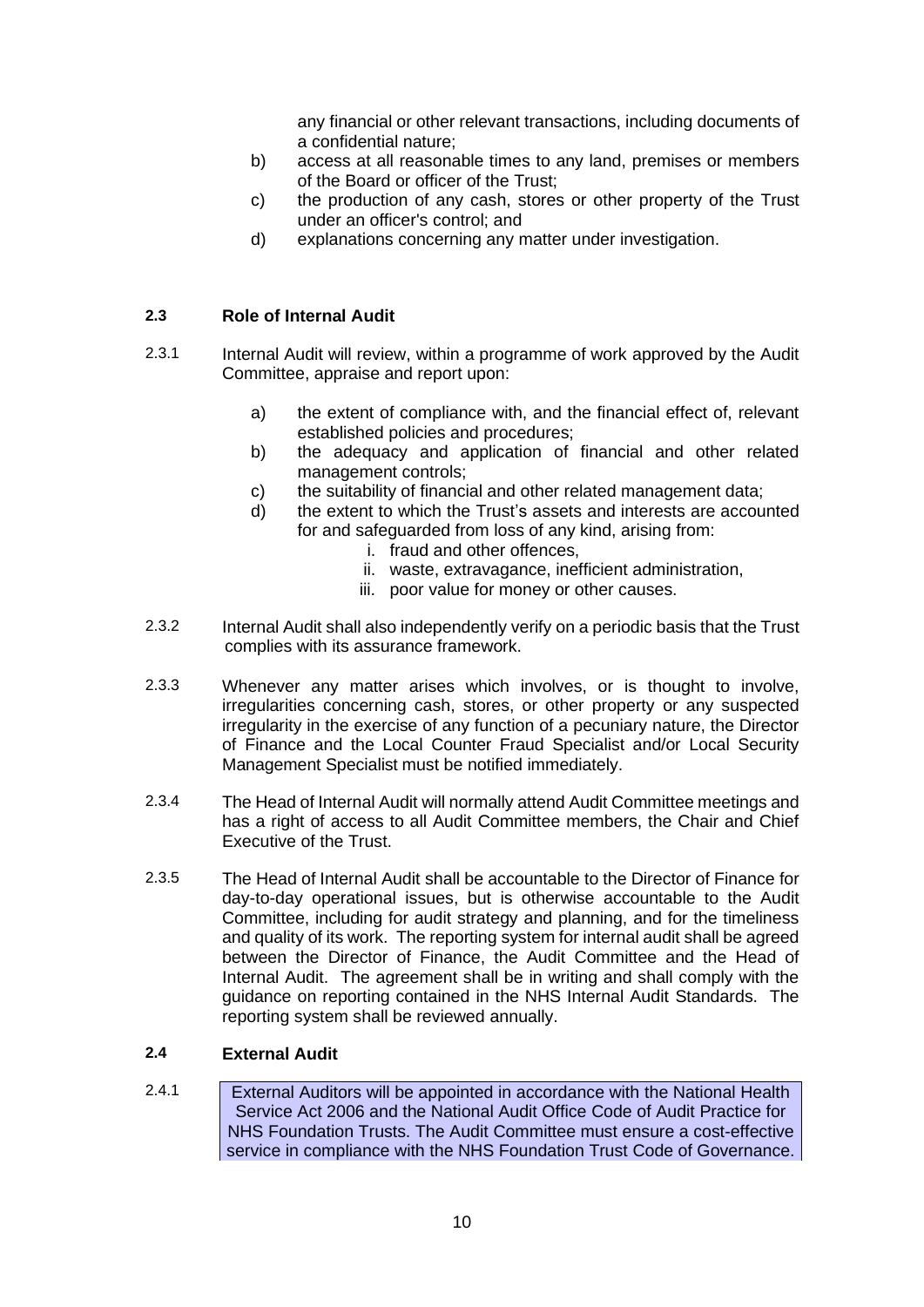any financial or other relevant transactions, including documents of a confidential nature;

b) access at all reasonable times to any land, premises or members of the Board or officer of the Trust;

c) the production of any cash, stores or other property of the Trust under an officer's control; and

d) explanations concerning any matter under investigation.

### 2.3 Role of Internal Audit

2.3.1 Internal Audit will review, within a programme of work approved by the Audit Committee, appraise and report upon:

a) the extent of compliance with, and the financial effect of, relevant established policies and procedures;

b) the adequacy and application of financial and other related management controls;

c) the suitability of financial and other related management data;

d) the extent to which the Trust's assets and interests are accounted for and safeguarded from loss of any kind, arising from:

  i. fraud and other offences,
  ii. waste, extravagance, inefficient administration,
  iii. poor value for money or other causes.

2.3.2 Internal Audit shall also independently verify on a periodic basis that the Trust complies with its assurance framework.

2.3.3 Whenever any matter arises which involves, or is thought to involve, irregularities concerning cash, stores, or other property or any suspected irregularity in the exercise of any function of a pecuniary nature, the Director of Finance and the Local Counter Fraud Specialist and/or Local Security Management Specialist must be notified immediately.

2.3.4 The Head of Internal Audit will normally attend Audit Committee meetings and has a right of access to all Audit Committee members, the Chair and Chief Executive of the Trust.

2.3.5 The Head of Internal Audit shall be accountable to the Director of Finance for day-to-day operational issues, but is otherwise accountable to the Audit Committee, including for audit strategy and planning, and for the timeliness and quality of its work. The reporting system for internal audit shall be agreed between the Director of Finance, the Audit Committee and the Head of Internal Audit. The agreement shall be in writing and shall comply with the guidance on reporting contained in the NHS Internal Audit Standards. The reporting system shall be reviewed annually.

### 2.4 External Audit

2.4.1 External Auditors will be appointed in accordance with the National Health Service Act 2006 and the National Audit Office Code of Audit Practice for NHS Foundation Trusts. The Audit Committee must ensure a cost-effective service in compliance with the NHS Foundation Trust Code of Governance.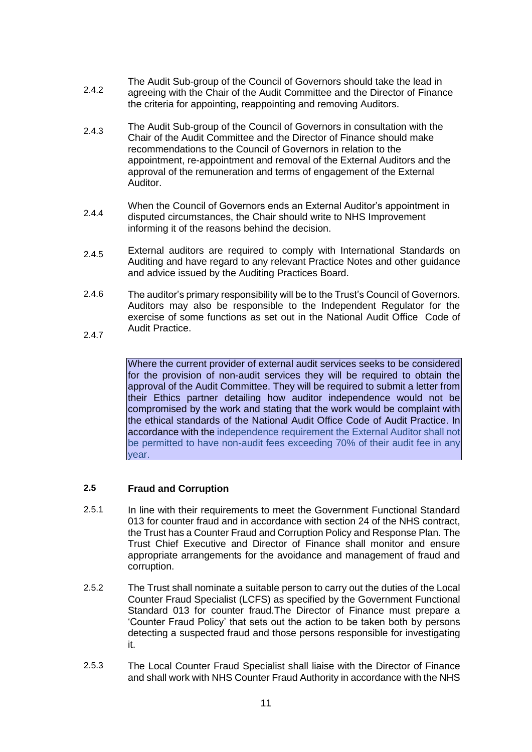2.4.2 The Audit Sub-group of the Council of Governors should take the lead in agreeing with the Chair of the Audit Committee and the Director of Finance the criteria for appointing, reappointing and removing Auditors.

2.4.3 The Audit Sub-group of the Council of Governors in consultation with the Chair of the Audit Committee and the Director of Finance should make recommendations to the Council of Governors in relation to the appointment, re-appointment and removal of the External Auditors and the approval of the remuneration and terms of engagement of the External Auditor.

2.4.4 When the Council of Governors ends an External Auditor's appointment in disputed circumstances, the Chair should write to NHS Improvement informing it of the reasons behind the decision.

2.4.5 External auditors are required to comply with International Standards on Auditing and have regard to any relevant Practice Notes and other guidance and advice issued by the Auditing Practices Board.

2.4.6 The auditor's primary responsibility will be to the Trust's Council of Governors. Auditors may also be responsible to the Independent Regulator for the exercise of some functions as set out in the National Audit Office Code of Audit Practice.

2.4.7 Where the current provider of external audit services seeks to be considered for the provision of non-audit services they will be required to obtain the approval of the Audit Committee. They will be required to submit a letter from their Ethics partner detailing how auditor independence would not be compromised by the work and stating that the work would be complaint with the ethical standards of the National Audit Office Code of Audit Practice. In accordance with the independence requirement the External Auditor shall not be permitted to have non-audit fees exceeding 70% of their audit fee in any year.

## 2.5 Fraud and Corruption

2.5.1 In line with their requirements to meet the Government Functional Standard 013 for counter fraud and in accordance with section 24 of the NHS contract, the Trust has a Counter Fraud and Corruption Policy and Response Plan. The Trust Chief Executive and Director of Finance shall monitor and ensure appropriate arrangements for the avoidance and management of fraud and corruption.

2.5.2 The Trust shall nominate a suitable person to carry out the duties of the Local Counter Fraud Specialist (LCFS) as specified by the Government Functional Standard 013 for counter fraud.The Director of Finance must prepare a 'Counter Fraud Policy' that sets out the action to be taken both by persons detecting a suspected fraud and those persons responsible for investigating it.

2.5.3 The Local Counter Fraud Specialist shall liaise with the Director of Finance and shall work with NHS Counter Fraud Authority in accordance with the NHS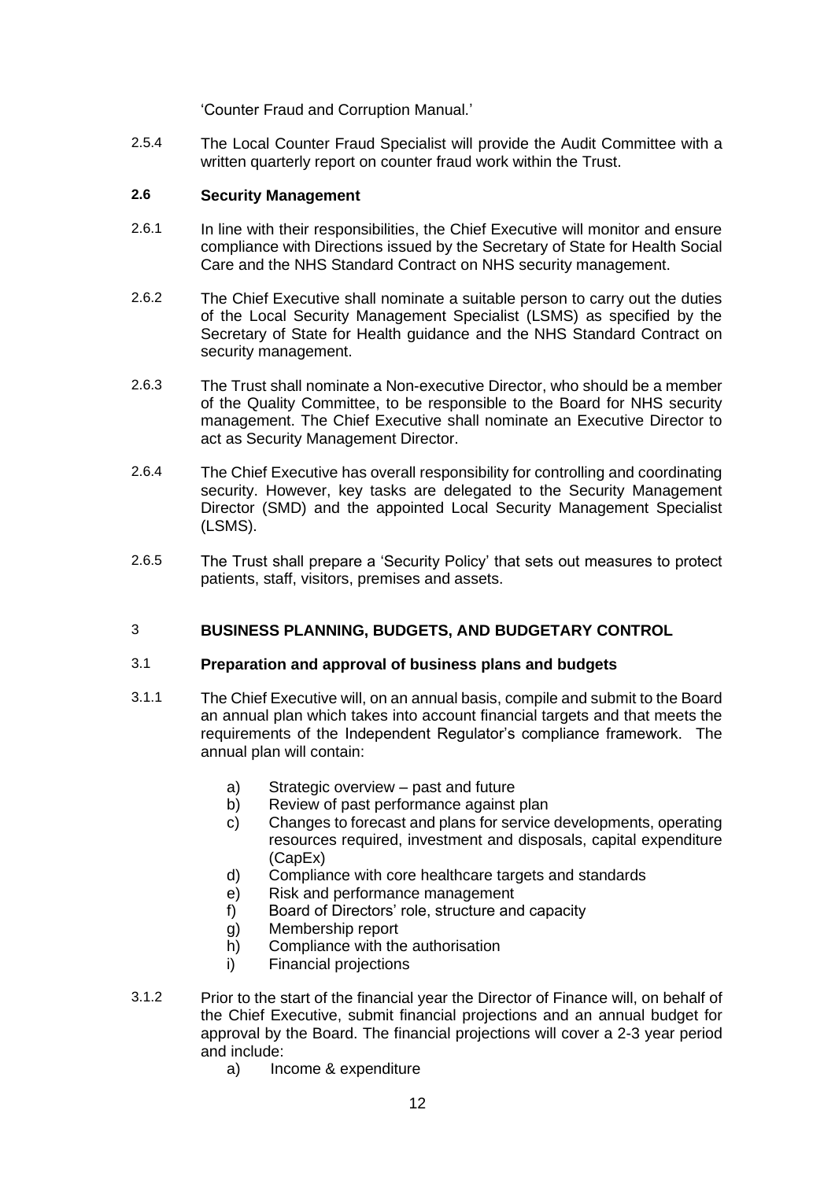'Counter Fraud and Corruption Manual.'

2.5.4 The Local Counter Fraud Specialist will provide the Audit Committee with a written quarterly report on counter fraud work within the Trust.

### 2.6 Security Management

2.6.1 In line with their responsibilities, the Chief Executive will monitor and ensure compliance with Directions issued by the Secretary of State for Health Social Care and the NHS Standard Contract on NHS security management.

2.6.2 The Chief Executive shall nominate a suitable person to carry out the duties of the Local Security Management Specialist (LSMS) as specified by the Secretary of State for Health guidance and the NHS Standard Contract on security management.

2.6.3 The Trust shall nominate a Non-executive Director, who should be a member of the Quality Committee, to be responsible to the Board for NHS security management. The Chief Executive shall nominate an Executive Director to act as Security Management Director.

2.6.4 The Chief Executive has overall responsibility for controlling and coordinating security. However, key tasks are delegated to the Security Management Director (SMD) and the appointed Local Security Management Specialist (LSMS).

2.6.5 The Trust shall prepare a 'Security Policy' that sets out measures to protect patients, staff, visitors, premises and assets.

## 3 BUSINESS PLANNING, BUDGETS, AND BUDGETARY CONTROL

### 3.1 Preparation and approval of business plans and budgets

3.1.1 The Chief Executive will, on an annual basis, compile and submit to the Board an annual plan which takes into account financial targets and that meets the requirements of the Independent Regulator's compliance framework. The annual plan will contain:

- a) Strategic overview – past and future
- b) Review of past performance against plan
- c) Changes to forecast and plans for service developments, operating resources required, investment and disposals, capital expenditure (CapEx)
- d) Compliance with core healthcare targets and standards
- e) Risk and performance management
- f) Board of Directors' role, structure and capacity
- g) Membership report
- h) Compliance with the authorisation
- i) Financial projections

3.1.2 Prior to the start of the financial year the Director of Finance will, on behalf of the Chief Executive, submit financial projections and an annual budget for approval by the Board. The financial projections will cover a 2-3 year period and include:

- a) Income & expenditure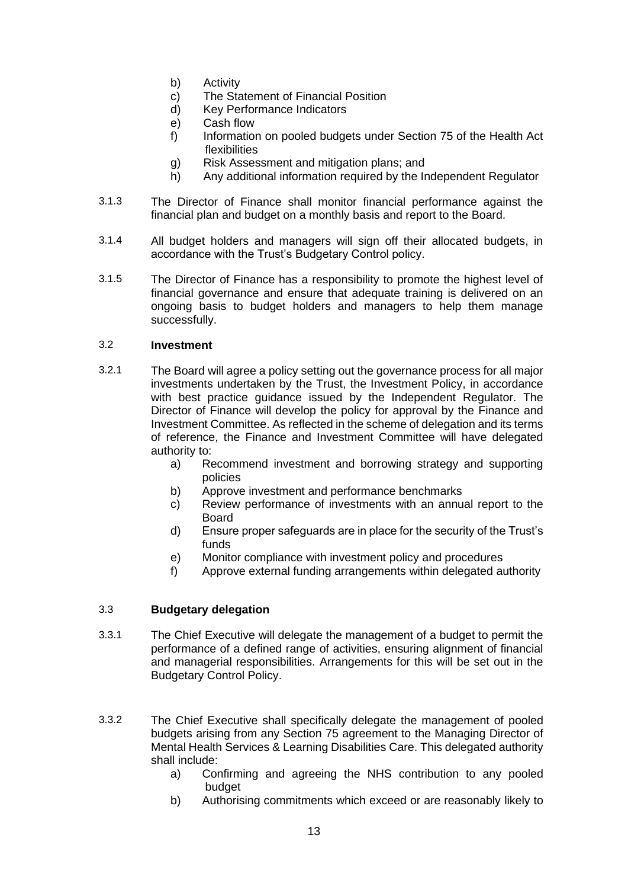b) Activity
c) The Statement of Financial Position
d) Key Performance Indicators
e) Cash flow
f) Information on pooled budgets under Section 75 of the Health Act flexibilities
g) Risk Assessment and mitigation plans; and
h) Any additional information required by the Independent Regulator

3.1.3 The Director of Finance shall monitor financial performance against the financial plan and budget on a monthly basis and report to the Board.

3.1.4 All budget holders and managers will sign off their allocated budgets, in accordance with the Trust's Budgetary Control policy.

3.1.5 The Director of Finance has a responsibility to promote the highest level of financial governance and ensure that adequate training is delivered on an ongoing basis to budget holders and managers to help them manage successfully.

### 3.2 **Investment**

3.2.1 The Board will agree a policy setting out the governance process for all major investments undertaken by the Trust, the Investment Policy, in accordance with best practice guidance issued by the Independent Regulator. The Director of Finance will develop the policy for approval by the Finance and Investment Committee. As reflected in the scheme of delegation and its terms of reference, the Finance and Investment Committee will have delegated authority to:

a) Recommend investment and borrowing strategy and supporting policies
b) Approve investment and performance benchmarks
c) Review performance of investments with an annual report to the Board
d) Ensure proper safeguards are in place for the security of the Trust's funds
e) Monitor compliance with investment policy and procedures
f) Approve external funding arrangements within delegated authority

### 3.3 **Budgetary delegation**

3.3.1 The Chief Executive will delegate the management of a budget to permit the performance of a defined range of activities, ensuring alignment of financial and managerial responsibilities. Arrangements for this will be set out in the Budgetary Control Policy.

3.3.2 The Chief Executive shall specifically delegate the management of pooled budgets arising from any Section 75 agreement to the Managing Director of Mental Health Services & Learning Disabilities Care. This delegated authority shall include:

a) Confirming and agreeing the NHS contribution to any pooled budget
b) Authorising commitments which exceed or are reasonably likely to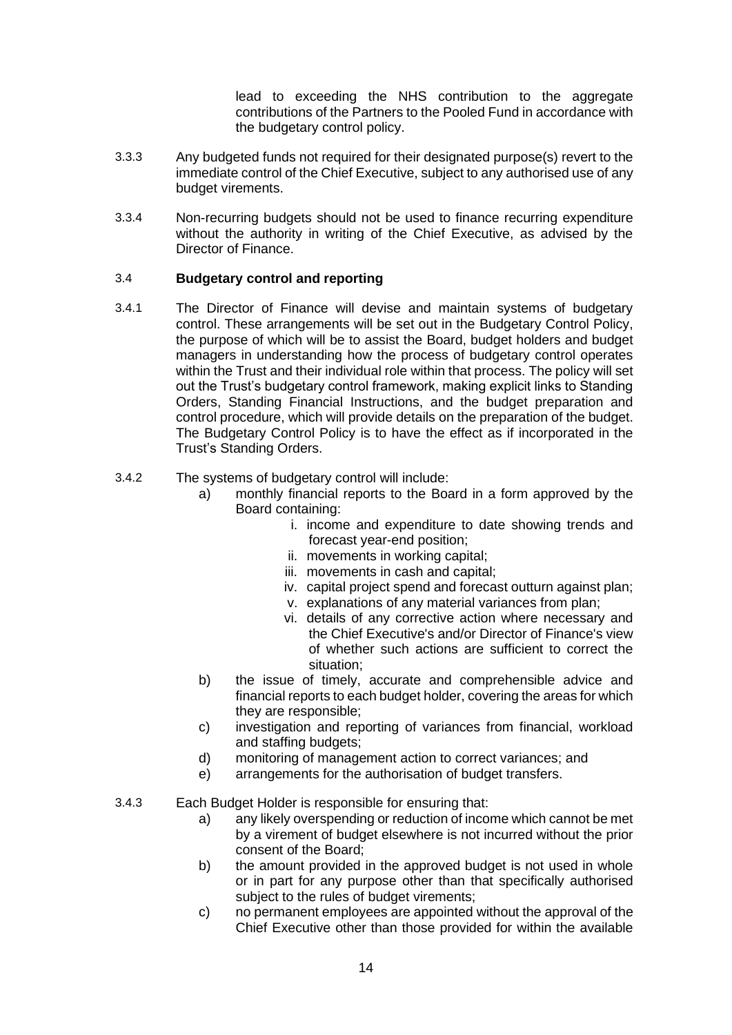lead to exceeding the NHS contribution to the aggregate contributions of the Partners to the Pooled Fund in accordance with the budgetary control policy.

3.3.3 Any budgeted funds not required for their designated purpose(s) revert to the immediate control of the Chief Executive, subject to any authorised use of any budget virements.

3.3.4 Non-recurring budgets should not be used to finance recurring expenditure without the authority in writing of the Chief Executive, as advised by the Director of Finance.

### 3.4 Budgetary control and reporting

3.4.1 The Director of Finance will devise and maintain systems of budgetary control. These arrangements will be set out in the Budgetary Control Policy, the purpose of which will be to assist the Board, budget holders and budget managers in understanding how the process of budgetary control operates within the Trust and their individual role within that process. The policy will set out the Trust's budgetary control framework, making explicit links to Standing Orders, Standing Financial Instructions, and the budget preparation and control procedure, which will provide details on the preparation of the budget. The Budgetary Control Policy is to have the effect as if incorporated in the Trust's Standing Orders.

3.4.2 The systems of budgetary control will include:

a) monthly financial reports to the Board in a form approved by the Board containing:
   i. income and expenditure to date showing trends and forecast year-end position;
   ii. movements in working capital;
   iii. movements in cash and capital;
   iv. capital project spend and forecast outturn against plan;
   v. explanations of any material variances from plan;
   vi. details of any corrective action where necessary and the Chief Executive's and/or Director of Finance's view of whether such actions are sufficient to correct the situation;

b) the issue of timely, accurate and comprehensible advice and financial reports to each budget holder, covering the areas for which they are responsible;

c) investigation and reporting of variances from financial, workload and staffing budgets;

d) monitoring of management action to correct variances; and

e) arrangements for the authorisation of budget transfers.

3.4.3 Each Budget Holder is responsible for ensuring that:

a) any likely overspending or reduction of income which cannot be met by a virement of budget elsewhere is not incurred without the prior consent of the Board;

b) the amount provided in the approved budget is not used in whole or in part for any purpose other than that specifically authorised subject to the rules of budget virements;

c) no permanent employees are appointed without the approval of the Chief Executive other than those provided for within the available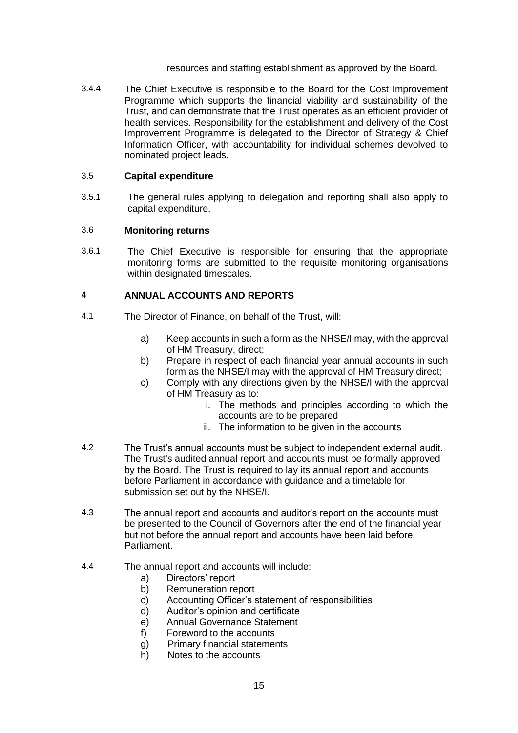resources and staffing establishment as approved by the Board.

3.4.4 The Chief Executive is responsible to the Board for the Cost Improvement Programme which supports the financial viability and sustainability of the Trust, and can demonstrate that the Trust operates as an efficient provider of health services. Responsibility for the establishment and delivery of the Cost Improvement Programme is delegated to the Director of Strategy & Chief Information Officer, with accountability for individual schemes devolved to nominated project leads.

### 3.5 Capital expenditure

3.5.1 The general rules applying to delegation and reporting shall also apply to capital expenditure.

### 3.6 Monitoring returns

3.6.1 The Chief Executive is responsible for ensuring that the appropriate monitoring forms are submitted to the requisite monitoring organisations within designated timescales.

## 4 ANNUAL ACCOUNTS AND REPORTS

4.1 The Director of Finance, on behalf of the Trust, will:

a) Keep accounts in such a form as the NHSE/I may, with the approval of HM Treasury, direct;
b) Prepare in respect of each financial year annual accounts in such form as the NHSE/I may with the approval of HM Treasury direct;
c) Comply with any directions given by the NHSE/I with the approval of HM Treasury as to:
   i. The methods and principles according to which the accounts are to be prepared
   ii. The information to be given in the accounts

4.2 The Trust's annual accounts must be subject to independent external audit. The Trust's audited annual report and accounts must be formally approved by the Board. The Trust is required to lay its annual report and accounts before Parliament in accordance with guidance and a timetable for submission set out by the NHSE/I.

4.3 The annual report and accounts and auditor's report on the accounts must be presented to the Council of Governors after the end of the financial year but not before the annual report and accounts have been laid before Parliament.

4.4 The annual report and accounts will include:

a) Directors' report
b) Remuneration report
c) Accounting Officer's statement of responsibilities
d) Auditor's opinion and certificate
e) Annual Governance Statement
f) Foreword to the accounts
g) Primary financial statements
h) Notes to the accounts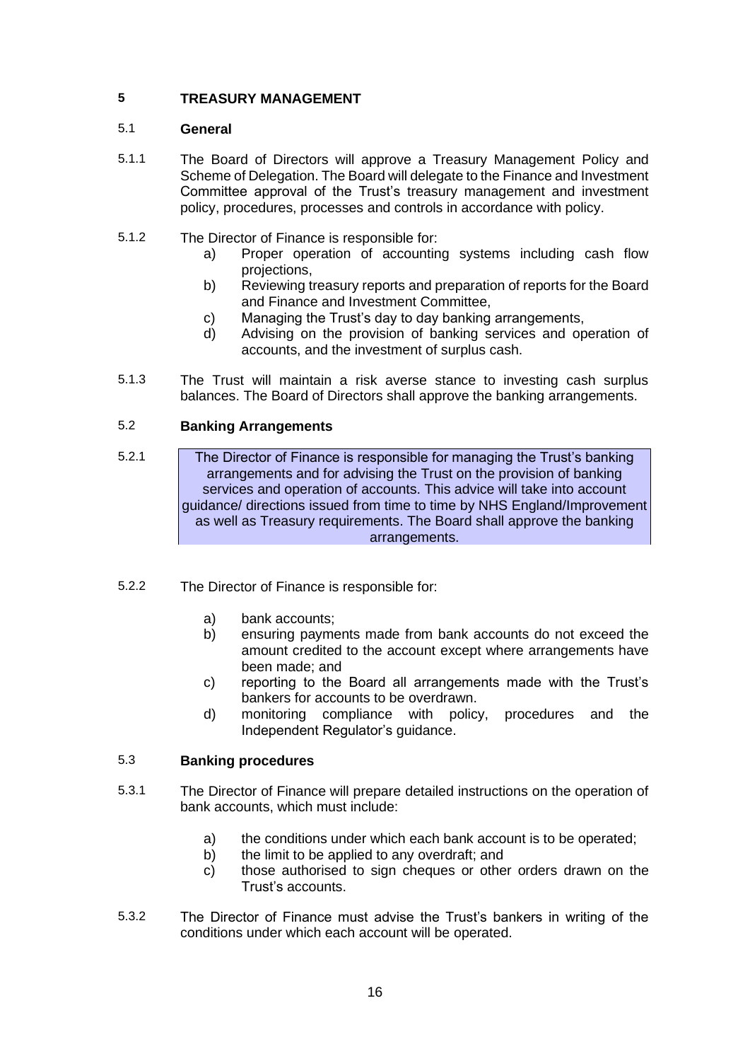# 5 TREASURY MANAGEMENT

## 5.1 General

5.1.1 The Board of Directors will approve a Treasury Management Policy and Scheme of Delegation. The Board will delegate to the Finance and Investment Committee approval of the Trust's treasury management and investment policy, procedures, processes and controls in accordance with policy.

5.1.2 The Director of Finance is responsible for:

- a) Proper operation of accounting systems including cash flow projections,
- b) Reviewing treasury reports and preparation of reports for the Board and Finance and Investment Committee,
- c) Managing the Trust's day to day banking arrangements,
- d) Advising on the provision of banking services and operation of accounts, and the investment of surplus cash.

5.1.3 The Trust will maintain a risk averse stance to investing cash surplus balances. The Board of Directors shall approve the banking arrangements.

## 5.2 Banking Arrangements

5.2.1 The Director of Finance is responsible for managing the Trust's banking arrangements and for advising the Trust on the provision of banking services and operation of accounts. This advice will take into account guidance/ directions issued from time to time by NHS England/Improvement as well as Treasury requirements. The Board shall approve the banking arrangements.

5.2.2 The Director of Finance is responsible for:

- a) bank accounts;
- b) ensuring payments made from bank accounts do not exceed the amount credited to the account except where arrangements have been made; and
- c) reporting to the Board all arrangements made with the Trust's bankers for accounts to be overdrawn.
- d) monitoring compliance with policy, procedures and the Independent Regulator's guidance.

## 5.3 Banking procedures

5.3.1 The Director of Finance will prepare detailed instructions on the operation of bank accounts, which must include:

- a) the conditions under which each bank account is to be operated;
- b) the limit to be applied to any overdraft; and
- c) those authorised to sign cheques or other orders drawn on the Trust's accounts.

5.3.2 The Director of Finance must advise the Trust's bankers in writing of the conditions under which each account will be operated.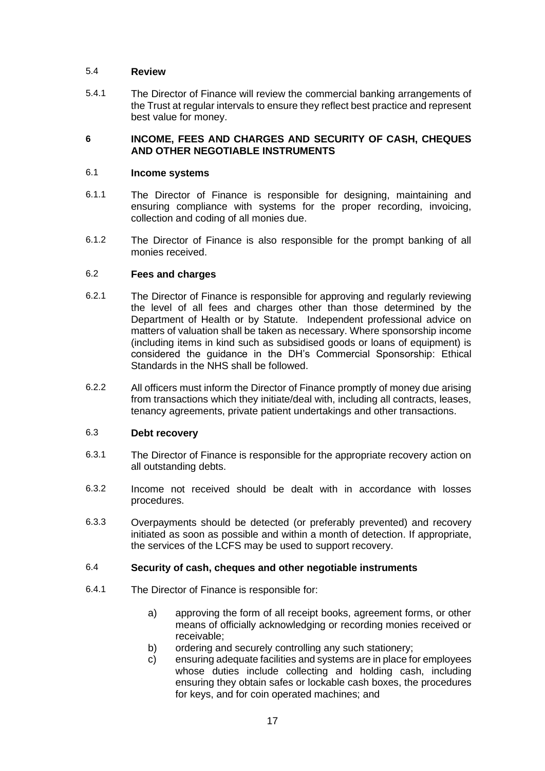### 5.4 Review

5.4.1 The Director of Finance will review the commercial banking arrangements of the Trust at regular intervals to ensure they reflect best practice and represent best value for money.

## 6 INCOME, FEES AND CHARGES AND SECURITY OF CASH, CHEQUES AND OTHER NEGOTIABLE INSTRUMENTS

### 6.1 Income systems

6.1.1 The Director of Finance is responsible for designing, maintaining and ensuring compliance with systems for the proper recording, invoicing, collection and coding of all monies due.

6.1.2 The Director of Finance is also responsible for the prompt banking of all monies received.

### 6.2 Fees and charges

6.2.1 The Director of Finance is responsible for approving and regularly reviewing the level of all fees and charges other than those determined by the Department of Health or by Statute. Independent professional advice on matters of valuation shall be taken as necessary. Where sponsorship income (including items in kind such as subsidised goods or loans of equipment) is considered the guidance in the DH's Commercial Sponsorship: Ethical Standards in the NHS shall be followed.

6.2.2 All officers must inform the Director of Finance promptly of money due arising from transactions which they initiate/deal with, including all contracts, leases, tenancy agreements, private patient undertakings and other transactions.

### 6.3 Debt recovery

6.3.1 The Director of Finance is responsible for the appropriate recovery action on all outstanding debts.

6.3.2 Income not received should be dealt with in accordance with losses procedures.

6.3.3 Overpayments should be detected (or preferably prevented) and recovery initiated as soon as possible and within a month of detection. If appropriate, the services of the LCFS may be used to support recovery.

### 6.4 Security of cash, cheques and other negotiable instruments

6.4.1 The Director of Finance is responsible for:

a) approving the form of all receipt books, agreement forms, or other means of officially acknowledging or recording monies received or receivable;

b) ordering and securely controlling any such stationery;

c) ensuring adequate facilities and systems are in place for employees whose duties include collecting and holding cash, including ensuring they obtain safes or lockable cash boxes, the procedures for keys, and for coin operated machines; and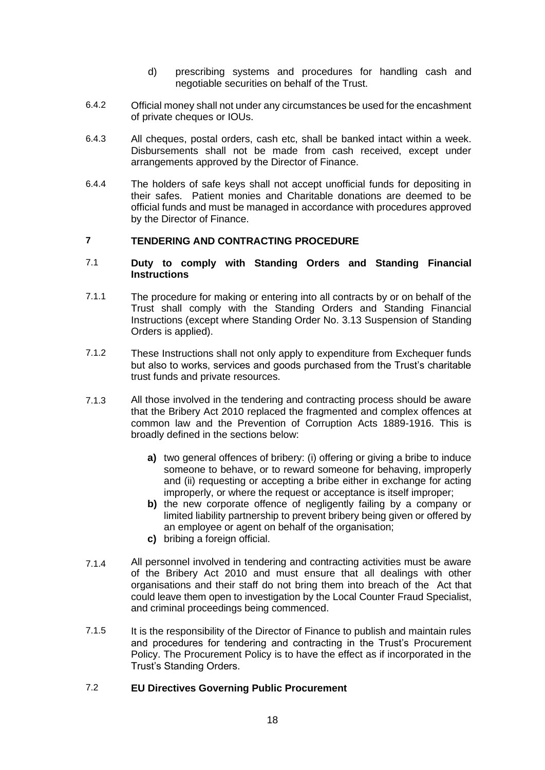d) prescribing systems and procedures for handling cash and negotiable securities on behalf of the Trust.

6.4.2 Official money shall not under any circumstances be used for the encashment of private cheques or IOUs.

6.4.3 All cheques, postal orders, cash etc, shall be banked intact within a week. Disbursements shall not be made from cash received, except under arrangements approved by the Director of Finance.

6.4.4 The holders of safe keys shall not accept unofficial funds for depositing in their safes. Patient monies and Charitable donations are deemed to be official funds and must be managed in accordance with procedures approved by the Director of Finance.

# 7 TENDERING AND CONTRACTING PROCEDURE

## 7.1 Duty to comply with Standing Orders and Standing Financial Instructions

7.1.1 The procedure for making or entering into all contracts by or on behalf of the Trust shall comply with the Standing Orders and Standing Financial Instructions (except where Standing Order No. 3.13 Suspension of Standing Orders is applied).

7.1.2 These Instructions shall not only apply to expenditure from Exchequer funds but also to works, services and goods purchased from the Trust's charitable trust funds and private resources.

7.1.3 All those involved in the tendering and contracting process should be aware that the Bribery Act 2010 replaced the fragmented and complex offences at common law and the Prevention of Corruption Acts 1889-1916. This is broadly defined in the sections below:

- **a)** two general offences of bribery: (i) offering or giving a bribe to induce someone to behave, or to reward someone for behaving, improperly and (ii) requesting or accepting a bribe either in exchange for acting improperly, or where the request or acceptance is itself improper;
- **b)** the new corporate offence of negligently failing by a company or limited liability partnership to prevent bribery being given or offered by an employee or agent on behalf of the organisation;
- **c)** bribing a foreign official.

7.1.4 All personnel involved in tendering and contracting activities must be aware of the Bribery Act 2010 and must ensure that all dealings with other organisations and their staff do not bring them into breach of the Act that could leave them open to investigation by the Local Counter Fraud Specialist, and criminal proceedings being commenced.

7.1.5 It is the responsibility of the Director of Finance to publish and maintain rules and procedures for tendering and contracting in the Trust's Procurement Policy. The Procurement Policy is to have the effect as if incorporated in the Trust's Standing Orders.

## 7.2 EU Directives Governing Public Procurement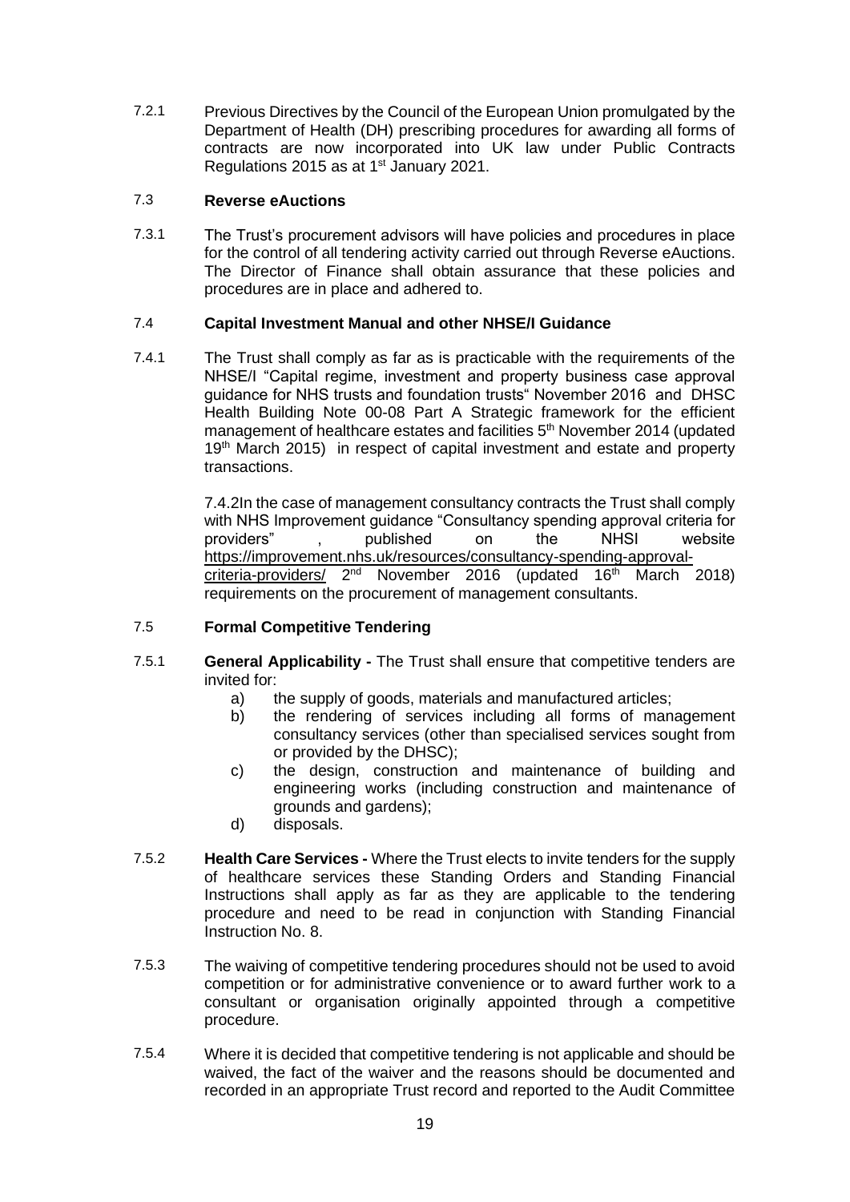7.2.1 Previous Directives by the Council of the European Union promulgated by the Department of Health (DH) prescribing procedures for awarding all forms of contracts are now incorporated into UK law under Public Contracts Regulations 2015 as at 1st January 2021.

### 7.3 Reverse eAuctions

7.3.1 The Trust's procurement advisors will have policies and procedures in place for the control of all tendering activity carried out through Reverse eAuctions. The Director of Finance shall obtain assurance that these policies and procedures are in place and adhered to.

### 7.4 Capital Investment Manual and other NHSE/I Guidance

7.4.1 The Trust shall comply as far as is practicable with the requirements of the NHSE/I "Capital regime, investment and property business case approval guidance for NHS trusts and foundation trusts" November 2016 and DHSC Health Building Note 00-08 Part A Strategic framework for the efficient management of healthcare estates and facilities 5th November 2014 (updated 19th March 2015) in respect of capital investment and estate and property transactions.

7.4.2 In the case of management consultancy contracts the Trust shall comply with NHS Improvement guidance "Consultancy spending approval criteria for providers" , published on the NHSI website https://improvement.nhs.uk/resources/consultancy-spending-approval-criteria-providers/ 2nd November 2016 (updated 16th March 2018) requirements on the procurement of management consultants.

### 7.5 Formal Competitive Tendering

7.5.1 **General Applicability -** The Trust shall ensure that competitive tenders are invited for:

a) the supply of goods, materials and manufactured articles;
b) the rendering of services including all forms of management consultancy services (other than specialised services sought from or provided by the DHSC);
c) the design, construction and maintenance of building and engineering works (including construction and maintenance of grounds and gardens);
d) disposals.

7.5.2 **Health Care Services -** Where the Trust elects to invite tenders for the supply of healthcare services these Standing Orders and Standing Financial Instructions shall apply as far as they are applicable to the tendering procedure and need to be read in conjunction with Standing Financial Instruction No. 8.

7.5.3 The waiving of competitive tendering procedures should not be used to avoid competition or for administrative convenience or to award further work to a consultant or organisation originally appointed through a competitive procedure.

7.5.4 Where it is decided that competitive tendering is not applicable and should be waived, the fact of the waiver and the reasons should be documented and recorded in an appropriate Trust record and reported to the Audit Committee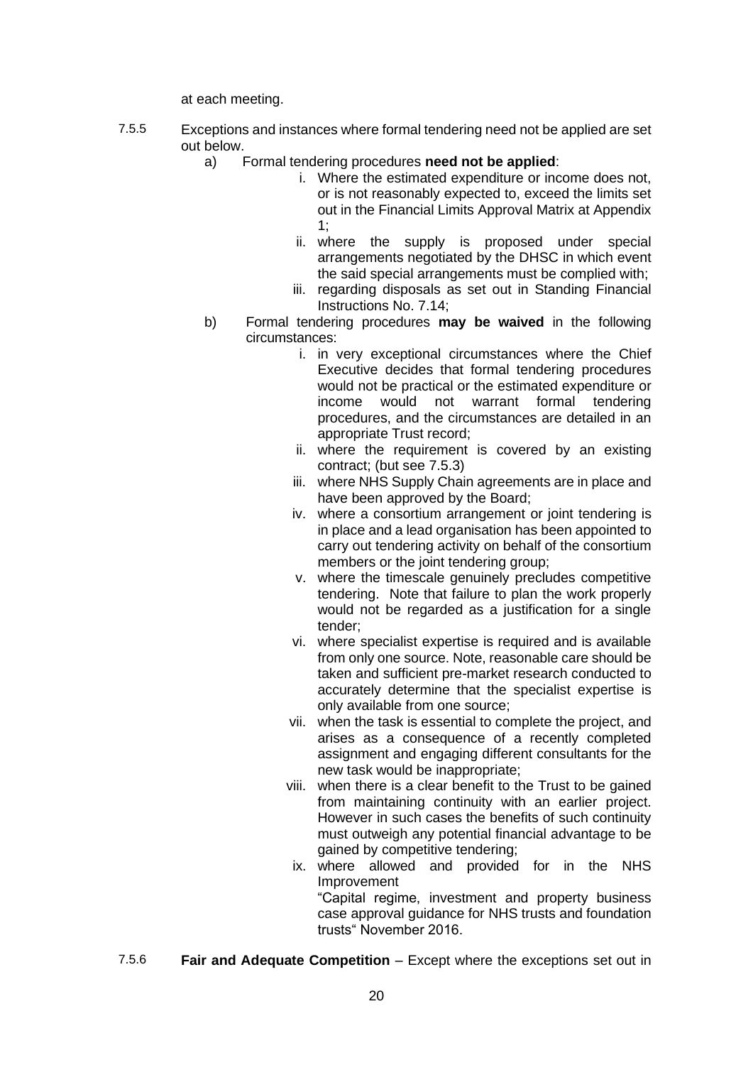at each meeting.

7.5.5 Exceptions and instances where formal tendering need not be applied are set out below.

a) Formal tendering procedures **need not be applied**:

   i. Where the estimated expenditure or income does not, or is not reasonably expected to, exceed the limits set out in the Financial Limits Approval Matrix at Appendix 1;
   ii. where the supply is proposed under special arrangements negotiated by the DHSC in which event the said special arrangements must be complied with;
   iii. regarding disposals as set out in Standing Financial Instructions No. 7.14;

b) Formal tendering procedures **may be waived** in the following circumstances:

   i. in very exceptional circumstances where the Chief Executive decides that formal tendering procedures would not be practical or the estimated expenditure or income would not warrant formal tendering procedures, and the circumstances are detailed in an appropriate Trust record;
   ii. where the requirement is covered by an existing contract; (but see 7.5.3)
   iii. where NHS Supply Chain agreements are in place and have been approved by the Board;
   iv. where a consortium arrangement or joint tendering is in place and a lead organisation has been appointed to carry out tendering activity on behalf of the consortium members or the joint tendering group;
   v. where the timescale genuinely precludes competitive tendering. Note that failure to plan the work properly would not be regarded as a justification for a single tender;
   vi. where specialist expertise is required and is available from only one source. Note, reasonable care should be taken and sufficient pre-market research conducted to accurately determine that the specialist expertise is only available from one source;
   vii. when the task is essential to complete the project, and arises as a consequence of a recently completed assignment and engaging different consultants for the new task would be inappropriate;
   viii. when there is a clear benefit to the Trust to be gained from maintaining continuity with an earlier project. However in such cases the benefits of such continuity must outweigh any potential financial advantage to be gained by competitive tendering;
   ix. where allowed and provided for in the NHS Improvement "Capital regime, investment and property business case approval guidance for NHS trusts and foundation trusts" November 2016.

7.5.6 **Fair and Adequate Competition** – Except where the exceptions set out in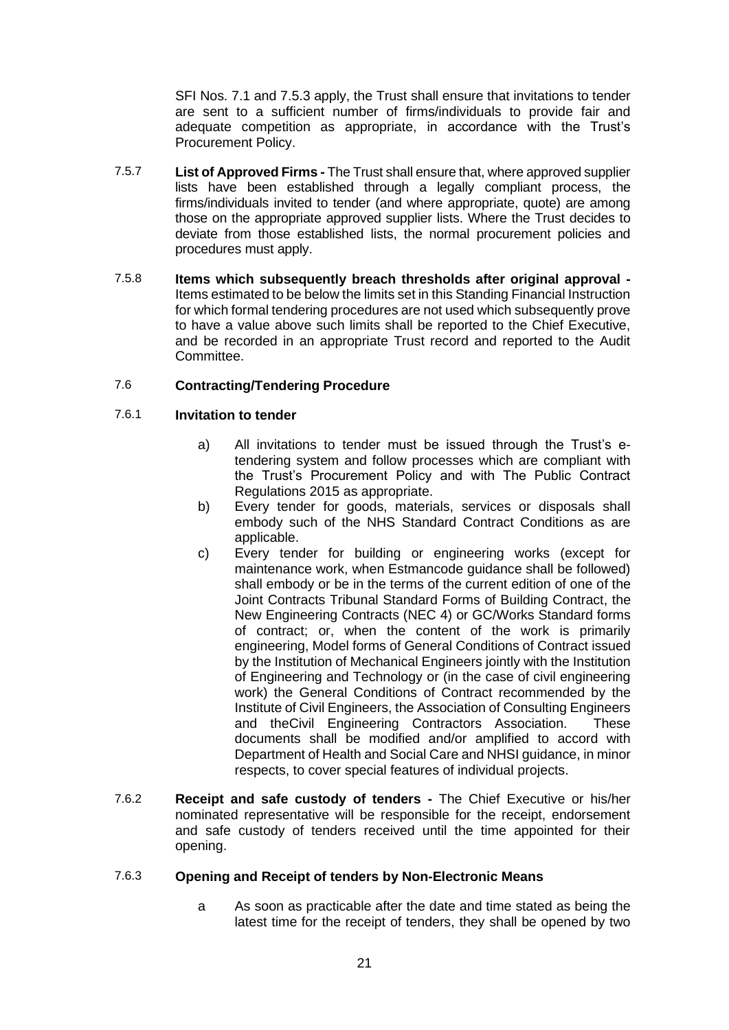SFI Nos. 7.1 and 7.5.3 apply, the Trust shall ensure that invitations to tender are sent to a sufficient number of firms/individuals to provide fair and adequate competition as appropriate, in accordance with the Trust's Procurement Policy.

7.5.7 **List of Approved Firms -** The Trust shall ensure that, where approved supplier lists have been established through a legally compliant process, the firms/individuals invited to tender (and where appropriate, quote) are among those on the appropriate approved supplier lists. Where the Trust decides to deviate from those established lists, the normal procurement policies and procedures must apply.

7.5.8 **Items which subsequently breach thresholds after original approval -** Items estimated to be below the limits set in this Standing Financial Instruction for which formal tendering procedures are not used which subsequently prove to have a value above such limits shall be reported to the Chief Executive, and be recorded in an appropriate Trust record and reported to the Audit Committee.

### 7.6 Contracting/Tendering Procedure

#### 7.6.1 Invitation to tender

a) All invitations to tender must be issued through the Trust's e-tendering system and follow processes which are compliant with the Trust's Procurement Policy and with The Public Contract Regulations 2015 as appropriate.

b) Every tender for goods, materials, services or disposals shall embody such of the NHS Standard Contract Conditions as are applicable.

c) Every tender for building or engineering works (except for maintenance work, when Estmancode guidance shall be followed) shall embody or be in the terms of the current edition of one of the Joint Contracts Tribunal Standard Forms of Building Contract, the New Engineering Contracts (NEC 4) or GC/Works Standard forms of contract; or, when the content of the work is primarily engineering, Model forms of General Conditions of Contract issued by the Institution of Mechanical Engineers jointly with the Institution of Engineering and Technology or (in the case of civil engineering work) the General Conditions of Contract recommended by the Institute of Civil Engineers, the Association of Consulting Engineers and theCivil Engineering Contractors Association. These documents shall be modified and/or amplified to accord with Department of Health and Social Care and NHSI guidance, in minor respects, to cover special features of individual projects.

7.6.2 **Receipt and safe custody of tenders -** The Chief Executive or his/her nominated representative will be responsible for the receipt, endorsement and safe custody of tenders received until the time appointed for their opening.

#### 7.6.3 Opening and Receipt of tenders by Non-Electronic Means

a As soon as practicable after the date and time stated as being the latest time for the receipt of tenders, they shall be opened by two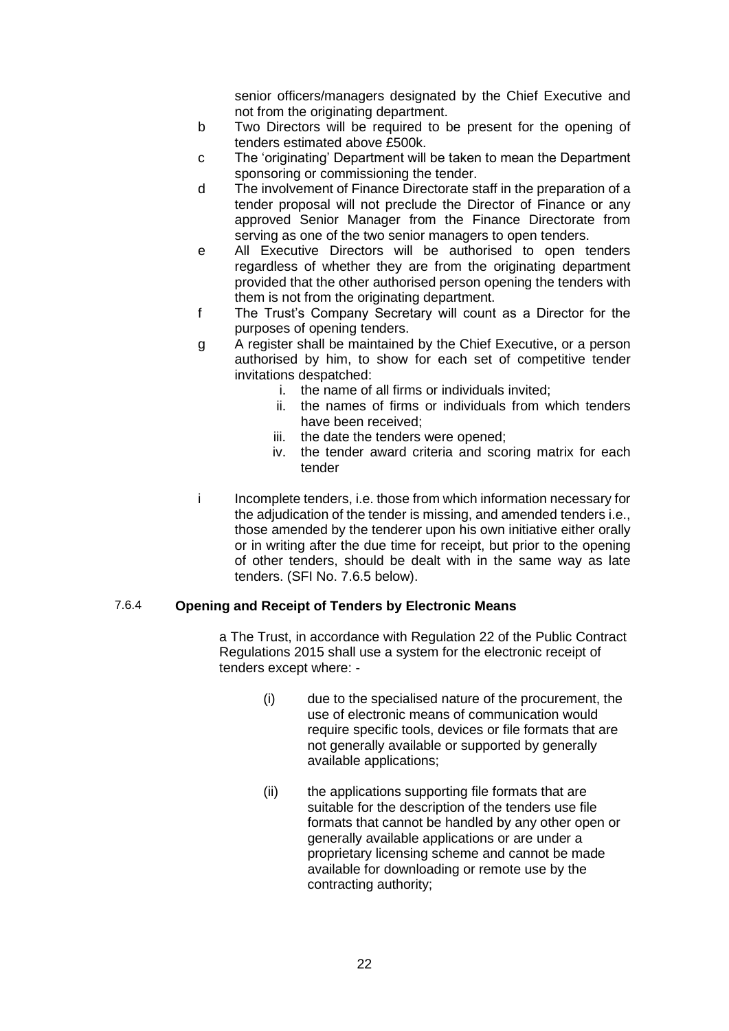senior officers/managers designated by the Chief Executive and not from the originating department.

b Two Directors will be required to be present for the opening of tenders estimated above £500k.

c The 'originating' Department will be taken to mean the Department sponsoring or commissioning the tender.

d The involvement of Finance Directorate staff in the preparation of a tender proposal will not preclude the Director of Finance or any approved Senior Manager from the Finance Directorate from serving as one of the two senior managers to open tenders.

e All Executive Directors will be authorised to open tenders regardless of whether they are from the originating department provided that the other authorised person opening the tenders with them is not from the originating department.

f The Trust's Company Secretary will count as a Director for the purposes of opening tenders.

g A register shall be maintained by the Chief Executive, or a person authorised by him, to show for each set of competitive tender invitations despatched:

i. the name of all firms or individuals invited;
ii. the names of firms or individuals from which tenders have been received;
iii. the date the tenders were opened;
iv. the tender award criteria and scoring matrix for each tender

i Incomplete tenders, i.e. those from which information necessary for the adjudication of the tender is missing, and amended tenders i.e., those amended by the tenderer upon his own initiative either orally or in writing after the due time for receipt, but prior to the opening of other tenders, should be dealt with in the same way as late tenders. (SFI No. 7.6.5 below).

### 7.6.4 Opening and Receipt of Tenders by Electronic Means

a The Trust, in accordance with Regulation 22 of the Public Contract Regulations 2015 shall use a system for the electronic receipt of tenders except where: -

(i) due to the specialised nature of the procurement, the use of electronic means of communication would require specific tools, devices or file formats that are not generally available or supported by generally available applications;

(ii) the applications supporting file formats that are suitable for the description of the tenders use file formats that cannot be handled by any other open or generally available applications or are under a proprietary licensing scheme and cannot be made available for downloading or remote use by the contracting authority;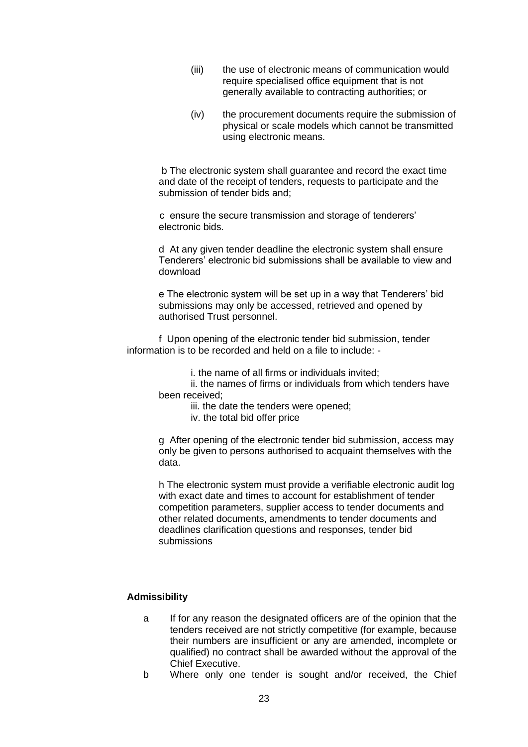(iii) the use of electronic means of communication would require specialised office equipment that is not generally available to contracting authorities; or

(iv) the procurement documents require the submission of physical or scale models which cannot be transmitted using electronic means.

b The electronic system shall guarantee and record the exact time and date of the receipt of tenders, requests to participate and the submission of tender bids and;

c ensure the secure transmission and storage of tenderers' electronic bids.

d At any given tender deadline the electronic system shall ensure Tenderers' electronic bid submissions shall be available to view and download

e The electronic system will be set up in a way that Tenderers' bid submissions may only be accessed, retrieved and opened by authorised Trust personnel.

f Upon opening of the electronic tender bid submission, tender information is to be recorded and held on a file to include: -

i. the name of all firms or individuals invited;
ii. the names of firms or individuals from which tenders have been received;
iii. the date the tenders were opened;
iv. the total bid offer price

g After opening of the electronic tender bid submission, access may only be given to persons authorised to acquaint themselves with the data.

h The electronic system must provide a verifiable electronic audit log with exact date and times to account for establishment of tender competition parameters, supplier access to tender documents and other related documents, amendments to tender documents and deadlines clarification questions and responses, tender bid submissions

**Admissibility**

a If for any reason the designated officers are of the opinion that the tenders received are not strictly competitive (for example, because their numbers are insufficient or any are amended, incomplete or qualified) no contract shall be awarded without the approval of the Chief Executive.

b Where only one tender is sought and/or received, the Chief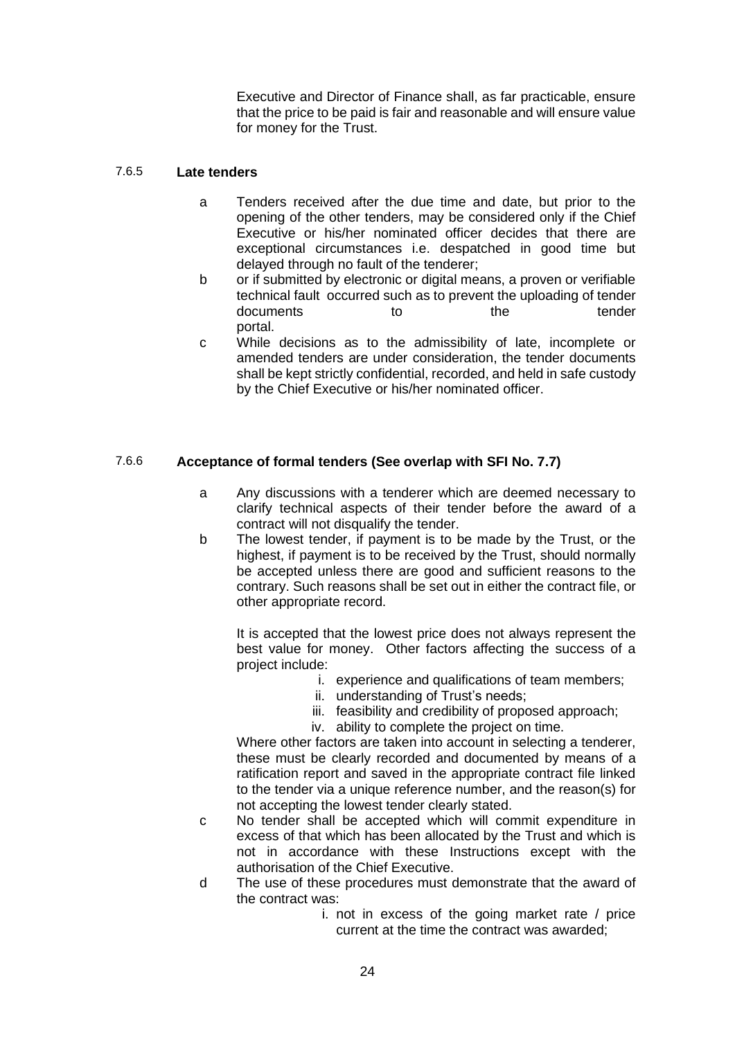Executive and Director of Finance shall, as far practicable, ensure that the price to be paid is fair and reasonable and will ensure value for money for the Trust.

#### 7.6.5 **Late tenders**

a. Tenders received after the due time and date, but prior to the opening of the other tenders, may be considered only if the Chief Executive or his/her nominated officer decides that there are exceptional circumstances i.e. despatched in good time but delayed through no fault of the tenderer;

b. or if submitted by electronic or digital means, a proven or verifiable technical fault occurred such as to prevent the uploading of tender documents to the tender portal.

c. While decisions as to the admissibility of late, incomplete or amended tenders are under consideration, the tender documents shall be kept strictly confidential, recorded, and held in safe custody by the Chief Executive or his/her nominated officer.

#### 7.6.6 **Acceptance of formal tenders (See overlap with SFI No. 7.7)**

a. Any discussions with a tenderer which are deemed necessary to clarify technical aspects of their tender before the award of a contract will not disqualify the tender.

b. The lowest tender, if payment is to be made by the Trust, or the highest, if payment is to be received by the Trust, should normally be accepted unless there are good and sufficient reasons to the contrary. Such reasons shall be set out in either the contract file, or other appropriate record.

   It is accepted that the lowest price does not always represent the best value for money. Other factors affecting the success of a project include:

   i. experience and qualifications of team members;
   ii. understanding of Trust's needs;
   iii. feasibility and credibility of proposed approach;
   iv. ability to complete the project on time.

   Where other factors are taken into account in selecting a tenderer, these must be clearly recorded and documented by means of a ratification report and saved in the appropriate contract file linked to the tender via a unique reference number, and the reason(s) for not accepting the lowest tender clearly stated.

c. No tender shall be accepted which will commit expenditure in excess of that which has been allocated by the Trust and which is not in accordance with these Instructions except with the authorisation of the Chief Executive.

d. The use of these procedures must demonstrate that the award of the contract was:

   i. not in excess of the going market rate / price current at the time the contract was awarded;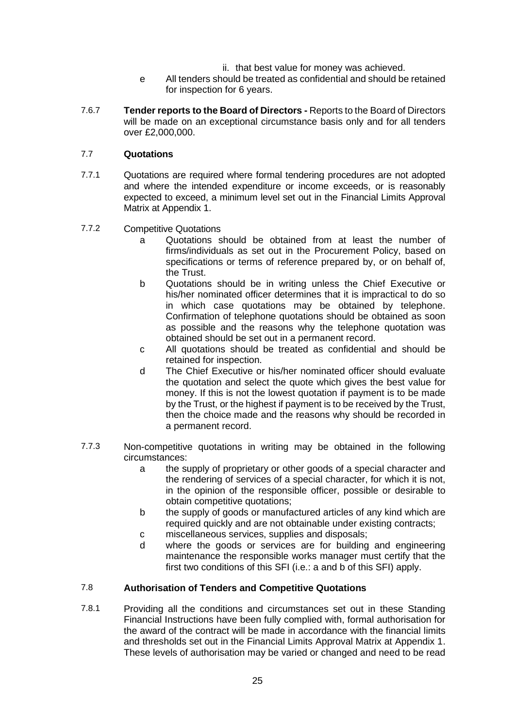ii. that best value for money was achieved.

e All tenders should be treated as confidential and should be retained for inspection for 6 years.

7.6.7 **Tender reports to the Board of Directors -** Reports to the Board of Directors will be made on an exceptional circumstance basis only and for all tenders over £2,000,000.

## 7.7 Quotations

7.7.1 Quotations are required where formal tendering procedures are not adopted and where the intended expenditure or income exceeds, or is reasonably expected to exceed, a minimum level set out in the Financial Limits Approval Matrix at Appendix 1.

7.7.2 Competitive Quotations

a Quotations should be obtained from at least the number of firms/individuals as set out in the Procurement Policy, based on specifications or terms of reference prepared by, or on behalf of, the Trust.

b Quotations should be in writing unless the Chief Executive or his/her nominated officer determines that it is impractical to do so in which case quotations may be obtained by telephone. Confirmation of telephone quotations should be obtained as soon as possible and the reasons why the telephone quotation was obtained should be set out in a permanent record.

c All quotations should be treated as confidential and should be retained for inspection.

d The Chief Executive or his/her nominated officer should evaluate the quotation and select the quote which gives the best value for money. If this is not the lowest quotation if payment is to be made by the Trust, or the highest if payment is to be received by the Trust, then the choice made and the reasons why should be recorded in a permanent record.

7.7.3 Non-competitive quotations in writing may be obtained in the following circumstances:

a the supply of proprietary or other goods of a special character and the rendering of services of a special character, for which it is not, in the opinion of the responsible officer, possible or desirable to obtain competitive quotations;

b the supply of goods or manufactured articles of any kind which are required quickly and are not obtainable under existing contracts;

c miscellaneous services, supplies and disposals;

d where the goods or services are for building and engineering maintenance the responsible works manager must certify that the first two conditions of this SFI (i.e.: a and b of this SFI) apply.

## 7.8 Authorisation of Tenders and Competitive Quotations

7.8.1 Providing all the conditions and circumstances set out in these Standing Financial Instructions have been fully complied with, formal authorisation for the award of the contract will be made in accordance with the financial limits and thresholds set out in the Financial Limits Approval Matrix at Appendix 1. These levels of authorisation may be varied or changed and need to be read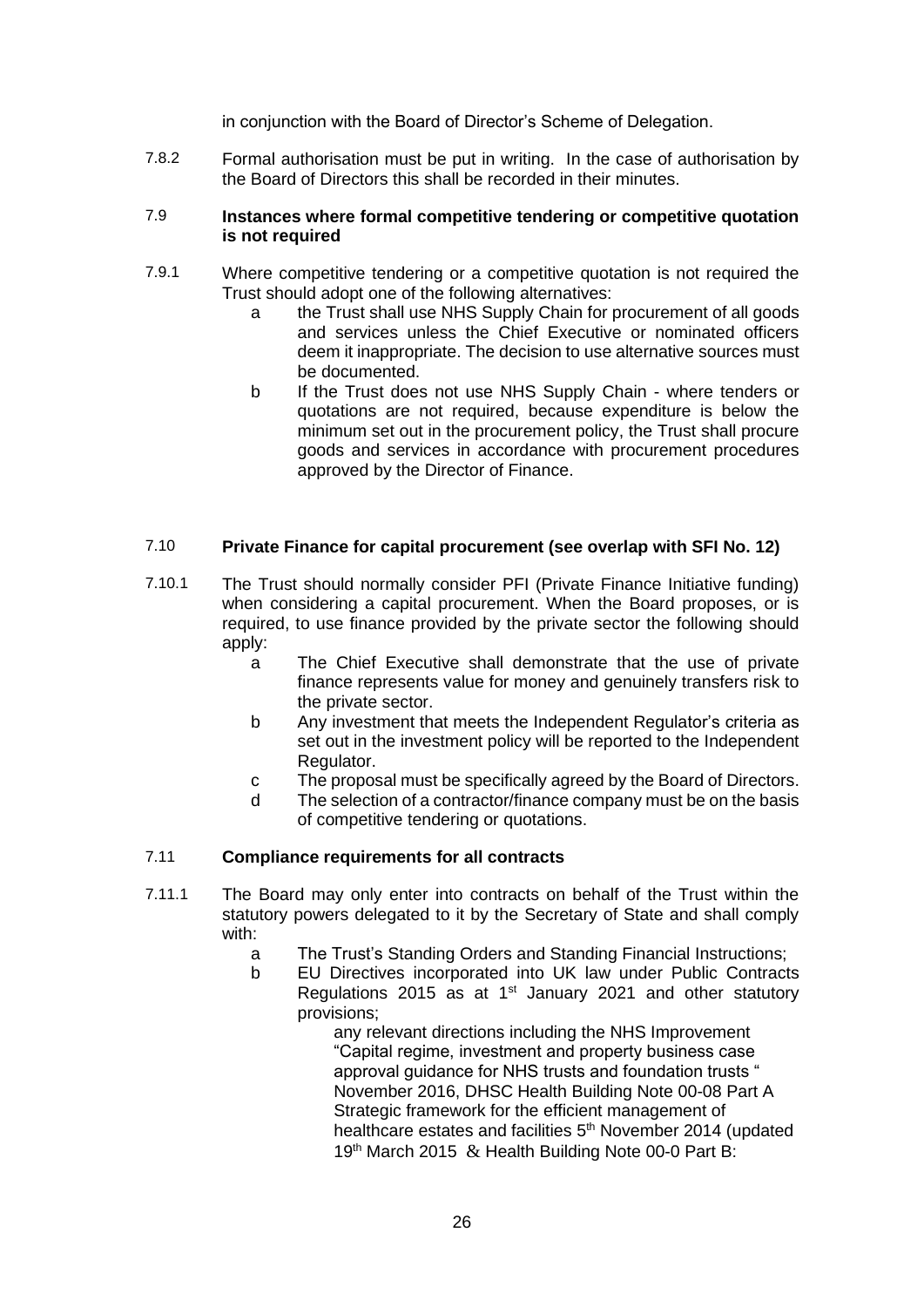in conjunction with the Board of Director's Scheme of Delegation.

7.8.2 Formal authorisation must be put in writing. In the case of authorisation by the Board of Directors this shall be recorded in their minutes.

### 7.9 Instances where formal competitive tendering or competitive quotation is not required

7.9.1 Where competitive tendering or a competitive quotation is not required the Trust should adopt one of the following alternatives:

- a the Trust shall use NHS Supply Chain for procurement of all goods and services unless the Chief Executive or nominated officers deem it inappropriate. The decision to use alternative sources must be documented.
- b If the Trust does not use NHS Supply Chain - where tenders or quotations are not required, because expenditure is below the minimum set out in the procurement policy, the Trust shall procure goods and services in accordance with procurement procedures approved by the Director of Finance.

### 7.10 Private Finance for capital procurement (see overlap with SFI No. 12)

7.10.1 The Trust should normally consider PFI (Private Finance Initiative funding) when considering a capital procurement. When the Board proposes, or is required, to use finance provided by the private sector the following should apply:

- a The Chief Executive shall demonstrate that the use of private finance represents value for money and genuinely transfers risk to the private sector.
- b Any investment that meets the Independent Regulator's criteria as set out in the investment policy will be reported to the Independent Regulator.
- c The proposal must be specifically agreed by the Board of Directors.
- d The selection of a contractor/finance company must be on the basis of competitive tendering or quotations.

### 7.11 Compliance requirements for all contracts

7.11.1 The Board may only enter into contracts on behalf of the Trust within the statutory powers delegated to it by the Secretary of State and shall comply with:

- a The Trust's Standing Orders and Standing Financial Instructions;
- b EU Directives incorporated into UK law under Public Contracts Regulations 2015 as at 1st January 2021 and other statutory provisions;

  any relevant directions including the NHS Improvement "Capital regime, investment and property business case approval guidance for NHS trusts and foundation trusts " November 2016, DHSC Health Building Note 00-08 Part A Strategic framework for the efficient management of healthcare estates and facilities 5th November 2014 (updated 19th March 2015 & Health Building Note 00-0 Part B: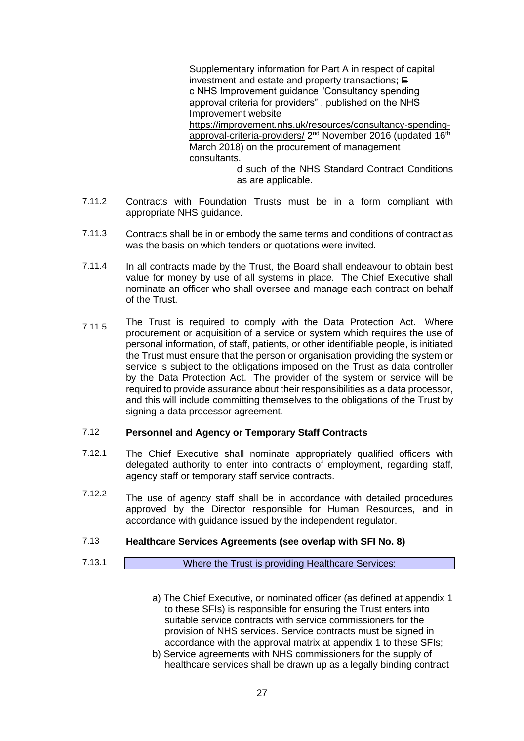Supplementary information for Part A in respect of capital investment and estate and property transactions; E

c NHS Improvement guidance "Consultancy spending approval criteria for providers" , published on the NHS Improvement website https://improvement.nhs.uk/resources/consultancy-spending-approval-criteria-providers/ 2nd November 2016 (updated 16th March 2018) on the procurement of management consultants.

d such of the NHS Standard Contract Conditions as are applicable.

7.11.2 Contracts with Foundation Trusts must be in a form compliant with appropriate NHS guidance.

7.11.3 Contracts shall be in or embody the same terms and conditions of contract as was the basis on which tenders or quotations were invited.

7.11.4 In all contracts made by the Trust, the Board shall endeavour to obtain best value for money by use of all systems in place. The Chief Executive shall nominate an officer who shall oversee and manage each contract on behalf of the Trust.

7.11.5 The Trust is required to comply with the Data Protection Act. Where procurement or acquisition of a service or system which requires the use of personal information, of staff, patients, or other identifiable people, is initiated the Trust must ensure that the person or organisation providing the system or service is subject to the obligations imposed on the Trust as data controller by the Data Protection Act. The provider of the system or service will be required to provide assurance about their responsibilities as a data processor, and this will include committing themselves to the obligations of the Trust by signing a data processor agreement.

## 7.12 Personnel and Agency or Temporary Staff Contracts

7.12.1 The Chief Executive shall nominate appropriately qualified officers with delegated authority to enter into contracts of employment, regarding staff, agency staff or temporary staff service contracts.

7.12.2 The use of agency staff shall be in accordance with detailed procedures approved by the Director responsible for Human Resources, and in accordance with guidance issued by the independent regulator.

## 7.13 Healthcare Services Agreements (see overlap with SFI No. 8)

7.13.1 Where the Trust is providing Healthcare Services:

a) The Chief Executive, or nominated officer (as defined at appendix 1 to these SFIs) is responsible for ensuring the Trust enters into suitable service contracts with service commissioners for the provision of NHS services. Service contracts must be signed in accordance with the approval matrix at appendix 1 to these SFIs;
b) Service agreements with NHS commissioners for the supply of healthcare services shall be drawn up as a legally binding contract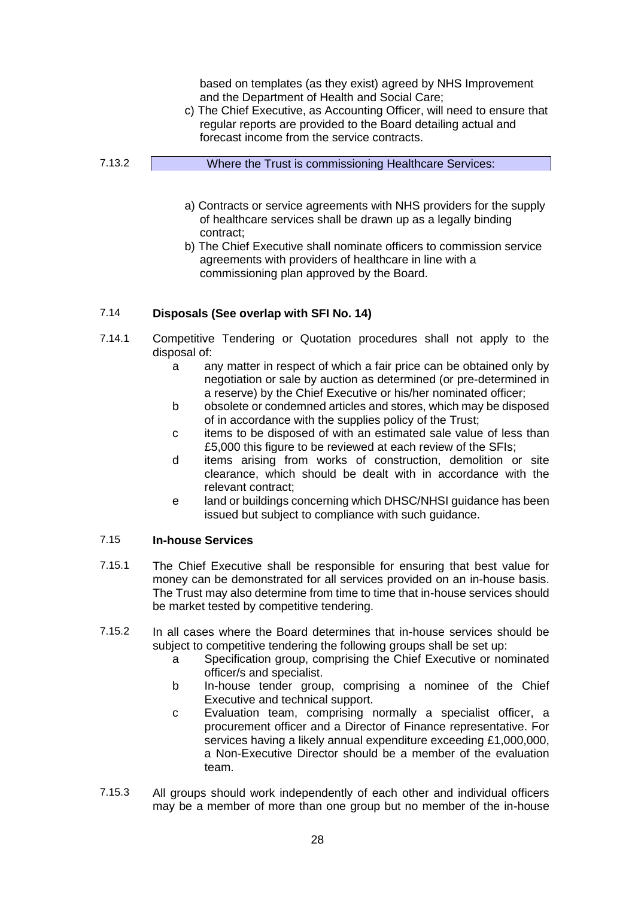based on templates (as they exist) agreed by NHS Improvement and the Department of Health and Social Care;

c) The Chief Executive, as Accounting Officer, will need to ensure that regular reports are provided to the Board detailing actual and forecast income from the service contracts.

7.13.2 Where the Trust is commissioning Healthcare Services:

a) Contracts or service agreements with NHS providers for the supply of healthcare services shall be drawn up as a legally binding contract;

b) The Chief Executive shall nominate officers to commission service agreements with providers of healthcare in line with a commissioning plan approved by the Board.

### 7.14 Disposals (See overlap with SFI No. 14)

7.14.1 Competitive Tendering or Quotation procedures shall not apply to the disposal of:

- a any matter in respect of which a fair price can be obtained only by negotiation or sale by auction as determined (or pre-determined in a reserve) by the Chief Executive or his/her nominated officer;
- b obsolete or condemned articles and stores, which may be disposed of in accordance with the supplies policy of the Trust;
- c items to be disposed of with an estimated sale value of less than £5,000 this figure to be reviewed at each review of the SFIs;
- d items arising from works of construction, demolition or site clearance, which should be dealt with in accordance with the relevant contract;
- e land or buildings concerning which DHSC/NHSI guidance has been issued but subject to compliance with such guidance.

### 7.15 In-house Services

7.15.1 The Chief Executive shall be responsible for ensuring that best value for money can be demonstrated for all services provided on an in-house basis. The Trust may also determine from time to time that in-house services should be market tested by competitive tendering.

7.15.2 In all cases where the Board determines that in-house services should be subject to competitive tendering the following groups shall be set up:

- a Specification group, comprising the Chief Executive or nominated officer/s and specialist.
- b In-house tender group, comprising a nominee of the Chief Executive and technical support.
- c Evaluation team, comprising normally a specialist officer, a procurement officer and a Director of Finance representative. For services having a likely annual expenditure exceeding £1,000,000, a Non-Executive Director should be a member of the evaluation team.

7.15.3 All groups should work independently of each other and individual officers may be a member of more than one group but no member of the in-house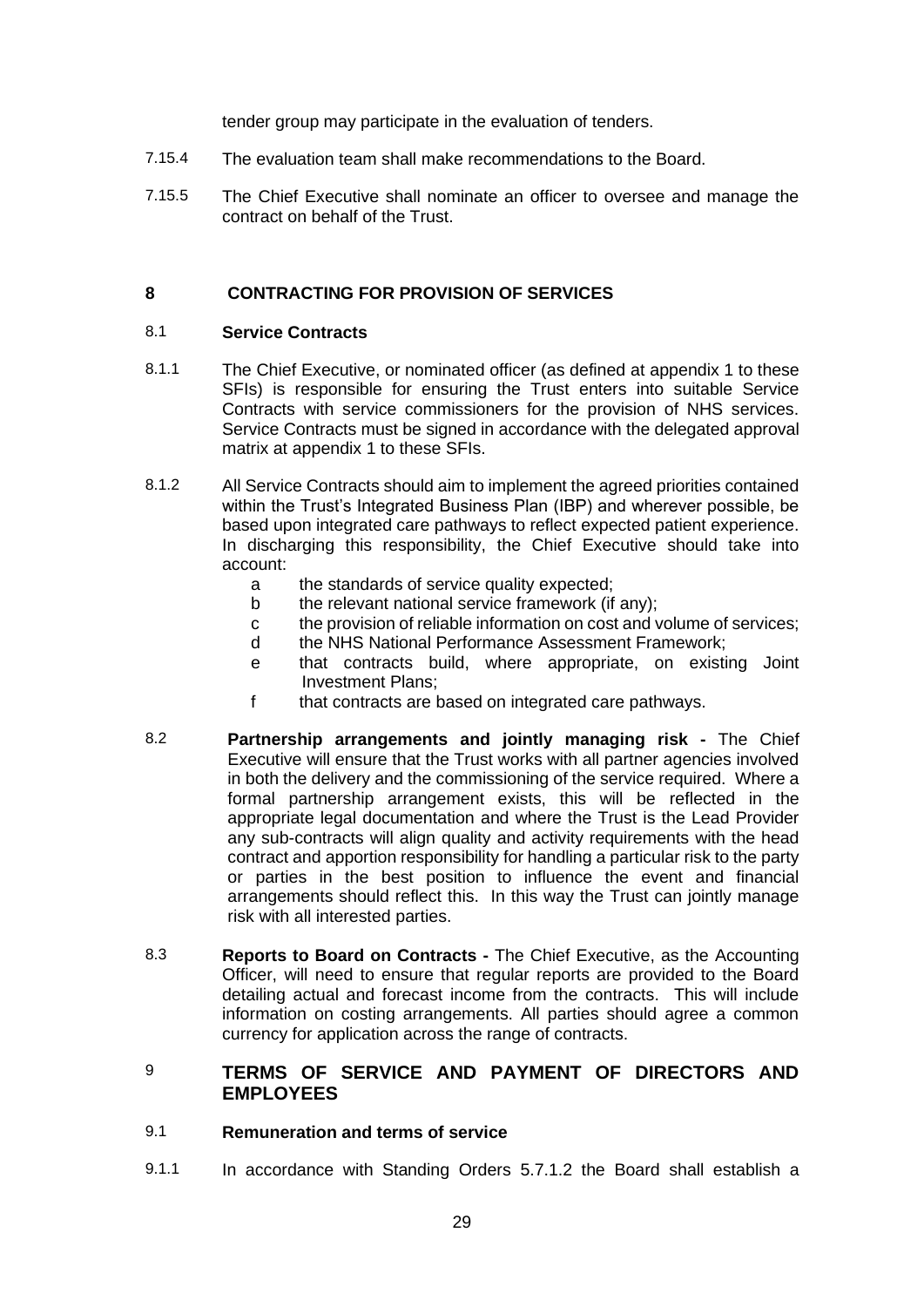tender group may participate in the evaluation of tenders.

7.15.4 The evaluation team shall make recommendations to the Board.

7.15.5 The Chief Executive shall nominate an officer to oversee and manage the contract on behalf of the Trust.

## 8 CONTRACTING FOR PROVISION OF SERVICES

### 8.1 Service Contracts

8.1.1 The Chief Executive, or nominated officer (as defined at appendix 1 to these SFIs) is responsible for ensuring the Trust enters into suitable Service Contracts with service commissioners for the provision of NHS services. Service Contracts must be signed in accordance with the delegated approval matrix at appendix 1 to these SFIs.

8.1.2 All Service Contracts should aim to implement the agreed priorities contained within the Trust's Integrated Business Plan (IBP) and wherever possible, be based upon integrated care pathways to reflect expected patient experience. In discharging this responsibility, the Chief Executive should take into account:

- a the standards of service quality expected;
- b the relevant national service framework (if any);
- c the provision of reliable information on cost and volume of services;
- d the NHS National Performance Assessment Framework;
- e that contracts build, where appropriate, on existing Joint Investment Plans;
- f that contracts are based on integrated care pathways.

8.2 **Partnership arrangements and jointly managing risk -** The Chief Executive will ensure that the Trust works with all partner agencies involved in both the delivery and the commissioning of the service required. Where a formal partnership arrangement exists, this will be reflected in the appropriate legal documentation and where the Trust is the Lead Provider any sub-contracts will align quality and activity requirements with the head contract and apportion responsibility for handling a particular risk to the party or parties in the best position to influence the event and financial arrangements should reflect this. In this way the Trust can jointly manage risk with all interested parties.

8.3 **Reports to Board on Contracts -** The Chief Executive, as the Accounting Officer, will need to ensure that regular reports are provided to the Board detailing actual and forecast income from the contracts. This will include information on costing arrangements. All parties should agree a common currency for application across the range of contracts.

## 9 TERMS OF SERVICE AND PAYMENT OF DIRECTORS AND EMPLOYEES

### 9.1 Remuneration and terms of service

9.1.1 In accordance with Standing Orders 5.7.1.2 the Board shall establish a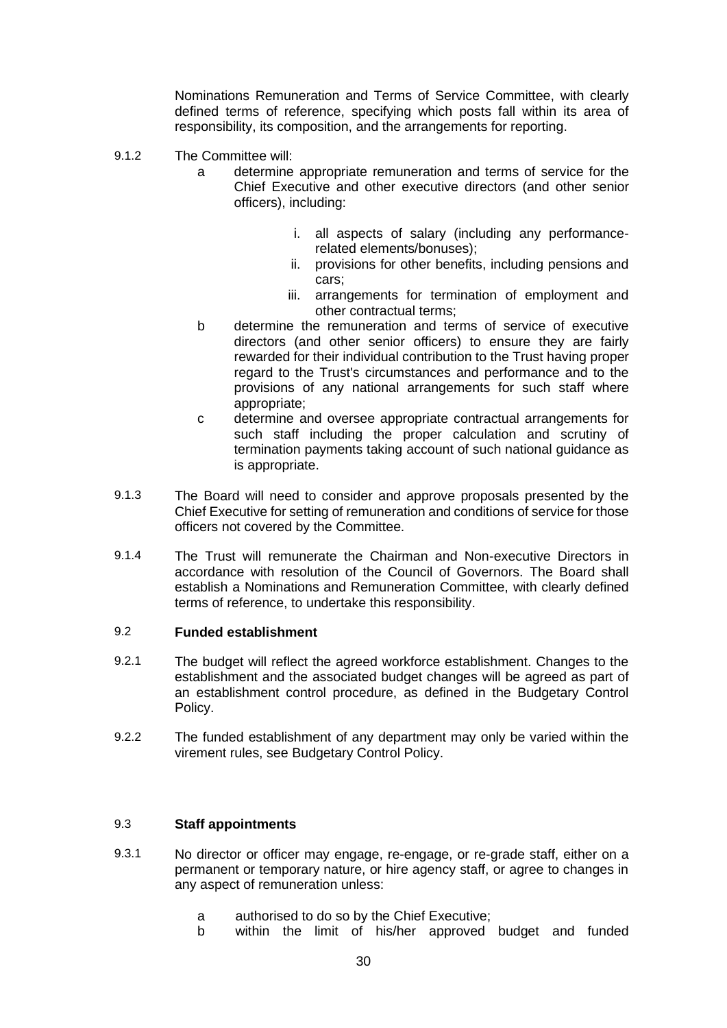Nominations Remuneration and Terms of Service Committee, with clearly defined terms of reference, specifying which posts fall within its area of responsibility, its composition, and the arrangements for reporting.

9.1.2 The Committee will:

a determine appropriate remuneration and terms of service for the Chief Executive and other executive directors (and other senior officers), including:

   i. all aspects of salary (including any performance-related elements/bonuses);
   ii. provisions for other benefits, including pensions and cars;
   iii. arrangements for termination of employment and other contractual terms;

b determine the remuneration and terms of service of executive directors (and other senior officers) to ensure they are fairly rewarded for their individual contribution to the Trust having proper regard to the Trust's circumstances and performance and to the provisions of any national arrangements for such staff where appropriate;

c determine and oversee appropriate contractual arrangements for such staff including the proper calculation and scrutiny of termination payments taking account of such national guidance as is appropriate.

9.1.3 The Board will need to consider and approve proposals presented by the Chief Executive for setting of remuneration and conditions of service for those officers not covered by the Committee.

9.1.4 The Trust will remunerate the Chairman and Non-executive Directors in accordance with resolution of the Council of Governors. The Board shall establish a Nominations and Remuneration Committee, with clearly defined terms of reference, to undertake this responsibility.

### 9.2 Funded establishment

9.2.1 The budget will reflect the agreed workforce establishment. Changes to the establishment and the associated budget changes will be agreed as part of an establishment control procedure, as defined in the Budgetary Control Policy.

9.2.2 The funded establishment of any department may only be varied within the virement rules, see Budgetary Control Policy.

### 9.3 Staff appointments

9.3.1 No director or officer may engage, re-engage, or re-grade staff, either on a permanent or temporary nature, or hire agency staff, or agree to changes in any aspect of remuneration unless:

a authorised to do so by the Chief Executive;

b within the limit of his/her approved budget and funded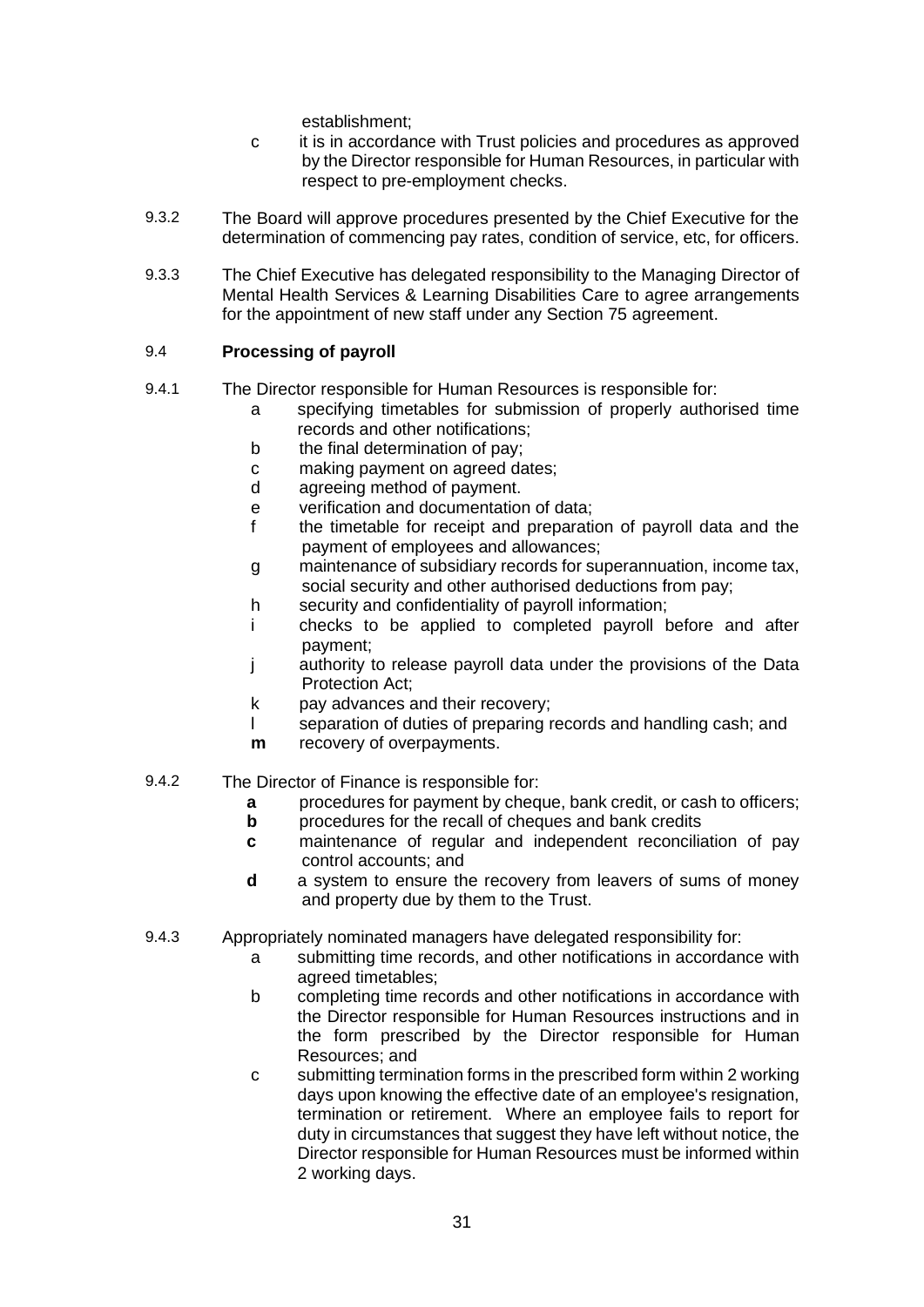establishment;

c it is in accordance with Trust policies and procedures as approved by the Director responsible for Human Resources, in particular with respect to pre-employment checks.

9.3.2 The Board will approve procedures presented by the Chief Executive for the determination of commencing pay rates, condition of service, etc, for officers.

9.3.3 The Chief Executive has delegated responsibility to the Managing Director of Mental Health Services & Learning Disabilities Care to agree arrangements for the appointment of new staff under any Section 75 agreement.

### 9.4 **Processing of payroll**

9.4.1 The Director responsible for Human Resources is responsible for:

- a specifying timetables for submission of properly authorised time records and other notifications;
- b the final determination of pay;
- c making payment on agreed dates;
- d agreeing method of payment.
- e verification and documentation of data;
- f the timetable for receipt and preparation of payroll data and the payment of employees and allowances;
- g maintenance of subsidiary records for superannuation, income tax, social security and other authorised deductions from pay;
- h security and confidentiality of payroll information;
- i checks to be applied to completed payroll before and after payment;
- j authority to release payroll data under the provisions of the Data Protection Act;
- k pay advances and their recovery;
- l separation of duties of preparing records and handling cash; and
- **m** recovery of overpayments.

9.4.2 The Director of Finance is responsible for:

- **a** procedures for payment by cheque, bank credit, or cash to officers;
- **b** procedures for the recall of cheques and bank credits
- **c** maintenance of regular and independent reconciliation of pay control accounts; and
- **d** a system to ensure the recovery from leavers of sums of money and property due by them to the Trust.

9.4.3 Appropriately nominated managers have delegated responsibility for:

- a submitting time records, and other notifications in accordance with agreed timetables;
- b completing time records and other notifications in accordance with the Director responsible for Human Resources instructions and in the form prescribed by the Director responsible for Human Resources; and
- c submitting termination forms in the prescribed form within 2 working days upon knowing the effective date of an employee's resignation, termination or retirement. Where an employee fails to report for duty in circumstances that suggest they have left without notice, the Director responsible for Human Resources must be informed within 2 working days.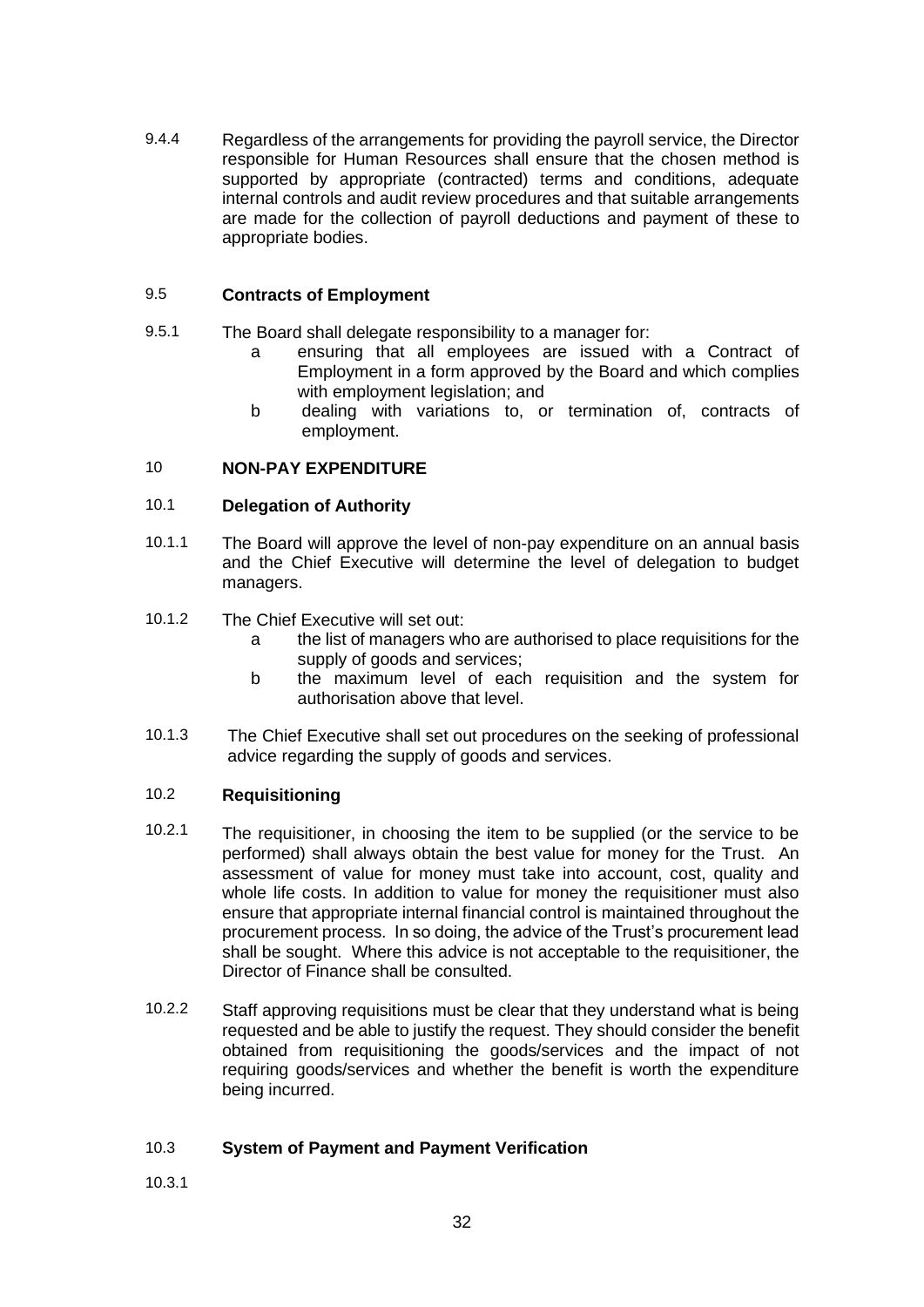9.4.4 Regardless of the arrangements for providing the payroll service, the Director responsible for Human Resources shall ensure that the chosen method is supported by appropriate (contracted) terms and conditions, adequate internal controls and audit review procedures and that suitable arrangements are made for the collection of payroll deductions and payment of these to appropriate bodies.

### 9.5 Contracts of Employment

9.5.1 The Board shall delegate responsibility to a manager for:

- a ensuring that all employees are issued with a Contract of Employment in a form approved by the Board and which complies with employment legislation; and
- b dealing with variations to, or termination of, contracts of employment.

## 10 NON-PAY EXPENDITURE

### 10.1 Delegation of Authority

10.1.1 The Board will approve the level of non-pay expenditure on an annual basis and the Chief Executive will determine the level of delegation to budget managers.

10.1.2 The Chief Executive will set out:

- a the list of managers who are authorised to place requisitions for the supply of goods and services;
- b the maximum level of each requisition and the system for authorisation above that level.

10.1.3 The Chief Executive shall set out procedures on the seeking of professional advice regarding the supply of goods and services.

### 10.2 Requisitioning

10.2.1 The requisitioner, in choosing the item to be supplied (or the service to be performed) shall always obtain the best value for money for the Trust. An assessment of value for money must take into account, cost, quality and whole life costs. In addition to value for money the requisitioner must also ensure that appropriate internal financial control is maintained throughout the procurement process. In so doing, the advice of the Trust's procurement lead shall be sought. Where this advice is not acceptable to the requisitioner, the Director of Finance shall be consulted.

10.2.2 Staff approving requisitions must be clear that they understand what is being requested and be able to justify the request. They should consider the benefit obtained from requisitioning the goods/services and the impact of not requiring goods/services and whether the benefit is worth the expenditure being incurred.

### 10.3 System of Payment and Payment Verification

10.3.1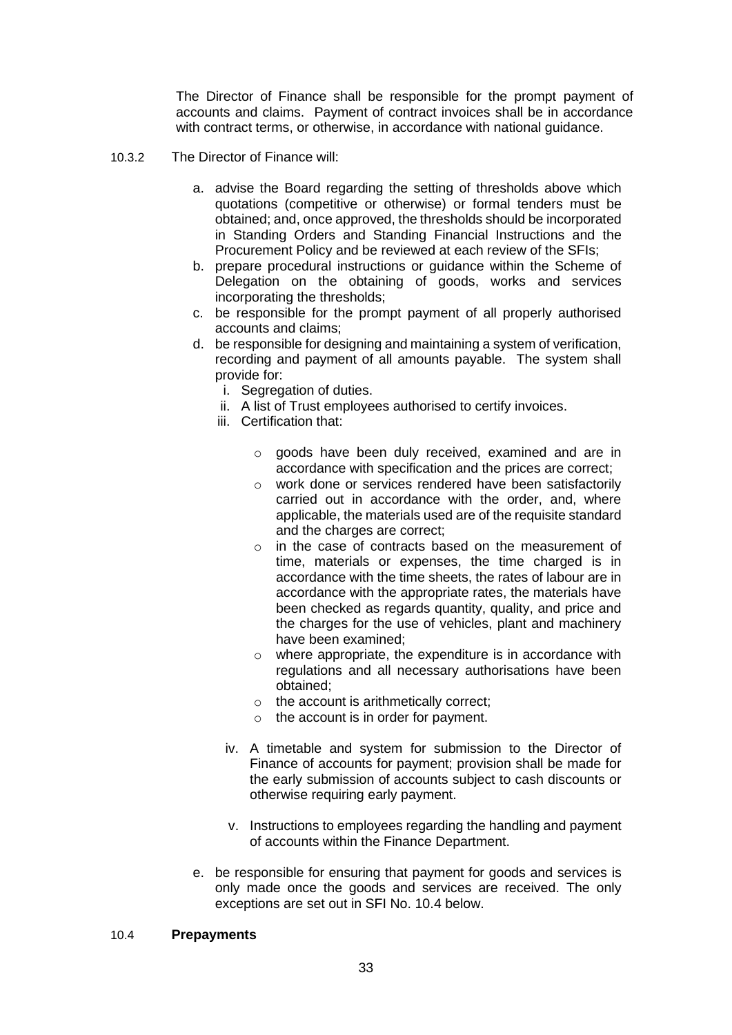The Director of Finance shall be responsible for the prompt payment of accounts and claims. Payment of contract invoices shall be in accordance with contract terms, or otherwise, in accordance with national guidance.

10.3.2 The Director of Finance will:

a. advise the Board regarding the setting of thresholds above which quotations (competitive or otherwise) or formal tenders must be obtained; and, once approved, the thresholds should be incorporated in Standing Orders and Standing Financial Instructions and the Procurement Policy and be reviewed at each review of the SFIs;
b. prepare procedural instructions or guidance within the Scheme of Delegation on the obtaining of goods, works and services incorporating the thresholds;
c. be responsible for the prompt payment of all properly authorised accounts and claims;
d. be responsible for designing and maintaining a system of verification, recording and payment of all amounts payable. The system shall provide for:
    i. Segregation of duties.
    ii. A list of Trust employees authorised to certify invoices.
    iii. Certification that:
        - goods have been duly received, examined and are in accordance with specification and the prices are correct;
        - work done or services rendered have been satisfactorily carried out in accordance with the order, and, where applicable, the materials used are of the requisite standard and the charges are correct;
        - in the case of contracts based on the measurement of time, materials or expenses, the time charged is in accordance with the time sheets, the rates of labour are in accordance with the appropriate rates, the materials have been checked as regards quantity, quality, and price and the charges for the use of vehicles, plant and machinery have been examined;
        - where appropriate, the expenditure is in accordance with regulations and all necessary authorisations have been obtained;
        - the account is arithmetically correct;
        - the account is in order for payment.
    iv. A timetable and system for submission to the Director of Finance of accounts for payment; provision shall be made for the early submission of accounts subject to cash discounts or otherwise requiring early payment.
    v. Instructions to employees regarding the handling and payment of accounts within the Finance Department.
e. be responsible for ensuring that payment for goods and services is only made once the goods and services are received. The only exceptions are set out in SFI No. 10.4 below.

10.4 **Prepayments**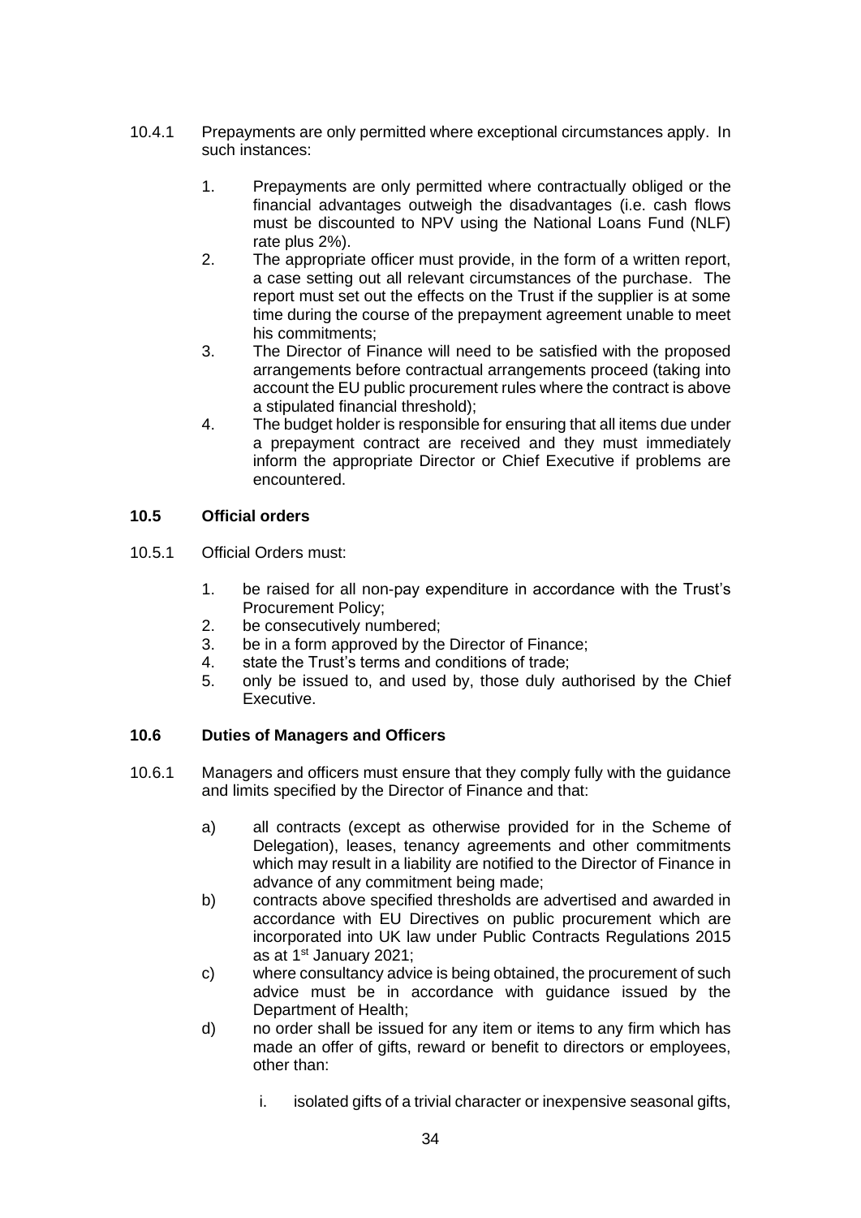10.4.1 Prepayments are only permitted where exceptional circumstances apply. In such instances:

1. Prepayments are only permitted where contractually obliged or the financial advantages outweigh the disadvantages (i.e. cash flows must be discounted to NPV using the National Loans Fund (NLF) rate plus 2%).
2. The appropriate officer must provide, in the form of a written report, a case setting out all relevant circumstances of the purchase. The report must set out the effects on the Trust if the supplier is at some time during the course of the prepayment agreement unable to meet his commitments;
3. The Director of Finance will need to be satisfied with the proposed arrangements before contractual arrangements proceed (taking into account the EU public procurement rules where the contract is above a stipulated financial threshold);
4. The budget holder is responsible for ensuring that all items due under a prepayment contract are received and they must immediately inform the appropriate Director or Chief Executive if problems are encountered.

### 10.5 Official orders

10.5.1 Official Orders must:

1. be raised for all non-pay expenditure in accordance with the Trust's Procurement Policy;
2. be consecutively numbered;
3. be in a form approved by the Director of Finance;
4. state the Trust's terms and conditions of trade;
5. only be issued to, and used by, those duly authorised by the Chief Executive.

### 10.6 Duties of Managers and Officers

10.6.1 Managers and officers must ensure that they comply fully with the guidance and limits specified by the Director of Finance and that:

a) all contracts (except as otherwise provided for in the Scheme of Delegation), leases, tenancy agreements and other commitments which may result in a liability are notified to the Director of Finance in advance of any commitment being made;

b) contracts above specified thresholds are advertised and awarded in accordance with EU Directives on public procurement which are incorporated into UK law under Public Contracts Regulations 2015 as at 1st January 2021;

c) where consultancy advice is being obtained, the procurement of such advice must be in accordance with guidance issued by the Department of Health;

d) no order shall be issued for any item or items to any firm which has made an offer of gifts, reward or benefit to directors or employees, other than:

   i. isolated gifts of a trivial character or inexpensive seasonal gifts,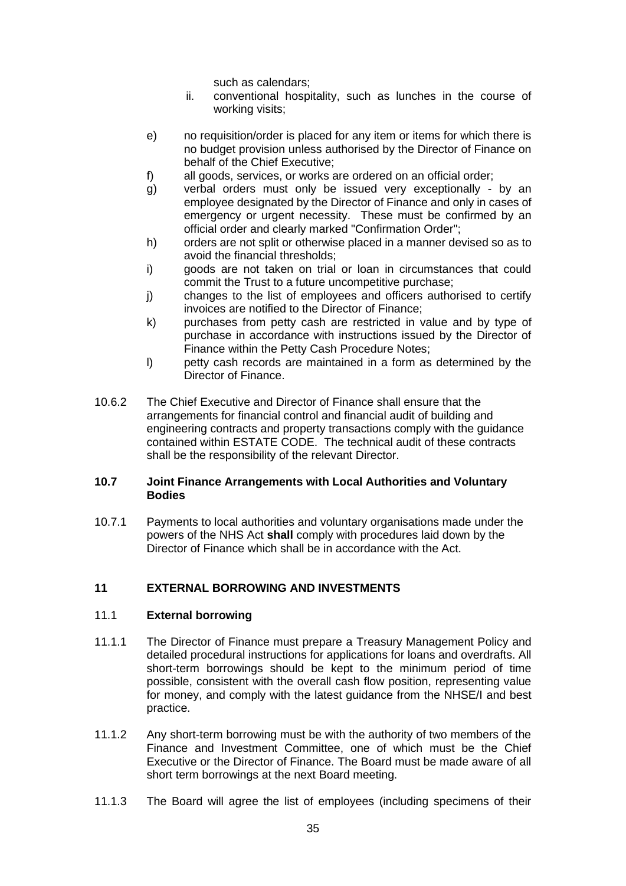such as calendars;

ii. conventional hospitality, such as lunches in the course of working visits;

e) no requisition/order is placed for any item or items for which there is no budget provision unless authorised by the Director of Finance on behalf of the Chief Executive;
f) all goods, services, or works are ordered on an official order;
g) verbal orders must only be issued very exceptionally - by an employee designated by the Director of Finance and only in cases of emergency or urgent necessity. These must be confirmed by an official order and clearly marked "Confirmation Order";
h) orders are not split or otherwise placed in a manner devised so as to avoid the financial thresholds;
i) goods are not taken on trial or loan in circumstances that could commit the Trust to a future uncompetitive purchase;
j) changes to the list of employees and officers authorised to certify invoices are notified to the Director of Finance;
k) purchases from petty cash are restricted in value and by type of purchase in accordance with instructions issued by the Director of Finance within the Petty Cash Procedure Notes;
l) petty cash records are maintained in a form as determined by the Director of Finance.

10.6.2 The Chief Executive and Director of Finance shall ensure that the arrangements for financial control and financial audit of building and engineering contracts and property transactions comply with the guidance contained within ESTATE CODE. The technical audit of these contracts shall be the responsibility of the relevant Director.

### 10.7 Joint Finance Arrangements with Local Authorities and Voluntary Bodies

10.7.1 Payments to local authorities and voluntary organisations made under the powers of the NHS Act **shall** comply with procedures laid down by the Director of Finance which shall be in accordance with the Act.

## 11 EXTERNAL BORROWING AND INVESTMENTS

### 11.1 External borrowing

11.1.1 The Director of Finance must prepare a Treasury Management Policy and detailed procedural instructions for applications for loans and overdrafts. All short-term borrowings should be kept to the minimum period of time possible, consistent with the overall cash flow position, representing value for money, and comply with the latest guidance from the NHSE/I and best practice.

11.1.2 Any short-term borrowing must be with the authority of two members of the Finance and Investment Committee, one of which must be the Chief Executive or the Director of Finance. The Board must be made aware of all short term borrowings at the next Board meeting.

11.1.3 The Board will agree the list of employees (including specimens of their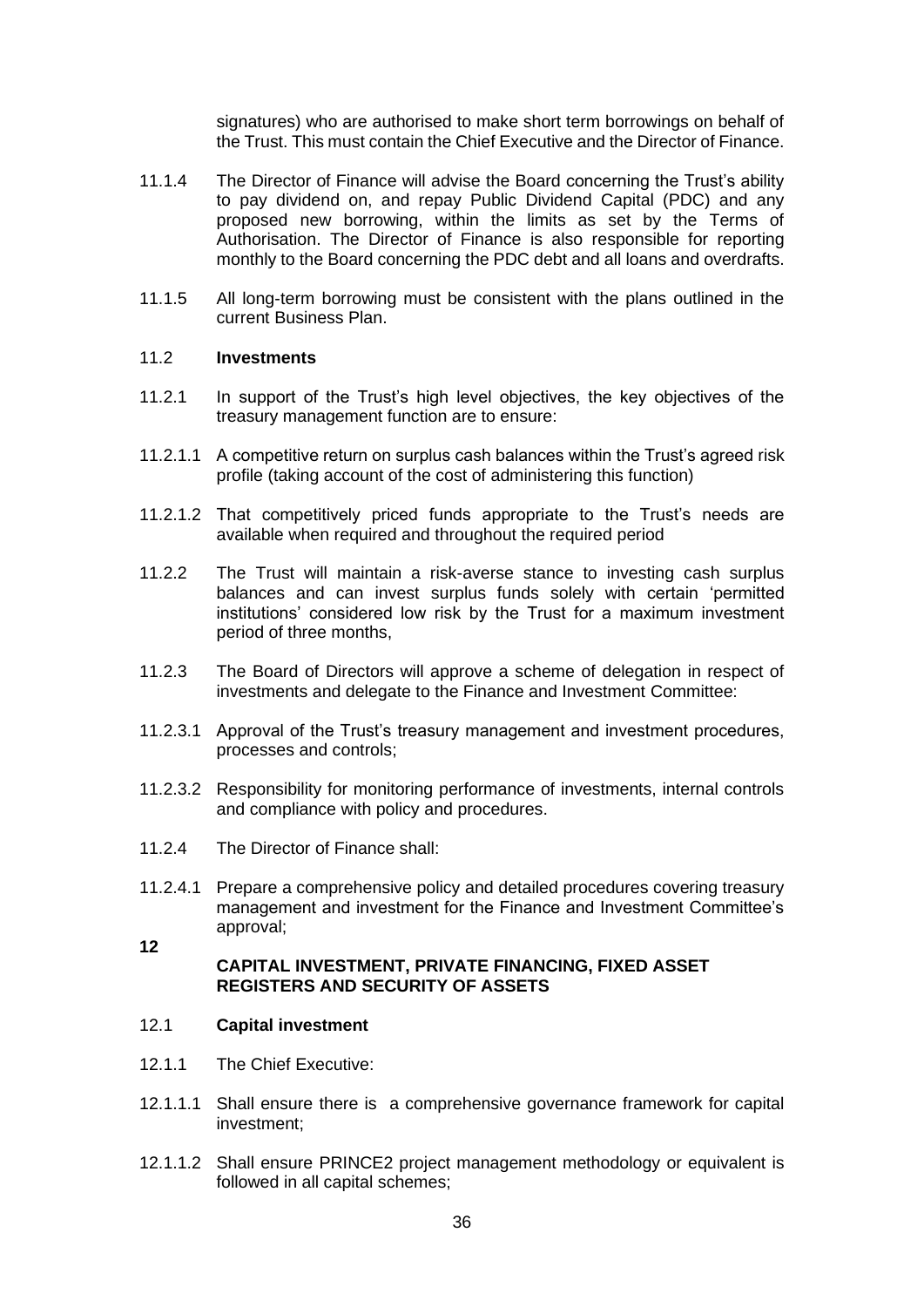signatures) who are authorised to make short term borrowings on behalf of the Trust. This must contain the Chief Executive and the Director of Finance.

11.1.4 The Director of Finance will advise the Board concerning the Trust's ability to pay dividend on, and repay Public Dividend Capital (PDC) and any proposed new borrowing, within the limits as set by the Terms of Authorisation. The Director of Finance is also responsible for reporting monthly to the Board concerning the PDC debt and all loans and overdrafts.

11.1.5 All long-term borrowing must be consistent with the plans outlined in the current Business Plan.

### 11.2 Investments

11.2.1 In support of the Trust's high level objectives, the key objectives of the treasury management function are to ensure:

11.2.1.1 A competitive return on surplus cash balances within the Trust's agreed risk profile (taking account of the cost of administering this function)

11.2.1.2 That competitively priced funds appropriate to the Trust's needs are available when required and throughout the required period

11.2.2 The Trust will maintain a risk-averse stance to investing cash surplus balances and can invest surplus funds solely with certain 'permitted institutions' considered low risk by the Trust for a maximum investment period of three months,

11.2.3 The Board of Directors will approve a scheme of delegation in respect of investments and delegate to the Finance and Investment Committee:

11.2.3.1 Approval of the Trust's treasury management and investment procedures, processes and controls;

11.2.3.2 Responsibility for monitoring performance of investments, internal controls and compliance with policy and procedures.

11.2.4 The Director of Finance shall:

11.2.4.1 Prepare a comprehensive policy and detailed procedures covering treasury management and investment for the Finance and Investment Committee's approval;

## 12 CAPITAL INVESTMENT, PRIVATE FINANCING, FIXED ASSET REGISTERS AND SECURITY OF ASSETS

### 12.1 Capital investment

12.1.1 The Chief Executive:

12.1.1.1 Shall ensure there is a comprehensive governance framework for capital investment;

12.1.1.2 Shall ensure PRINCE2 project management methodology or equivalent is followed in all capital schemes;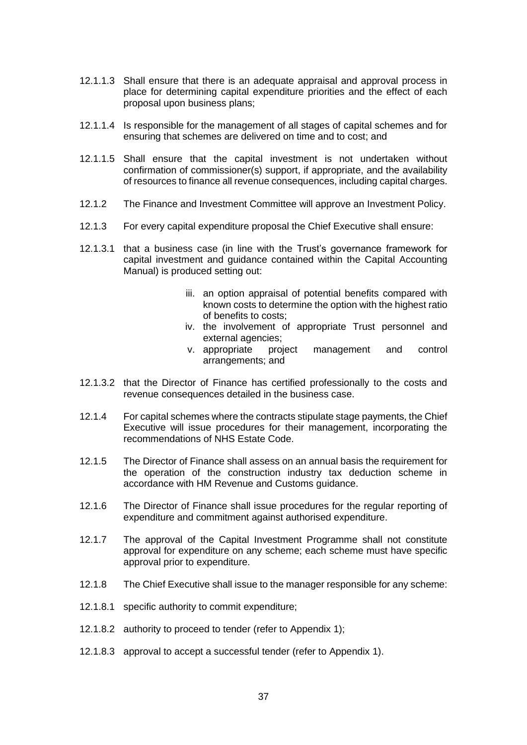12.1.1.3 Shall ensure that there is an adequate appraisal and approval process in place for determining capital expenditure priorities and the effect of each proposal upon business plans;

12.1.1.4 Is responsible for the management of all stages of capital schemes and for ensuring that schemes are delivered on time and to cost; and

12.1.1.5 Shall ensure that the capital investment is not undertaken without confirmation of commissioner(s) support, if appropriate, and the availability of resources to finance all revenue consequences, including capital charges.

12.1.2 The Finance and Investment Committee will approve an Investment Policy.

12.1.3 For every capital expenditure proposal the Chief Executive shall ensure:

12.1.3.1 that a business case (in line with the Trust's governance framework for capital investment and guidance contained within the Capital Accounting Manual) is produced setting out:

iii. an option appraisal of potential benefits compared with known costs to determine the option with the highest ratio of benefits to costs;
iv. the involvement of appropriate Trust personnel and external agencies;
v. appropriate project management and control arrangements; and

12.1.3.2 that the Director of Finance has certified professionally to the costs and revenue consequences detailed in the business case.

12.1.4 For capital schemes where the contracts stipulate stage payments, the Chief Executive will issue procedures for their management, incorporating the recommendations of NHS Estate Code.

12.1.5 The Director of Finance shall assess on an annual basis the requirement for the operation of the construction industry tax deduction scheme in accordance with HM Revenue and Customs guidance.

12.1.6 The Director of Finance shall issue procedures for the regular reporting of expenditure and commitment against authorised expenditure.

12.1.7 The approval of the Capital Investment Programme shall not constitute approval for expenditure on any scheme; each scheme must have specific approval prior to expenditure.

12.1.8 The Chief Executive shall issue to the manager responsible for any scheme:

12.1.8.1 specific authority to commit expenditure;

12.1.8.2 authority to proceed to tender (refer to Appendix 1);

12.1.8.3 approval to accept a successful tender (refer to Appendix 1).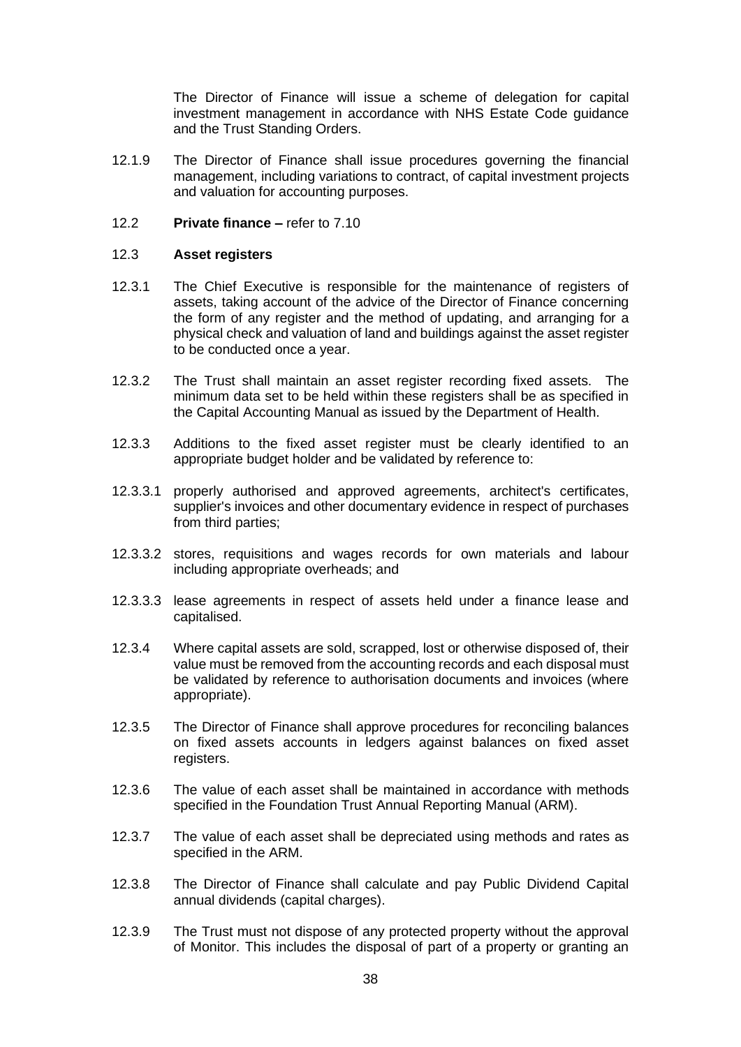The Director of Finance will issue a scheme of delegation for capital investment management in accordance with NHS Estate Code guidance and the Trust Standing Orders.

12.1.9 The Director of Finance shall issue procedures governing the financial management, including variations to contract, of capital investment projects and valuation for accounting purposes.

12.2 **Private finance –** refer to 7.10

12.3 **Asset registers**

12.3.1 The Chief Executive is responsible for the maintenance of registers of assets, taking account of the advice of the Director of Finance concerning the form of any register and the method of updating, and arranging for a physical check and valuation of land and buildings against the asset register to be conducted once a year.

12.3.2 The Trust shall maintain an asset register recording fixed assets. The minimum data set to be held within these registers shall be as specified in the Capital Accounting Manual as issued by the Department of Health.

12.3.3 Additions to the fixed asset register must be clearly identified to an appropriate budget holder and be validated by reference to:

12.3.3.1 properly authorised and approved agreements, architect's certificates, supplier's invoices and other documentary evidence in respect of purchases from third parties;

12.3.3.2 stores, requisitions and wages records for own materials and labour including appropriate overheads; and

12.3.3.3 lease agreements in respect of assets held under a finance lease and capitalised.

12.3.4 Where capital assets are sold, scrapped, lost or otherwise disposed of, their value must be removed from the accounting records and each disposal must be validated by reference to authorisation documents and invoices (where appropriate).

12.3.5 The Director of Finance shall approve procedures for reconciling balances on fixed assets accounts in ledgers against balances on fixed asset registers.

12.3.6 The value of each asset shall be maintained in accordance with methods specified in the Foundation Trust Annual Reporting Manual (ARM).

12.3.7 The value of each asset shall be depreciated using methods and rates as specified in the ARM.

12.3.8 The Director of Finance shall calculate and pay Public Dividend Capital annual dividends (capital charges).

12.3.9 The Trust must not dispose of any protected property without the approval of Monitor. This includes the disposal of part of a property or granting an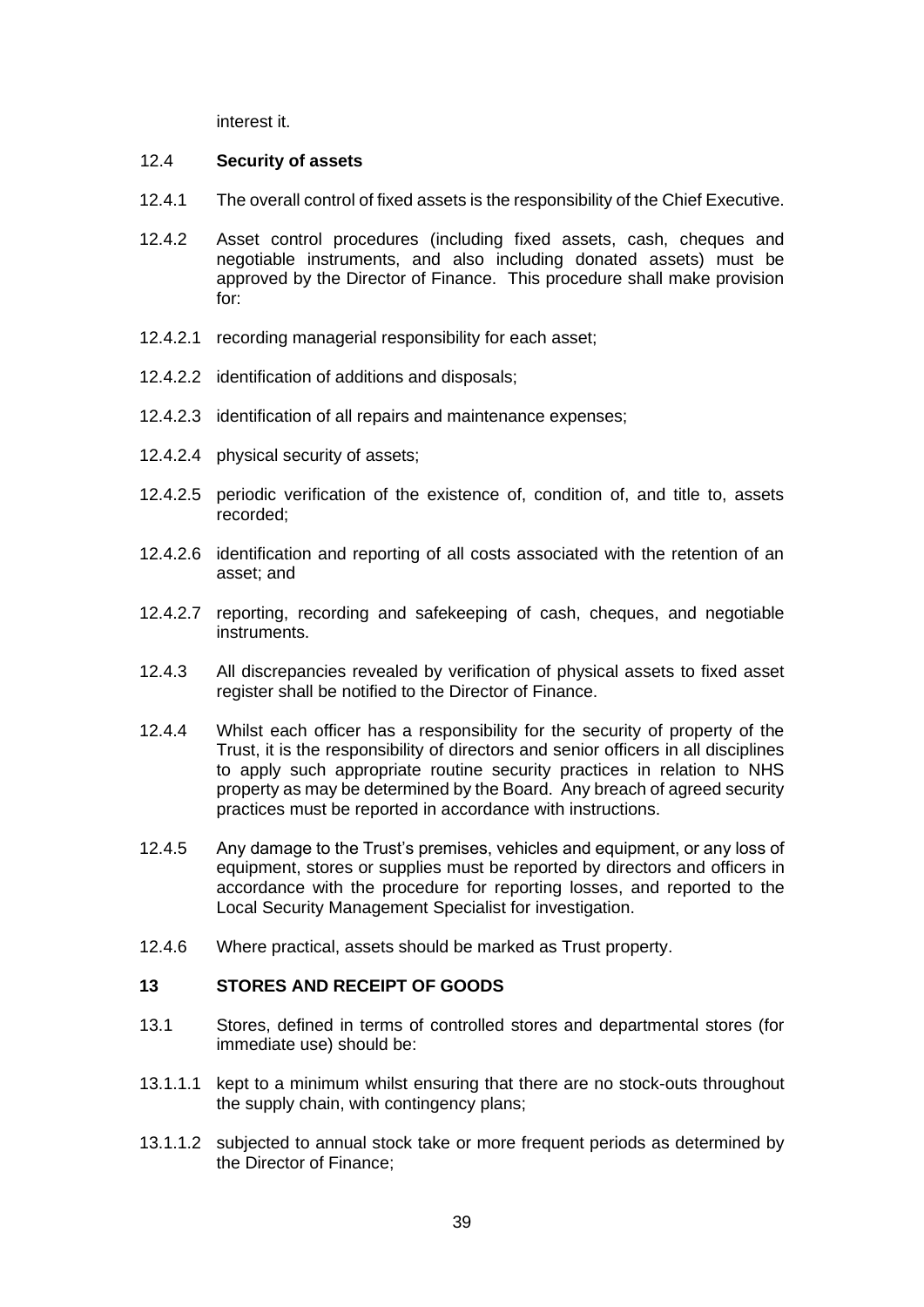interest it.

### 12.4 Security of assets

12.4.1 The overall control of fixed assets is the responsibility of the Chief Executive.

12.4.2 Asset control procedures (including fixed assets, cash, cheques and negotiable instruments, and also including donated assets) must be approved by the Director of Finance. This procedure shall make provision for:

12.4.2.1 recording managerial responsibility for each asset;

12.4.2.2 identification of additions and disposals;

12.4.2.3 identification of all repairs and maintenance expenses;

12.4.2.4 physical security of assets;

12.4.2.5 periodic verification of the existence of, condition of, and title to, assets recorded;

12.4.2.6 identification and reporting of all costs associated with the retention of an asset; and

12.4.2.7 reporting, recording and safekeeping of cash, cheques, and negotiable instruments.

12.4.3 All discrepancies revealed by verification of physical assets to fixed asset register shall be notified to the Director of Finance.

12.4.4 Whilst each officer has a responsibility for the security of property of the Trust, it is the responsibility of directors and senior officers in all disciplines to apply such appropriate routine security practices in relation to NHS property as may be determined by the Board. Any breach of agreed security practices must be reported in accordance with instructions.

12.4.5 Any damage to the Trust's premises, vehicles and equipment, or any loss of equipment, stores or supplies must be reported by directors and officers in accordance with the procedure for reporting losses, and reported to the Local Security Management Specialist for investigation.

12.4.6 Where practical, assets should be marked as Trust property.

## 13 STORES AND RECEIPT OF GOODS

13.1 Stores, defined in terms of controlled stores and departmental stores (for immediate use) should be:

13.1.1.1 kept to a minimum whilst ensuring that there are no stock-outs throughout the supply chain, with contingency plans;

13.1.1.2 subjected to annual stock take or more frequent periods as determined by the Director of Finance;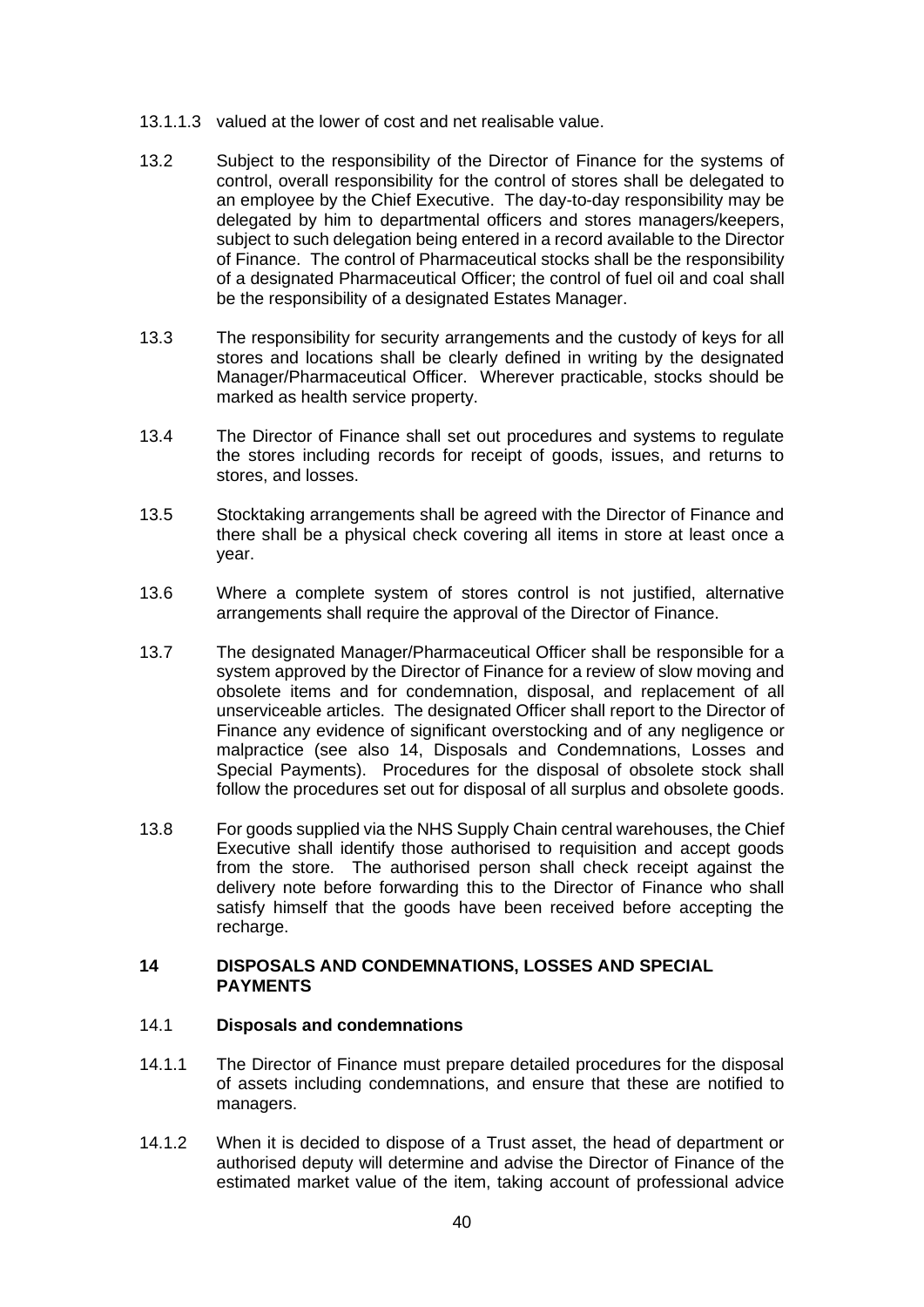13.1.1.3 valued at the lower of cost and net realisable value.

13.2 Subject to the responsibility of the Director of Finance for the systems of control, overall responsibility for the control of stores shall be delegated to an employee by the Chief Executive. The day-to-day responsibility may be delegated by him to departmental officers and stores managers/keepers, subject to such delegation being entered in a record available to the Director of Finance. The control of Pharmaceutical stocks shall be the responsibility of a designated Pharmaceutical Officer; the control of fuel oil and coal shall be the responsibility of a designated Estates Manager.

13.3 The responsibility for security arrangements and the custody of keys for all stores and locations shall be clearly defined in writing by the designated Manager/Pharmaceutical Officer. Wherever practicable, stocks should be marked as health service property.

13.4 The Director of Finance shall set out procedures and systems to regulate the stores including records for receipt of goods, issues, and returns to stores, and losses.

13.5 Stocktaking arrangements shall be agreed with the Director of Finance and there shall be a physical check covering all items in store at least once a year.

13.6 Where a complete system of stores control is not justified, alternative arrangements shall require the approval of the Director of Finance.

13.7 The designated Manager/Pharmaceutical Officer shall be responsible for a system approved by the Director of Finance for a review of slow moving and obsolete items and for condemnation, disposal, and replacement of all unserviceable articles. The designated Officer shall report to the Director of Finance any evidence of significant overstocking and of any negligence or malpractice (see also 14, Disposals and Condemnations, Losses and Special Payments). Procedures for the disposal of obsolete stock shall follow the procedures set out for disposal of all surplus and obsolete goods.

13.8 For goods supplied via the NHS Supply Chain central warehouses, the Chief Executive shall identify those authorised to requisition and accept goods from the store. The authorised person shall check receipt against the delivery note before forwarding this to the Director of Finance who shall satisfy himself that the goods have been received before accepting the recharge.

## 14 DISPOSALS AND CONDEMNATIONS, LOSSES AND SPECIAL PAYMENTS

### 14.1 Disposals and condemnations

14.1.1 The Director of Finance must prepare detailed procedures for the disposal of assets including condemnations, and ensure that these are notified to managers.

14.1.2 When it is decided to dispose of a Trust asset, the head of department or authorised deputy will determine and advise the Director of Finance of the estimated market value of the item, taking account of professional advice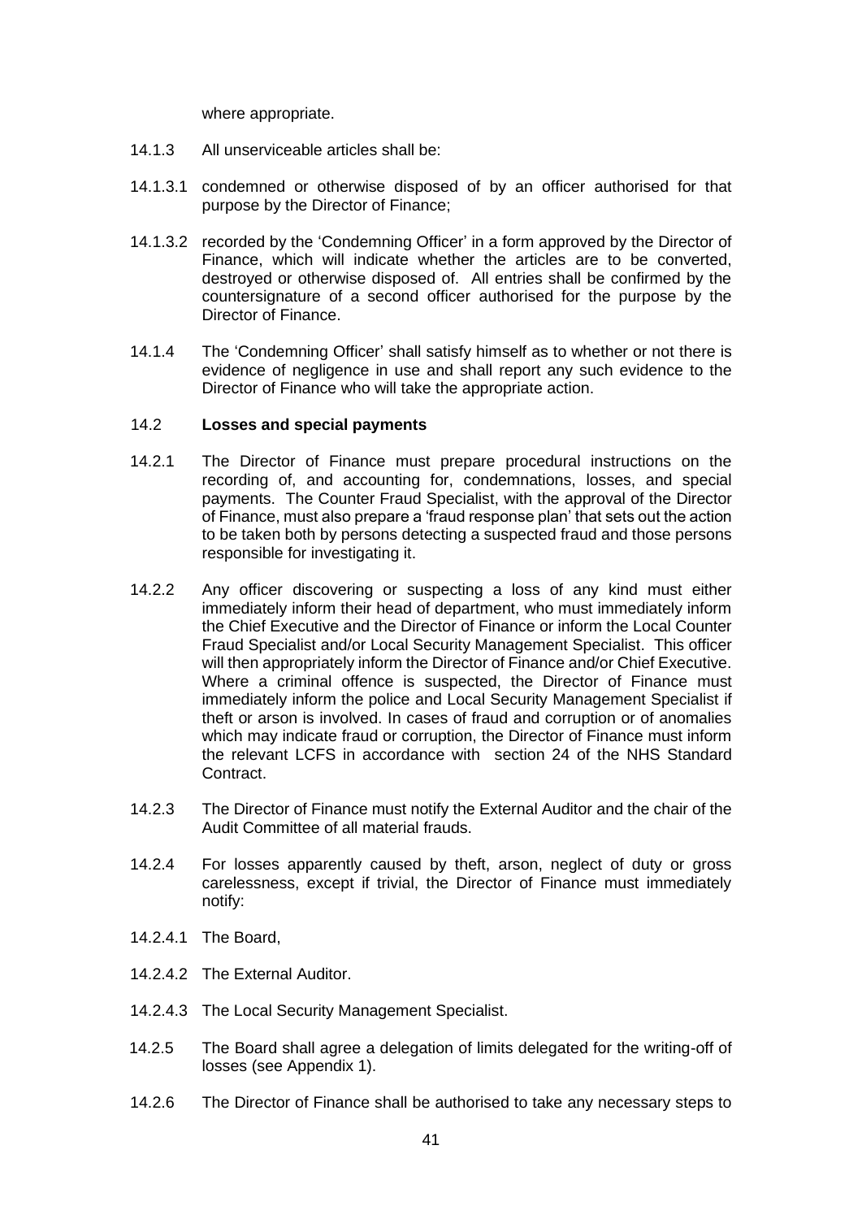where appropriate.

14.1.3 All unserviceable articles shall be:

14.1.3.1 condemned or otherwise disposed of by an officer authorised for that purpose by the Director of Finance;

14.1.3.2 recorded by the 'Condemning Officer' in a form approved by the Director of Finance, which will indicate whether the articles are to be converted, destroyed or otherwise disposed of. All entries shall be confirmed by the countersignature of a second officer authorised for the purpose by the Director of Finance.

14.1.4 The 'Condemning Officer' shall satisfy himself as to whether or not there is evidence of negligence in use and shall report any such evidence to the Director of Finance who will take the appropriate action.

### 14.2 **Losses and special payments**

14.2.1 The Director of Finance must prepare procedural instructions on the recording of, and accounting for, condemnations, losses, and special payments. The Counter Fraud Specialist, with the approval of the Director of Finance, must also prepare a 'fraud response plan' that sets out the action to be taken both by persons detecting a suspected fraud and those persons responsible for investigating it.

14.2.2 Any officer discovering or suspecting a loss of any kind must either immediately inform their head of department, who must immediately inform the Chief Executive and the Director of Finance or inform the Local Counter Fraud Specialist and/or Local Security Management Specialist. This officer will then appropriately inform the Director of Finance and/or Chief Executive. Where a criminal offence is suspected, the Director of Finance must immediately inform the police and Local Security Management Specialist if theft or arson is involved. In cases of fraud and corruption or of anomalies which may indicate fraud or corruption, the Director of Finance must inform the relevant LCFS in accordance with section 24 of the NHS Standard Contract.

14.2.3 The Director of Finance must notify the External Auditor and the chair of the Audit Committee of all material frauds.

14.2.4 For losses apparently caused by theft, arson, neglect of duty or gross carelessness, except if trivial, the Director of Finance must immediately notify:

14.2.4.1 The Board,

14.2.4.2 The External Auditor.

14.2.4.3 The Local Security Management Specialist.

14.2.5 The Board shall agree a delegation of limits delegated for the writing-off of losses (see Appendix 1).

14.2.6 The Director of Finance shall be authorised to take any necessary steps to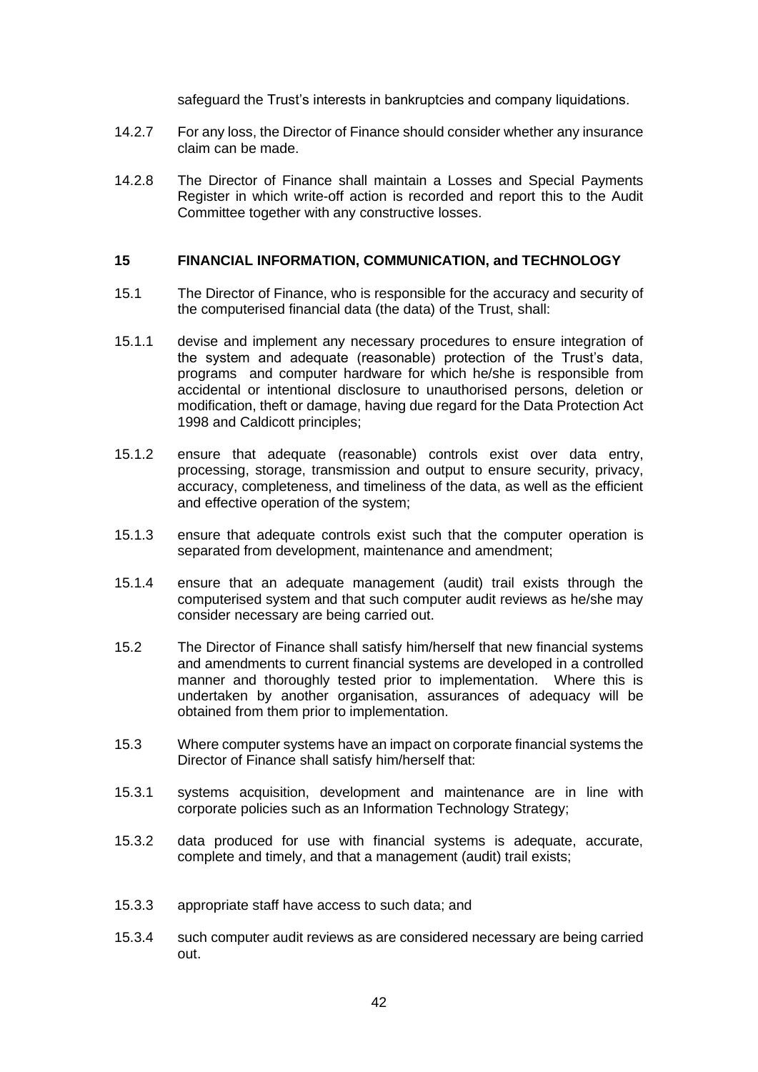safeguard the Trust's interests in bankruptcies and company liquidations.

14.2.7 For any loss, the Director of Finance should consider whether any insurance claim can be made.

14.2.8 The Director of Finance shall maintain a Losses and Special Payments Register in which write-off action is recorded and report this to the Audit Committee together with any constructive losses.

## 15 FINANCIAL INFORMATION, COMMUNICATION, and TECHNOLOGY

15.1 The Director of Finance, who is responsible for the accuracy and security of the computerised financial data (the data) of the Trust, shall:

15.1.1 devise and implement any necessary procedures to ensure integration of the system and adequate (reasonable) protection of the Trust's data, programs and computer hardware for which he/she is responsible from accidental or intentional disclosure to unauthorised persons, deletion or modification, theft or damage, having due regard for the Data Protection Act 1998 and Caldicott principles;

15.1.2 ensure that adequate (reasonable) controls exist over data entry, processing, storage, transmission and output to ensure security, privacy, accuracy, completeness, and timeliness of the data, as well as the efficient and effective operation of the system;

15.1.3 ensure that adequate controls exist such that the computer operation is separated from development, maintenance and amendment;

15.1.4 ensure that an adequate management (audit) trail exists through the computerised system and that such computer audit reviews as he/she may consider necessary are being carried out.

15.2 The Director of Finance shall satisfy him/herself that new financial systems and amendments to current financial systems are developed in a controlled manner and thoroughly tested prior to implementation. Where this is undertaken by another organisation, assurances of adequacy will be obtained from them prior to implementation.

15.3 Where computer systems have an impact on corporate financial systems the Director of Finance shall satisfy him/herself that:

15.3.1 systems acquisition, development and maintenance are in line with corporate policies such as an Information Technology Strategy;

15.3.2 data produced for use with financial systems is adequate, accurate, complete and timely, and that a management (audit) trail exists;

15.3.3 appropriate staff have access to such data; and

15.3.4 such computer audit reviews as are considered necessary are being carried out.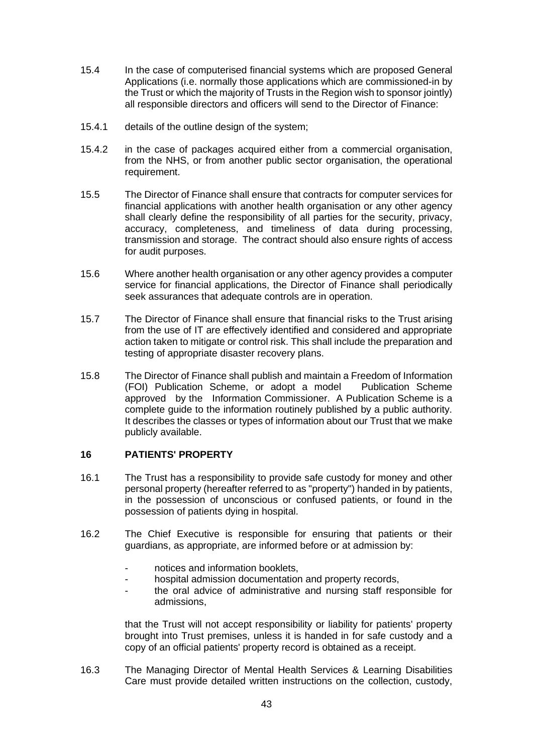15.4 In the case of computerised financial systems which are proposed General Applications (i.e. normally those applications which are commissioned-in by the Trust or which the majority of Trusts in the Region wish to sponsor jointly) all responsible directors and officers will send to the Director of Finance:

15.4.1 details of the outline design of the system;

15.4.2 in the case of packages acquired either from a commercial organisation, from the NHS, or from another public sector organisation, the operational requirement.

15.5 The Director of Finance shall ensure that contracts for computer services for financial applications with another health organisation or any other agency shall clearly define the responsibility of all parties for the security, privacy, accuracy, completeness, and timeliness of data during processing, transmission and storage. The contract should also ensure rights of access for audit purposes.

15.6 Where another health organisation or any other agency provides a computer service for financial applications, the Director of Finance shall periodically seek assurances that adequate controls are in operation.

15.7 The Director of Finance shall ensure that financial risks to the Trust arising from the use of IT are effectively identified and considered and appropriate action taken to mitigate or control risk. This shall include the preparation and testing of appropriate disaster recovery plans.

15.8 The Director of Finance shall publish and maintain a Freedom of Information (FOI) Publication Scheme, or adopt a model Publication Scheme approved by the Information Commissioner. A Publication Scheme is a complete guide to the information routinely published by a public authority. It describes the classes or types of information about our Trust that we make publicly available.

## 16 PATIENTS' PROPERTY

16.1 The Trust has a responsibility to provide safe custody for money and other personal property (hereafter referred to as "property") handed in by patients, in the possession of unconscious or confused patients, or found in the possession of patients dying in hospital.

16.2 The Chief Executive is responsible for ensuring that patients or their guardians, as appropriate, are informed before or at admission by:

- notices and information booklets,
- hospital admission documentation and property records,
- the oral advice of administrative and nursing staff responsible for admissions,

that the Trust will not accept responsibility or liability for patients' property brought into Trust premises, unless it is handed in for safe custody and a copy of an official patients' property record is obtained as a receipt.

16.3 The Managing Director of Mental Health Services & Learning Disabilities Care must provide detailed written instructions on the collection, custody,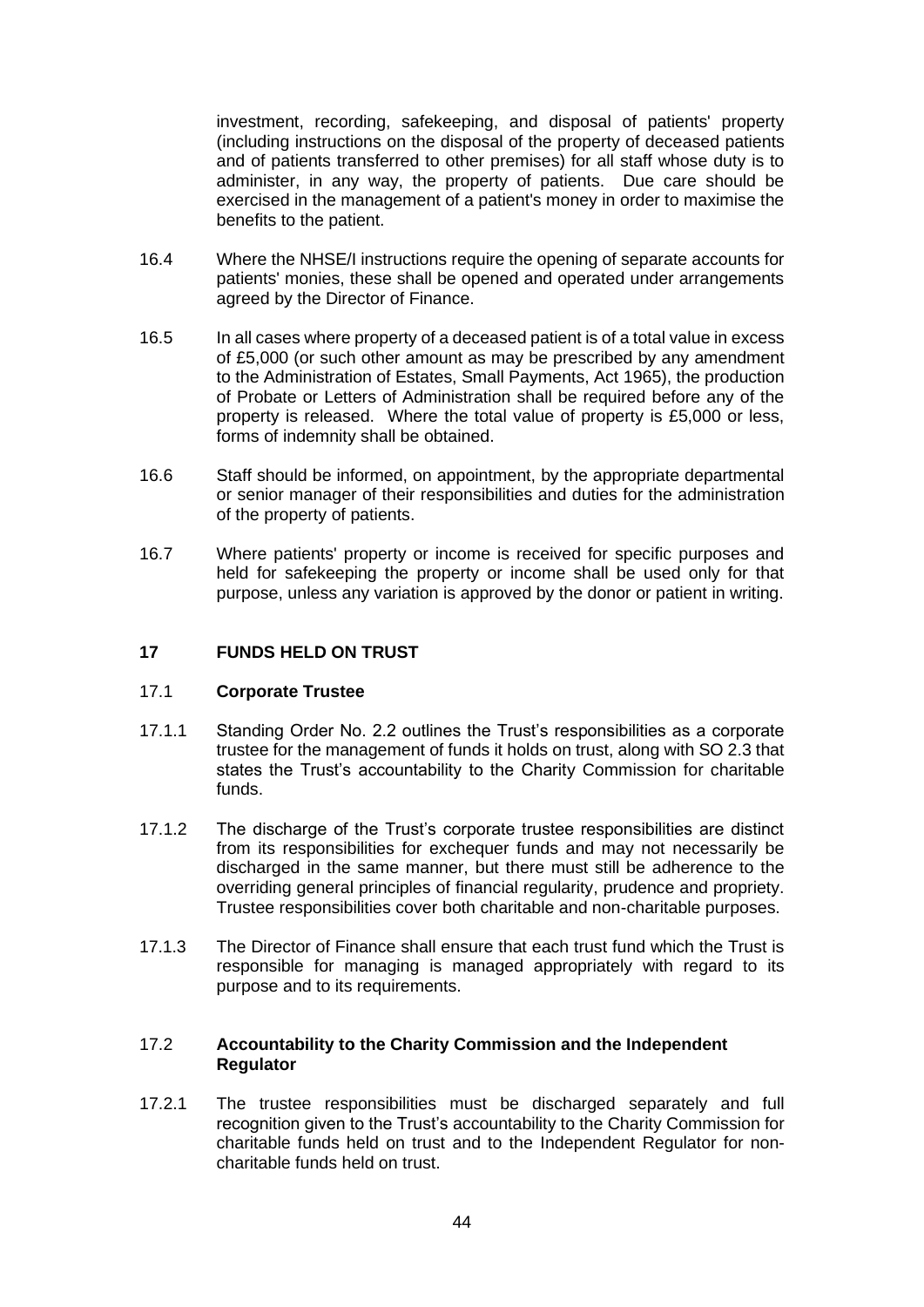investment, recording, safekeeping, and disposal of patients' property (including instructions on the disposal of the property of deceased patients and of patients transferred to other premises) for all staff whose duty is to administer, in any way, the property of patients. Due care should be exercised in the management of a patient's money in order to maximise the benefits to the patient.

16.4 Where the NHSE/I instructions require the opening of separate accounts for patients' monies, these shall be opened and operated under arrangements agreed by the Director of Finance.

16.5 In all cases where property of a deceased patient is of a total value in excess of £5,000 (or such other amount as may be prescribed by any amendment to the Administration of Estates, Small Payments, Act 1965), the production of Probate or Letters of Administration shall be required before any of the property is released. Where the total value of property is £5,000 or less, forms of indemnity shall be obtained.

16.6 Staff should be informed, on appointment, by the appropriate departmental or senior manager of their responsibilities and duties for the administration of the property of patients.

16.7 Where patients' property or income is received for specific purposes and held for safekeeping the property or income shall be used only for that purpose, unless any variation is approved by the donor or patient in writing.

## 17 FUNDS HELD ON TRUST

### 17.1 Corporate Trustee

17.1.1 Standing Order No. 2.2 outlines the Trust's responsibilities as a corporate trustee for the management of funds it holds on trust, along with SO 2.3 that states the Trust's accountability to the Charity Commission for charitable funds.

17.1.2 The discharge of the Trust's corporate trustee responsibilities are distinct from its responsibilities for exchequer funds and may not necessarily be discharged in the same manner, but there must still be adherence to the overriding general principles of financial regularity, prudence and propriety. Trustee responsibilities cover both charitable and non-charitable purposes.

17.1.3 The Director of Finance shall ensure that each trust fund which the Trust is responsible for managing is managed appropriately with regard to its purpose and to its requirements.

### 17.2 Accountability to the Charity Commission and the Independent Regulator

17.2.1 The trustee responsibilities must be discharged separately and full recognition given to the Trust's accountability to the Charity Commission for charitable funds held on trust and to the Independent Regulator for non-charitable funds held on trust.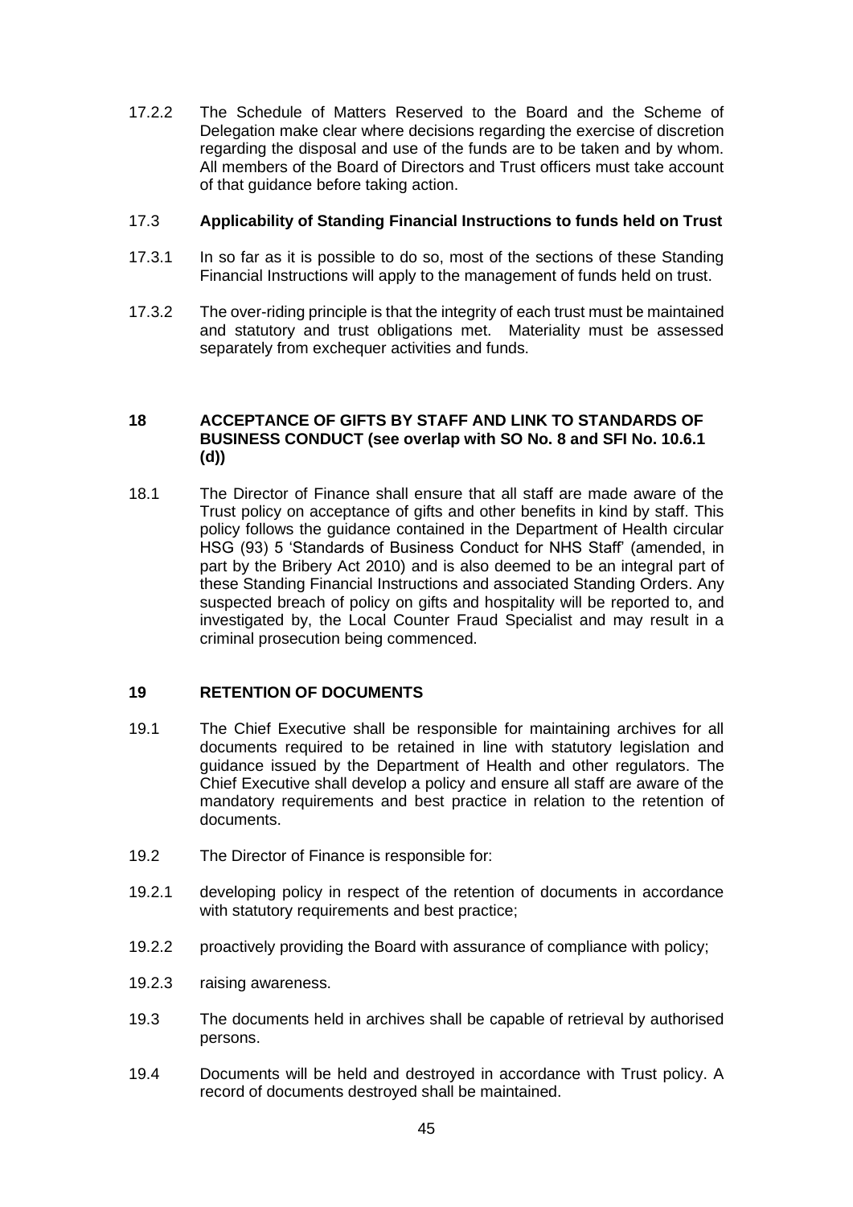17.2.2 The Schedule of Matters Reserved to the Board and the Scheme of Delegation make clear where decisions regarding the exercise of discretion regarding the disposal and use of the funds are to be taken and by whom. All members of the Board of Directors and Trust officers must take account of that guidance before taking action.

### 17.3 Applicability of Standing Financial Instructions to funds held on Trust

17.3.1 In so far as it is possible to do so, most of the sections of these Standing Financial Instructions will apply to the management of funds held on trust.

17.3.2 The over-riding principle is that the integrity of each trust must be maintained and statutory and trust obligations met. Materiality must be assessed separately from exchequer activities and funds.

## 18 ACCEPTANCE OF GIFTS BY STAFF AND LINK TO STANDARDS OF BUSINESS CONDUCT (see overlap with SO No. 8 and SFI No. 10.6.1 (d))

18.1 The Director of Finance shall ensure that all staff are made aware of the Trust policy on acceptance of gifts and other benefits in kind by staff. This policy follows the guidance contained in the Department of Health circular HSG (93) 5 'Standards of Business Conduct for NHS Staff' (amended, in part by the Bribery Act 2010) and is also deemed to be an integral part of these Standing Financial Instructions and associated Standing Orders. Any suspected breach of policy on gifts and hospitality will be reported to, and investigated by, the Local Counter Fraud Specialist and may result in a criminal prosecution being commenced.

## 19 RETENTION OF DOCUMENTS

19.1 The Chief Executive shall be responsible for maintaining archives for all documents required to be retained in line with statutory legislation and guidance issued by the Department of Health and other regulators. The Chief Executive shall develop a policy and ensure all staff are aware of the mandatory requirements and best practice in relation to the retention of documents.

19.2 The Director of Finance is responsible for:

19.2.1 developing policy in respect of the retention of documents in accordance with statutory requirements and best practice;

19.2.2 proactively providing the Board with assurance of compliance with policy;

19.2.3 raising awareness.

19.3 The documents held in archives shall be capable of retrieval by authorised persons.

19.4 Documents will be held and destroyed in accordance with Trust policy. A record of documents destroyed shall be maintained.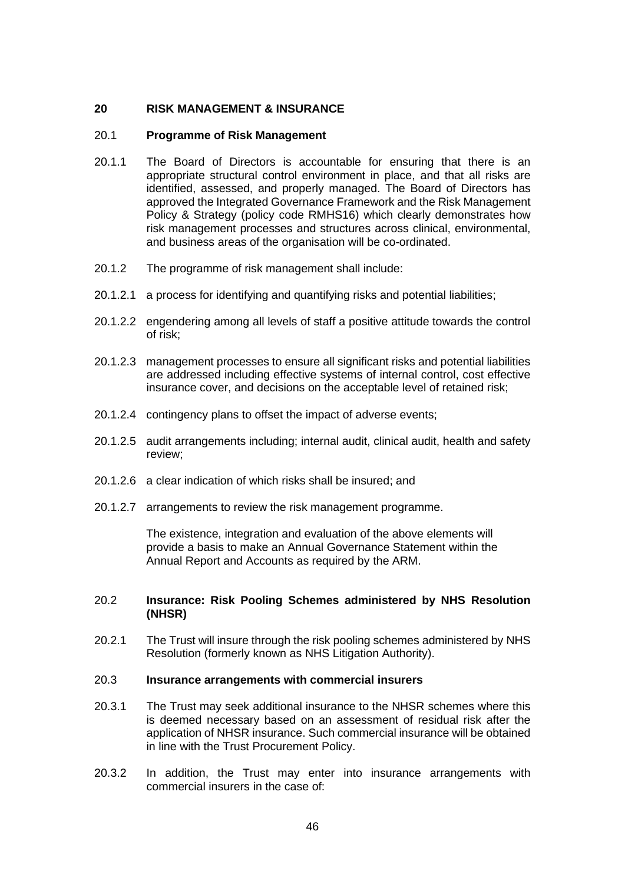## 20 RISK MANAGEMENT & INSURANCE

### 20.1 Programme of Risk Management

20.1.1 The Board of Directors is accountable for ensuring that there is an appropriate structural control environment in place, and that all risks are identified, assessed, and properly managed. The Board of Directors has approved the Integrated Governance Framework and the Risk Management Policy & Strategy (policy code RMHS16) which clearly demonstrates how risk management processes and structures across clinical, environmental, and business areas of the organisation will be co-ordinated.

20.1.2 The programme of risk management shall include:

20.1.2.1 a process for identifying and quantifying risks and potential liabilities;

20.1.2.2 engendering among all levels of staff a positive attitude towards the control of risk;

20.1.2.3 management processes to ensure all significant risks and potential liabilities are addressed including effective systems of internal control, cost effective insurance cover, and decisions on the acceptable level of retained risk;

20.1.2.4 contingency plans to offset the impact of adverse events;

20.1.2.5 audit arrangements including; internal audit, clinical audit, health and safety review;

20.1.2.6 a clear indication of which risks shall be insured; and

20.1.2.7 arrangements to review the risk management programme.

The existence, integration and evaluation of the above elements will provide a basis to make an Annual Governance Statement within the Annual Report and Accounts as required by the ARM.

### 20.2 Insurance: Risk Pooling Schemes administered by NHS Resolution (NHSR)

20.2.1 The Trust will insure through the risk pooling schemes administered by NHS Resolution (formerly known as NHS Litigation Authority).

### 20.3 Insurance arrangements with commercial insurers

20.3.1 The Trust may seek additional insurance to the NHSR schemes where this is deemed necessary based on an assessment of residual risk after the application of NHSR insurance. Such commercial insurance will be obtained in line with the Trust Procurement Policy.

20.3.2 In addition, the Trust may enter into insurance arrangements with commercial insurers in the case of: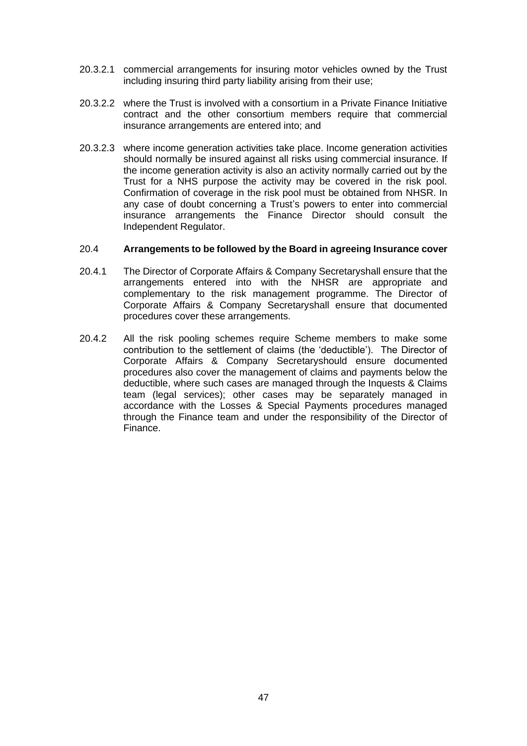20.3.2.1 commercial arrangements for insuring motor vehicles owned by the Trust including insuring third party liability arising from their use;

20.3.2.2 where the Trust is involved with a consortium in a Private Finance Initiative contract and the other consortium members require that commercial insurance arrangements are entered into; and

20.3.2.3 where income generation activities take place. Income generation activities should normally be insured against all risks using commercial insurance. If the income generation activity is also an activity normally carried out by the Trust for a NHS purpose the activity may be covered in the risk pool. Confirmation of coverage in the risk pool must be obtained from NHSR. In any case of doubt concerning a Trust's powers to enter into commercial insurance arrangements the Finance Director should consult the Independent Regulator.

## 20.4 Arrangements to be followed by the Board in agreeing Insurance cover

20.4.1 The Director of Corporate Affairs & Company Secretaryshall ensure that the arrangements entered into with the NHSR are appropriate and complementary to the risk management programme. The Director of Corporate Affairs & Company Secretaryshall ensure that documented procedures cover these arrangements.

20.4.2 All the risk pooling schemes require Scheme members to make some contribution to the settlement of claims (the 'deductible'). The Director of Corporate Affairs & Company Secretaryshould ensure documented procedures also cover the management of claims and payments below the deductible, where such cases are managed through the Inquests & Claims team (legal services); other cases may be separately managed in accordance with the Losses & Special Payments procedures managed through the Finance team and under the responsibility of the Director of Finance.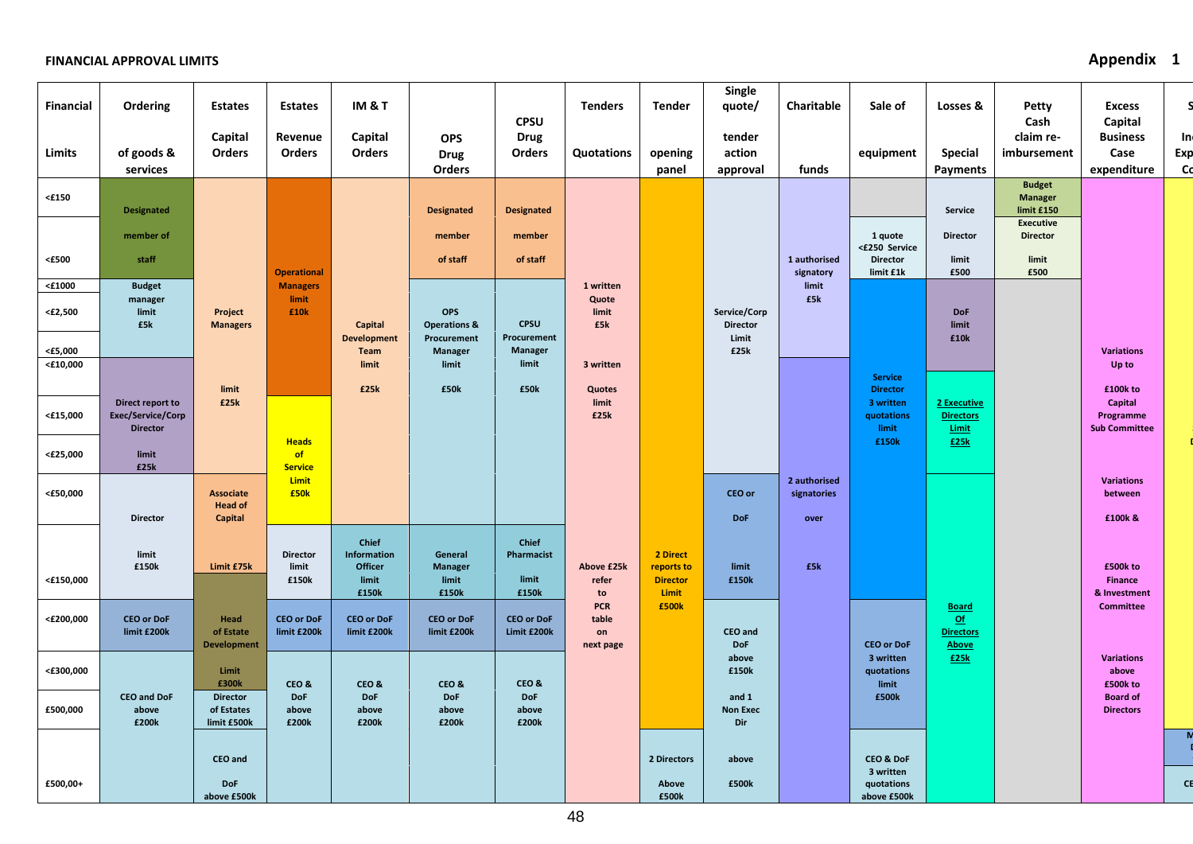**FINANCIAL APPROVAL LIMITS**

**Appendix 1**

| Financial Limits | Ordering of goods & services | Estates Capital Orders | Estates Revenue Orders | IM & T Capital Orders | OPS Drug Orders | CPSU Drug Orders | Tenders Quotations | Tender opening panel | Single quote/ tender action approval | Charitable funds | Sale of equipment | Losses & Special Payments | Petty Cash claim re-imbursement | Excess Capital Business Case expenditure |
|---|---|---|---|---|---|---|---|---|---|---|---|---|---|---|
| <£150 | Designated member of staff | Project Managers limit £25k | Operational Managers limit £10k | Capital Development Team limit £25k | Designated member of staff | Designated member of staff | 1 written Quote limit £5k | 2 Direct reports to Director Limit £500k | Service/Corp Director Limit £25k | 1 authorised signatory limit £5k | | Service Director limit £500 | Budget Manager limit £150 | Variations Up to £100k to Capital Programme Sub Committee |
| <£500 | | | | | | | | | | | 1 quote <£250 Service Director limit £1k | | Executive Director limit £500 | |
| <£1000 | Budget manager limit £5k | | | | OPS Operations & Procurement Manager limit £50k | CPSU Procurement Manager limit £50k | | | | | Service Director 3 written quotations limit £150k | DoF limit £10k | | |
| <£2,500 | | | | | | | | | | | | | | |
| <£5,000 | | | | | | | | | | | | | | |
| <£10,000 | Direct report to Exec/Service/Corp Director limit £25k | | | | | | 3 written Quotes limit £25k | | | 2 authorised signatories over £5k | | 2 Executive Directors Limit £25k | | |
| <£15,000 | | | Heads of Service Limit £50k | | | | | | | | | | | |
| <£25,000 | | | | | | | | | | | | | | |
| <£50,000 | Director limit £150k | Associate Head of Capital Limit £75k | | | | | | | CEO or DoF limit £150k | | | Board Of Directors Above £25k | | Variations between £100k & £500k to Finance & Investment Committee |
| <£150,000 | | | Director limit £150k | Chief Information Officer limit £150k | General Manager limit £150k | Chief Pharmacist limit £150k | Above £25k refer to PCR table on next page | | | | | | | |
| <£200,000 | CEO or DoF limit £200k | Head of Estate Development Limit £300k | CEO or DoF limit £200k | CEO or DoF limit £200k | CEO or DoF limit £200k | CEO or DoF Limit £200k | | | CEO and DoF above £150k and 1 Non Exec Dir above £500k | | CEO or DoF 3 written quotations limit £500k | | | |
| <£300,000 | CEO and DoF above £200k | | CEO & DoF above £200k | CEO & DoF above £200k | CEO & DoF above £200k | CEO & DoF above £200k | | | | | | | | Variations above £500k to Board of Directors |
| £500,000 | | Director of Estates limit £500k | | | | | | | | | | | | |
| £500,00+ | | CEO and DoF above £500k | | | | | | 2 Directors Above £500k | | | CEO & DoF 3 written quotations above £500k | | | |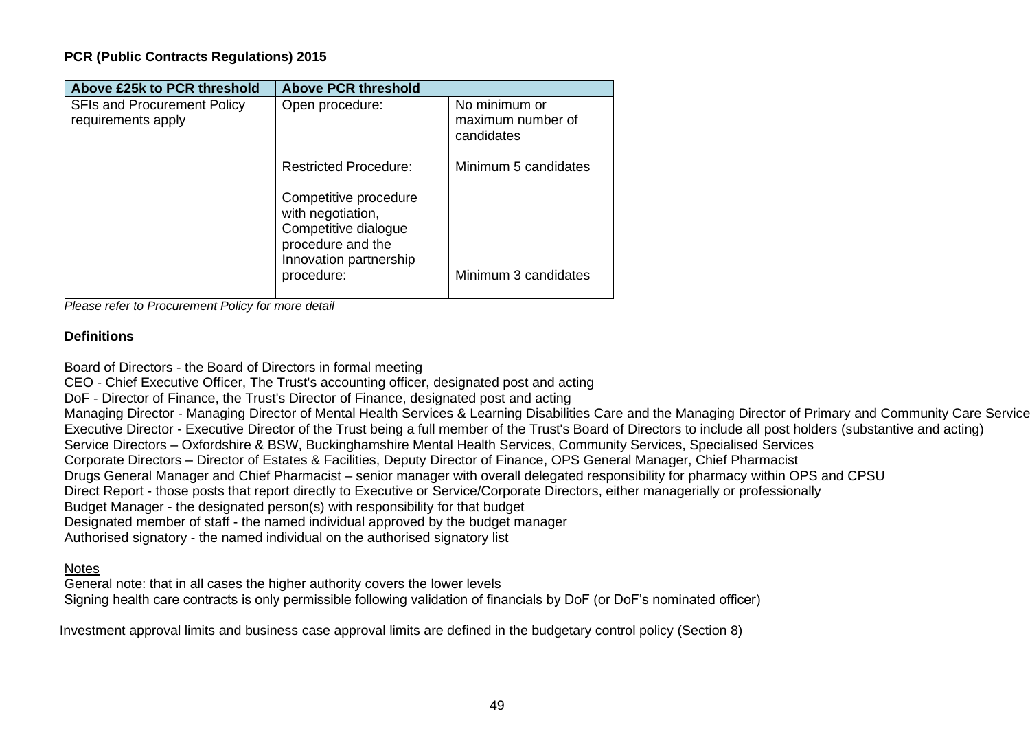**PCR (Public Contracts Regulations) 2015**

| Above £25k to PCR threshold | Above PCR threshold | |
|---|---|---|
| SFIs and Procurement Policy requirements apply | Open procedure: | No minimum or maximum number of candidates |
| | Restricted Procedure: | Minimum 5 candidates |
| | Competitive procedure with negotiation, Competitive dialogue procedure and the Innovation partnership procedure: | Minimum 3 candidates |

*Please refer to Procurement Policy for more detail*

**Definitions**

Board of Directors - the Board of Directors in formal meeting
CEO - Chief Executive Officer, The Trust's accounting officer, designated post and acting
DoF - Director of Finance, the Trust's Director of Finance, designated post and acting
Managing Director - Managing Director of Mental Health Services & Learning Disabilities Care and the Managing Director of Primary and Community Care Service
Executive Director - Executive Director of the Trust being a full member of the Trust's Board of Directors to include all post holders (substantive and acting)
Service Directors – Oxfordshire & BSW, Buckinghamshire Mental Health Services, Community Services, Specialised Services
Corporate Directors – Director of Estates & Facilities, Deputy Director of Finance, OPS General Manager, Chief Pharmacist
Drugs General Manager and Chief Pharmacist – senior manager with overall delegated responsibility for pharmacy within OPS and CPSU
Direct Report - those posts that report directly to Executive or Service/Corporate Directors, either managerially or professionally
Budget Manager - the designated person(s) with responsibility for that budget
Designated member of staff - the named individual approved by the budget manager
Authorised signatory - the named individual on the authorised signatory list

Notes

General note: that in all cases the higher authority covers the lower levels
Signing health care contracts is only permissible following validation of financials by DoF (or DoF's nominated officer)

Investment approval limits and business case approval limits are defined in the budgetary control policy (Section 8)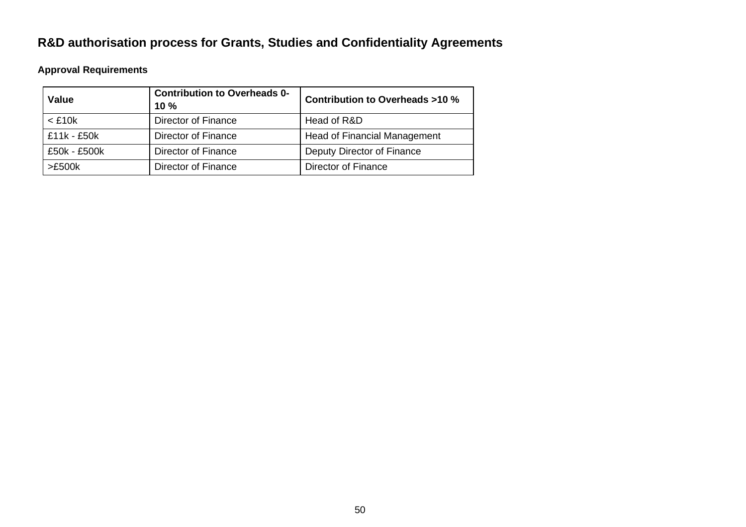## R&D authorisation process for Grants, Studies and Confidentiality Agreements

### Approval Requirements

| Value | Contribution to Overheads 0-10 % | Contribution to Overheads >10 % |
|---|---|---|
| < £10k | Director of Finance | Head of R&D |
| £11k - £50k | Director of Finance | Head of Financial Management |
| £50k - £500k | Director of Finance | Deputy Director of Finance |
| >£500k | Director of Finance | Director of Finance |